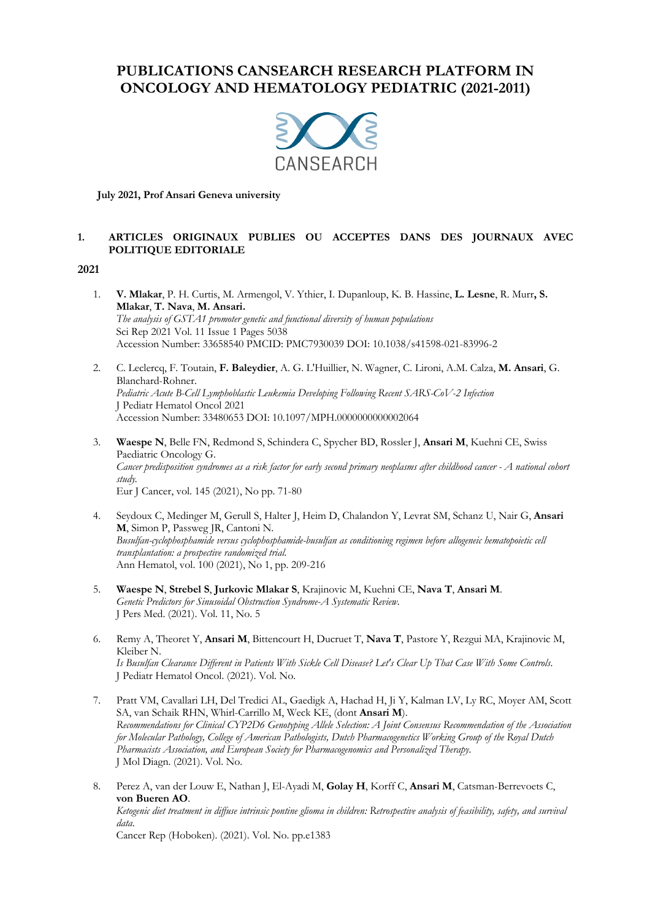# PUBLICATIONS CANSEARCH RESEARCH PLATFORM IN ONCOLOGY AND HEMATOLOGY PEDIATRIC (2021-2011)

CANSEARCH

**July 2021, Prof Ansari Geneva university**

## 1. ARTICLES ORIGINAUX PUBLIES OU ACCEPTES DANS DES JOURNAUX AVEC POLITIQUE EDITORIALE

### 2021

1. **V. Mlakar**, P. H. Curtis, M. Armengol, V. Ythier, I. Dupanloup, K. B. Hassine, **L. Lesne**, R. Murr**, S. Mlakar**, **T. Nava**, **M. Ansari.**
   *The analysis of GSTA1 promoter genetic and functional diversity of human populations*
   Sci Rep 2021 Vol. 11 Issue 1 Pages 5038
   Accession Number: 33658540 PMCID: PMC7930039 DOI: 10.1038/s41598-021-83996-2

2. C. Leclercq, F. Toutain, **F. Baleydier**, A. G. L'Huillier, N. Wagner, C. Lironi, A.M. Calza, **M. Ansari**, G. Blanchard-Rohner.
   *Pediatric Acute B-Cell Lymphoblastic Leukemia Developing Following Recent SARS-CoV-2 Infection*
   J Pediatr Hematol Oncol 2021
   Accession Number: 33480653 DOI: 10.1097/MPH.0000000000002064

3. **Waespe N**, Belle FN, Redmond S, Schindera C, Spycher BD, Rossler J, **Ansari M**, Kuehni CE, Swiss Paediatric Oncology G.
   *Cancer predisposition syndromes as a risk factor for early second primary neoplasms after childhood cancer - A national cohort study.*
   Eur J Cancer, vol. 145 (2021), No pp. 71-80

4. Seydoux C, Medinger M, Gerull S, Halter J, Heim D, Chalandon Y, Levrat SM, Schanz U, Nair G, **Ansari M**, Simon P, Passweg JR, Cantoni N.
   *Busulfan-cyclophosphamide versus cyclophosphamide-busulfan as conditioning regimen before allogeneic hematopoietic cell transplantation: a prospective randomized trial.*
   Ann Hematol, vol. 100 (2021), No 1, pp. 209-216

5. **Waespe N**, **Strebel S**, **Jurkovic Mlakar S**, Krajinovic M, Kuehni CE, **Nava T**, **Ansari M**.
   *Genetic Predictors for Sinusoidal Obstruction Syndrome-A Systematic Review.*
   J Pers Med. (2021). Vol. 11, No. 5

6. Remy A, Theoret Y, **Ansari M**, Bittencourt H, Ducruet T, **Nava T**, Pastore Y, Rezgui MA, Krajinovic M, Kleiber N.
   *Is Busulfan Clearance Different in Patients With Sickle Cell Disease? Let's Clear Up That Case With Some Controls.*
   J Pediatr Hematol Oncol. (2021). Vol. No.

7. Pratt VM, Cavallari LH, Del Tredici AL, Gaedigk A, Hachad H, Ji Y, Kalman LV, Ly RC, Moyer AM, Scott SA, van Schaik RHN, Whirl-Carrillo M, Weck KE, (dont **Ansari M**).
   *Recommendations for Clinical CYP2D6 Genotyping Allele Selection: A Joint Consensus Recommendation of the Association for Molecular Pathology, College of American Pathologists, Dutch Pharmacogenetics Working Group of the Royal Dutch Pharmacists Association, and European Society for Pharmacogenomics and Personalized Therapy.*
   J Mol Diagn. (2021). Vol. No.

8. Perez A, van der Louw E, Nathan J, El-Ayadi M, **Golay H**, Korff C, **Ansari M**, Catsman-Berrevoets C, **von Bueren AO**.
   *Ketogenic diet treatment in diffuse intrinsic pontine glioma in children: Retrospective analysis of feasibility, safety, and survival data.*
   Cancer Rep (Hoboken). (2021). Vol. No. pp.e1383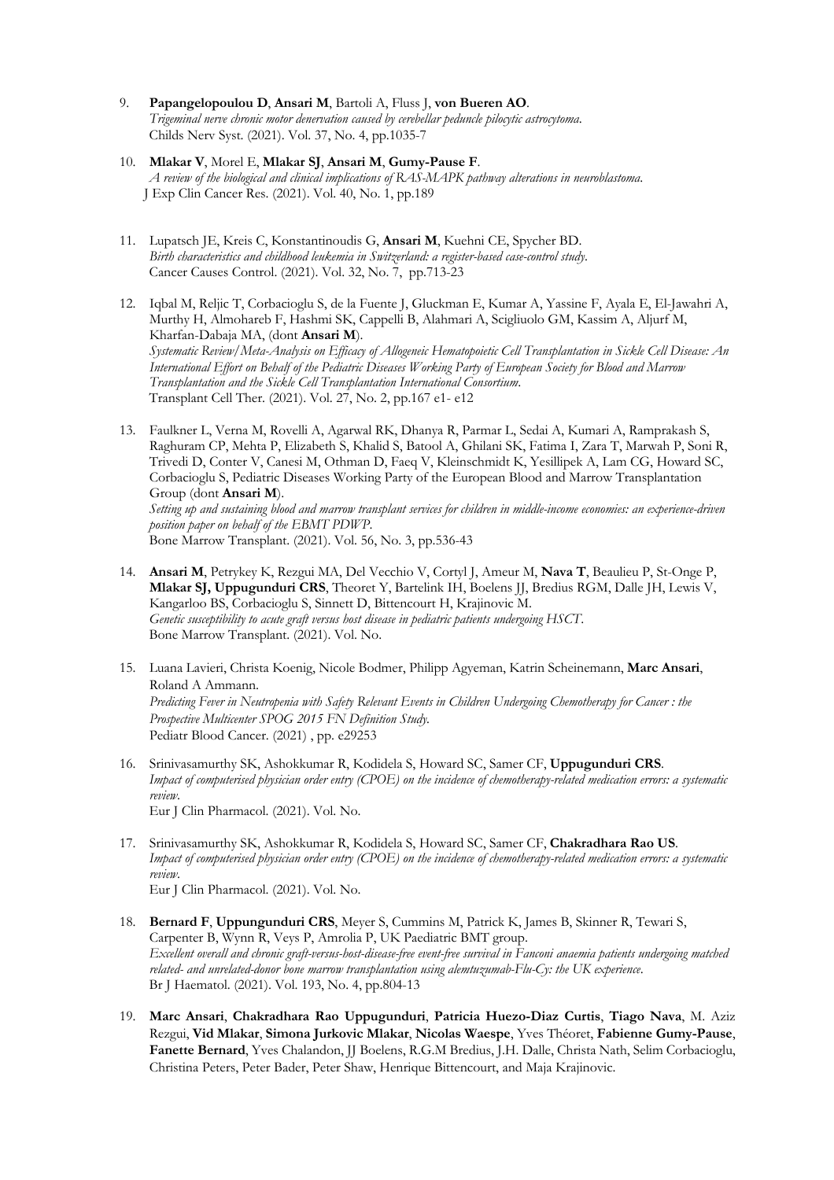9. **Papangelopoulou D**, **Ansari M**, Bartoli A, Fluss J, **von Bueren AO**.
   *Trigeminal nerve chronic motor denervation caused by cerebellar peduncle pilocytic astrocytoma.*
   Childs Nerv Syst. (2021). Vol. 37, No. 4, pp.1035-7

10. **Mlakar V**, Morel E, **Mlakar SJ**, **Ansari M**, **Gumy-Pause F**.
    *A review of the biological and clinical implications of RAS-MAPK pathway alterations in neuroblastoma.*
    J Exp Clin Cancer Res. (2021). Vol. 40, No. 1, pp.189

11. Lupatsch JE, Kreis C, Konstantinoudis G, **Ansari M**, Kuehni CE, Spycher BD.
    *Birth characteristics and childhood leukemia in Switzerland: a register-based case-control study.*
    Cancer Causes Control. (2021). Vol. 32, No. 7, pp.713-23

12. Iqbal M, Reljic T, Corbacioglu S, de la Fuente J, Gluckman E, Kumar A, Yassine F, Ayala E, El-Jawahri A, Murthy H, Almohareb F, Hashmi SK, Cappelli B, Alahmari A, Scigliuolo GM, Kassim A, Aljurf M, Kharfan-Dabaja MA, (dont **Ansari M**).
    *Systematic Review/Meta-Analysis on Efficacy of Allogeneic Hematopoietic Cell Transplantation in Sickle Cell Disease: An International Effort on Behalf of the Pediatric Diseases Working Party of European Society for Blood and Marrow Transplantation and the Sickle Cell Transplantation International Consortium.*
    Transplant Cell Ther. (2021). Vol. 27, No. 2, pp.167 e1- e12

13. Faulkner L, Verna M, Rovelli A, Agarwal RK, Dhanya R, Parmar L, Sedai A, Kumari A, Ramprakash S, Raghuram CP, Mehta P, Elizabeth S, Khalid S, Batool A, Ghilani SK, Fatima I, Zara T, Marwah P, Soni R, Trivedi D, Conter V, Canesi M, Othman D, Faeq V, Kleinschmidt K, Yesillipek A, Lam CG, Howard SC, Corbacioglu S, Pediatric Diseases Working Party of the European Blood and Marrow Transplantation Group (dont **Ansari M**).
    *Setting up and sustaining blood and marrow transplant services for children in middle-income economies: an experience-driven position paper on behalf of the EBMT PDWP.*
    Bone Marrow Transplant. (2021). Vol. 56, No. 3, pp.536-43

14. **Ansari M**, Petrykey K, Rezgui MA, Del Vecchio V, Cortyl J, Ameur M, **Nava T**, Beaulieu P, St-Onge P, **Mlakar SJ, Uppugunduri CRS**, Theoret Y, Bartelink IH, Boelens JJ, Bredius RGM, Dalle JH, Lewis V, Kangarloo BS, Corbacioglu S, Sinnett D, Bittencourt H, Krajinovic M.
    *Genetic susceptibility to acute graft versus host disease in pediatric patients undergoing HSCT.*
    Bone Marrow Transplant. (2021). Vol. No.

15. Luana Lavieri, Christa Koenig, Nicole Bodmer, Philipp Agyeman, Katrin Scheinemann, **Marc Ansari**, Roland A Ammann.
    *Predicting Fever in Neutropenia with Safety Relevant Events in Children Undergoing Chemotherapy for Cancer : the Prospective Multicenter SPOG 2015 FN Definition Study.*
    Pediatr Blood Cancer. (2021) , pp. e29253

16. Srinivasamurthy SK, Ashokkumar R, Kodidela S, Howard SC, Samer CF, **Uppugunduri CRS**.
    *Impact of computerised physician order entry (CPOE) on the incidence of chemotherapy-related medication errors: a systematic review.*
    Eur J Clin Pharmacol. (2021). Vol. No.

17. Srinivasamurthy SK, Ashokkumar R, Kodidela S, Howard SC, Samer CF, **Chakradhara Rao US**.
    *Impact of computerised physician order entry (CPOE) on the incidence of chemotherapy-related medication errors: a systematic review.*
    Eur J Clin Pharmacol. (2021). Vol. No.

18. **Bernard F**, **Uppungunduri CRS**, Meyer S, Cummins M, Patrick K, James B, Skinner R, Tewari S, Carpenter B, Wynn R, Veys P, Amrolia P, UK Paediatric BMT group.
    *Excellent overall and chronic graft-versus-host-disease-free event-free survival in Fanconi anaemia patients undergoing matched related- and unrelated-donor bone marrow transplantation using alemtuzumab-Flu-Cy: the UK experience.*
    Br J Haematol. (2021). Vol. 193, No. 4, pp.804-13

19. **Marc Ansari**, **Chakradhara Rao Uppugunduri**, **Patricia Huezo-Diaz Curtis**, **Tiago Nava**, M. Aziz Rezgui, **Vid Mlakar**, **Simona Jurkovic Mlakar**, **Nicolas Waespe**, Yves Théoret, **Fabienne Gumy-Pause**, **Fanette Bernard**, Yves Chalandon, JJ Boelens, R.G.M Bredius, J.H. Dalle, Christa Nath, Selim Corbacioglu, Christina Peters, Peter Bader, Peter Shaw, Henrique Bittencourt, and Maja Krajinovic.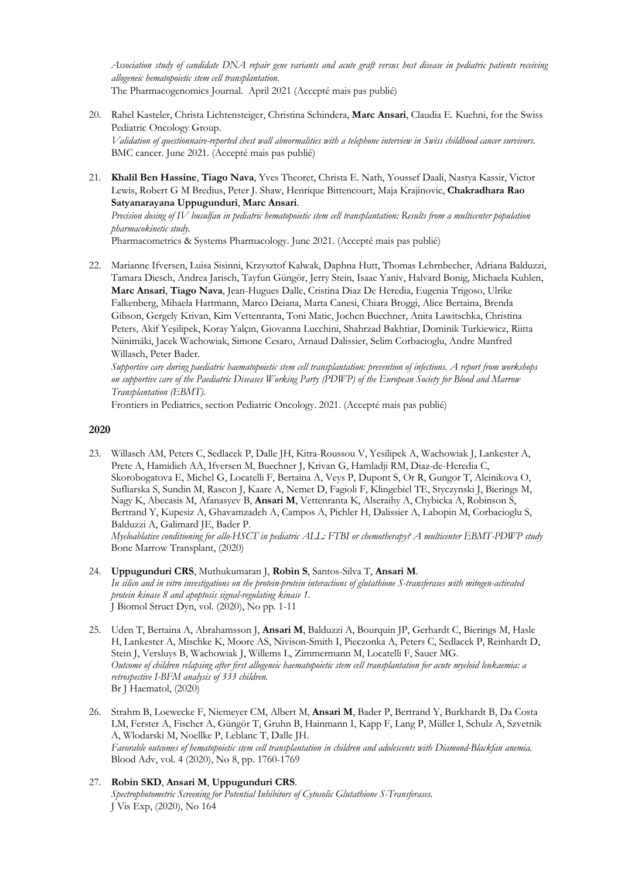*Association study of candidate DNA repair gene variants and acute graft versus host disease in pediatric patients receiving allogeneic hematopoietic stem cell transplantation.*
The Pharmacogenomics Journal. April 2021 (Accepté mais pas publié)

20. Rahel Kasteler, Christa Lichtensteiger, Christina Schindera, **Marc Ansari**, Claudia E. Kuehni, for the Swiss Pediatric Oncology Group.
*Validation of questionnaire-reported chest wall abnormalities with a telephone interview in Swiss childhood cancer survivors.*
BMC cancer. June 2021. (Accepté mais pas publié)

21. **Khalil Ben Hassine**, **Tiago Nava**, Yves Theoret, Christa E. Nath, Youssef Daali, Nastya Kassir, Victor Lewis, Robert G M Bredius, Peter J. Shaw, Henrique Bittencourt, Maja Krajinovic, **Chakradhara Rao Satyanarayana Uppugunduri**, **Marc Ansari**.
*Precision dosing of IV busulfan in pediatric hematopoietic stem cell transplantation: Results from a multicenter population pharmacokinetic study.*
Pharmacometrics & Systems Pharmacology. June 2021. (Accepté mais pas publié)

22. Marianne Ifversen, Luisa Sisinni, Krzysztof Kalwak, Daphna Hutt, Thomas Lehrnbecher, Adriana Balduzzi, Tamara Diesch, Andrea Jarisch, Tayfun Güngör, Jerry Stein, Isaac Yaniv, Halvard Bonig, Michaela Kuhlen, **Marc Ansari**, **Tiago Nava**, Jean-Hugues Dalle, Cristina Diaz De Heredia, Eugenia Trigoso, Ulrike Falkenberg, Mihaela Hartmann, Marco Deiana, Marta Canesi, Chiara Broggi, Alice Bertaina, Brenda Gibson, Gergely Krivan, Kim Vettenranta, Toni Matic, Jochen Buechner, Anita Lawitschka, Christina Peters, Akif Yeşilipek, Koray Yalçın, Giovanna Lucchini, Shahrzad Bakhtiar, Dominik Turkiewicz, Riitta Niinimäki, Jacek Wachowiak, Simone Cesaro, Arnaud Dalissier, Selim Corbacioglu, Andre Manfred Willasch, Peter Bader.
*Supportive care during paediatric haematopoietic stem cell transplantation: prevention of infections. A report from workshops on supportive care of the Paediatric Diseases Working Party (PDWP) of the European Society for Blood and Marrow Transplantation (EBMT).*
Frontiers in Pediatrics, section Pediatric Oncology. 2021. (Accepté mais pas publié)

## 2020

23. Willasch AM, Peters C, Sedlacek P, Dalle JH, Kitra-Roussou V, Yesilipek A, Wachowiak J, Lankester A, Prete A, Hamidieh AA, Ifversen M, Buechner J, Krivan G, Hamladji RM, Diaz-de-Heredia C, Skorobogatova E, Michel G, Locatelli F, Bertaina A, Veys P, Dupont S, Or R, Gungor T, Aleinikova O, Sufliarska S, Sundin M, Rascon J, Kaare A, Nemet D, Fagioli F, Klingebiel TE, Styczynski J, Bierings M, Nagy K, Abecasis M, Afanasyev B, **Ansari M**, Vettenranta K, Alseraihy A, Chybicka A, Robinson S, Bertrand Y, Kupesiz A, Ghavamzadeh A, Campos A, Pichler H, Dalissier A, Labopin M, Corbacioglu S, Balduzzi A, Galimard JE, Bader P.
*Myeloablative conditioning for allo-HSCT in pediatric ALL: FTBI or chemotherapy? A multicenter EBMT-PDWP study*
Bone Marrow Transplant, (2020)

24. **Uppugunduri CRS**, Muthukumaran J, **Robin S**, Santos-Silva T, **Ansari M**.
*In silico and in vitro investigations on the protein-protein interactions of glutathione S-transferases with mitogen-activated protein kinase 8 and apoptosis signal-regulating kinase 1.*
J Biomol Struct Dyn, vol. (2020), No pp. 1-11

25. Uden T, Bertaina A, Abrahamsson J, **Ansari M**, Balduzzi A, Bourquin JP, Gerhardt C, Bierings M, Hasle H, Lankester A, Mischke K, Moore AS, Nivison-Smith I, Pieczonka A, Peters C, Sedlacek P, Reinhardt D, Stein J, Versluys B, Wachowiak J, Willems L, Zimmermann M, Locatelli F, Sauer MG.
*Outcome of children relapsing after first allogeneic haematopoietic stem cell transplantation for acute myeloid leukaemia: a retrospective I-BFM analysis of 333 children.*
Br J Haematol, (2020)

26. Strahm B, Loewecke F, Niemeyer CM, Albert M, **Ansari M**, Bader P, Bertrand Y, Burkhardt B, Da Costa LM, Ferster A, Fischer A, Güngör T, Gruhn B, Hainmann I, Kapp F, Lang P, Müller I, Schulz A, Szvetnik A, Wlodarski M, Noellke P, Leblanc T, Dalle JH.
*Favorable outcomes of hematopoietic stem cell transplantation in children and adolescents with Diamond-Blackfan anemia.*
Blood Adv, vol. 4 (2020), No 8, pp. 1760-1769

27. **Robin SKD**, **Ansari M**, **Uppugunduri CRS**.
*Spectrophotometric Screening for Potential Inhibitors of Cytosolic Glutathione S-Transferases.*
J Vis Exp, (2020), No 164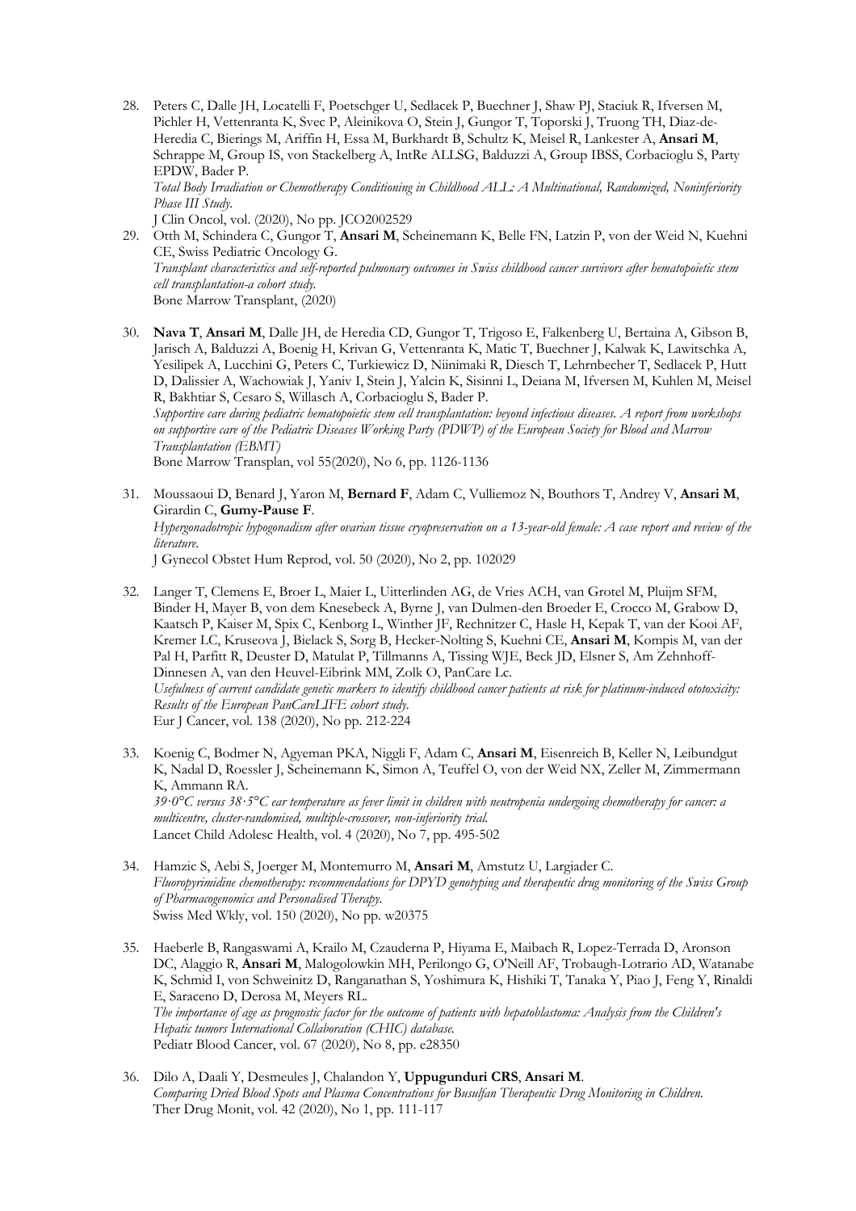28. Peters C, Dalle JH, Locatelli F, Poetschger U, Sedlacek P, Buechner J, Shaw PJ, Staciuk R, Ifversen M, Pichler H, Vettenranta K, Svec P, Aleinikova O, Stein J, Gungor T, Toporski J, Truong TH, Diaz-de-Heredia C, Bierings M, Ariffin H, Essa M, Burkhardt B, Schultz K, Meisel R, Lankester A, **Ansari M**, Schrappe M, Group IS, von Stackelberg A, IntRe ALLSG, Balduzzi A, Group IBSS, Corbacioglu S, Party EPDW, Bader P.
    *Total Body Irradiation or Chemotherapy Conditioning in Childhood ALL: A Multinational, Randomized, Noninferiority Phase III Study.*
    J Clin Oncol, vol. (2020), No pp. JCO2002529

29. Otth M, Schindera C, Gungor T, **Ansari M**, Scheinemann K, Belle FN, Latzin P, von der Weid N, Kuehni CE, Swiss Pediatric Oncology G.
    *Transplant characteristics and self-reported pulmonary outcomes in Swiss childhood cancer survivors after hematopoietic stem cell transplantation-a cohort study.*
    Bone Marrow Transplant, (2020)

30. **Nava T**, **Ansari M**, Dalle JH, de Heredia CD, Gungor T, Trigoso E, Falkenberg U, Bertaina A, Gibson B, Jarisch A, Balduzzi A, Boenig H, Krivan G, Vettenranta K, Matic T, Buechner J, Kalwak K, Lawitschka A, Yesilipek A, Lucchini G, Peters C, Turkiewicz D, Niinimaki R, Diesch T, Lehrnbecher T, Sedlacek P, Hutt D, Dalissier A, Wachowiak J, Yaniv I, Stein J, Yalcin K, Sisinni L, Deiana M, Ifversen M, Kuhlen M, Meisel R, Bakhtiar S, Cesaro S, Willasch A, Corbacioglu S, Bader P.
    *Supportive care during pediatric hematopoietic stem cell transplantation: beyond infectious diseases. A report from workshops on supportive care of the Pediatric Diseases Working Party (PDWP) of the European Society for Blood and Marrow Transplantation (EBMT)*
    Bone Marrow Transplan, vol 55(2020), No 6, pp. 1126-1136

31. Moussaoui D, Benard J, Yaron M, **Bernard F**, Adam C, Vulliemoz N, Bouthors T, Andrey V, **Ansari M**, Girardin C, **Gumy-Pause F**.
    *Hypergonadotropic hypogonadism after ovarian tissue cryopreservation on a 13-year-old female: A case report and review of the literature.*
    J Gynecol Obstet Hum Reprod, vol. 50 (2020), No 2, pp. 102029

32. Langer T, Clemens E, Broer L, Maier L, Uitterlinden AG, de Vries ACH, van Grotel M, Pluijm SFM, Binder H, Mayer B, von dem Knesebeck A, Byrne J, van Dulmen-den Broeder E, Crocco M, Grabow D, Kaatsch P, Kaiser M, Spix C, Kenborg L, Winther JF, Rechnitzer C, Hasle H, Kepak T, van der Kooi AF, Kremer LC, Kruseova J, Bielack S, Sorg B, Hecker-Nolting S, Kuehni CE, **Ansari M**, Kompis M, van der Pal H, Parfitt R, Deuster D, Matulat P, Tillmanns A, Tissing WJE, Beck JD, Elsner S, Am Zehnhoff-Dinnesen A, van den Heuvel-Eibrink MM, Zolk O, PanCare Lc.
    *Usefulness of current candidate genetic markers to identify childhood cancer patients at risk for platinum-induced ototoxicity: Results of the European PanCareLIFE cohort study.*
    Eur J Cancer, vol. 138 (2020), No pp. 212-224

33. Koenig C, Bodmer N, Agyeman PKA, Niggli F, Adam C, **Ansari M**, Eisenreich B, Keller N, Leibundgut K, Nadal D, Roessler J, Scheinemann K, Simon A, Teuffel O, von der Weid NX, Zeller M, Zimmermann K, Ammann RA.
    *39·0°C versus 38·5°C ear temperature as fever limit in children with neutropenia undergoing chemotherapy for cancer: a multicentre, cluster-randomised, multiple-crossover, non-inferiority trial.*
    Lancet Child Adolesc Health, vol. 4 (2020), No 7, pp. 495-502

34. Hamzic S, Aebi S, Joerger M, Montemurro M, **Ansari M**, Amstutz U, Largiader C.
    *Fluoropyrimidine chemotherapy: recommendations for DPYD genotyping and therapeutic drug monitoring of the Swiss Group of Pharmacogenomics and Personalised Therapy.*
    Swiss Med Wkly, vol. 150 (2020), No pp. w20375

35. Haeberle B, Rangaswami A, Krailo M, Czauderna P, Hiyama E, Maibach R, Lopez-Terrada D, Aronson DC, Alaggio R, **Ansari M**, Malogolowkin MH, Perilongo G, O'Neill AF, Trobaugh-Lotrario AD, Watanabe K, Schmid I, von Schweinitz D, Ranganathan S, Yoshimura K, Hishiki T, Tanaka Y, Piao J, Feng Y, Rinaldi E, Saraceno D, Derosa M, Meyers RL.
    *The importance of age as prognostic factor for the outcome of patients with hepatoblastoma: Analysis from the Children's Hepatic tumors International Collaboration (CHIC) database.*
    Pediatr Blood Cancer, vol. 67 (2020), No 8, pp. e28350

36. Dilo A, Daali Y, Desmeules J, Chalandon Y, **Uppugunduri CRS**, **Ansari M**.
    *Comparing Dried Blood Spots and Plasma Concentrations for Busulfan Therapeutic Drug Monitoring in Children.*
    Ther Drug Monit, vol. 42 (2020), No 1, pp. 111-117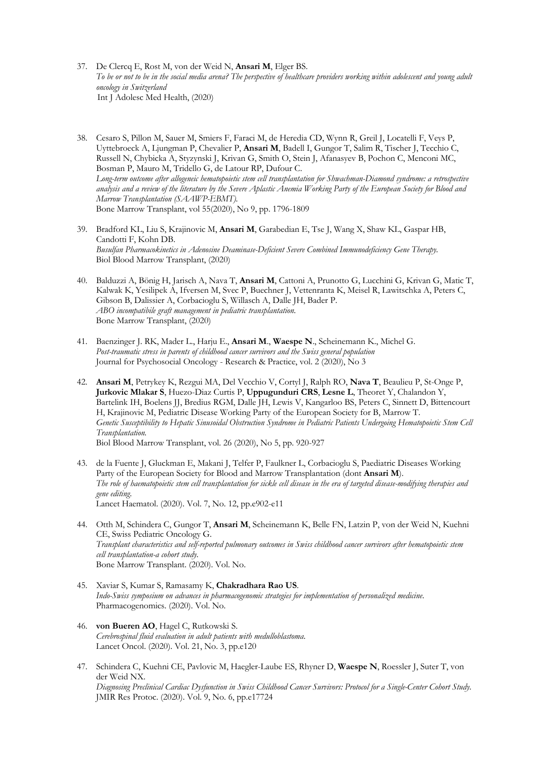37. De Clercq E, Rost M, von der Weid N, **Ansari M**, Elger BS.
*To be or not to be in the social media arena? The perspective of healthcare providers working within adolescent and young adult oncology in Switzerland*
Int J Adolesc Med Health, (2020)

38. Cesaro S, Pillon M, Sauer M, Smiers F, Faraci M, de Heredia CD, Wynn R, Greil J, Locatelli F, Veys P, Uyttebroeck A, Ljungman P, Chevalier P, **Ansari M**, Badell I, Gungor T, Salim R, Tischer J, Tecchio C, Russell N, Chybicka A, Styzynski J, Krivan G, Smith O, Stein J, Afanasyev B, Pochon C, Menconi MC, Bosman P, Mauro M, Tridello G, de Latour RP, Dufour C.
*Long-term outcome after allogeneic hematopoietic stem cell transplantation for Shwachman-Diamond syndrome: a retrospective analysis and a review of the literature by the Severe Aplastic Anemia Working Party of the European Society for Blood and Marrow Transplantation (SAAWP-EBMT).*
Bone Marrow Transplant, vol 55(2020), No 9, pp. 1796-1809

39. Bradford KL, Liu S, Krajinovic M, **Ansari M**, Garabedian E, Tse J, Wang X, Shaw KL, Gaspar HB, Candotti F, Kohn DB.
*Busulfan Pharmacokinetics in Adenosine Deaminase-Deficient Severe Combined Immunodeficiency Gene Therapy.*
Biol Blood Marrow Transplant, (2020)

40. Balduzzi A, Bönig H, Jarisch A, Nava T, **Ansari M**, Cattoni A, Prunotto G, Lucchini G, Krivan G, Matic T, Kalwak K, Yesilipek A, Ifversen M, Svec P, Buechner J, Vettenranta K, Meisel R, Lawitschka A, Peters C, Gibson B, Dalissier A, Corbacioglu S, Willasch A, Dalle JH, Bader P.
*ABO incompatibile graft management in pediatric transplantation.*
Bone Marrow Transplant, (2020)

41. Baenzinger J. RK, Mader L., Harju E., **Ansari M**., **Waespe N**., Scheinemann K., Michel G.
*Post-traumatic stress in parents of childhood cancer survivors and the Swiss general population*
Journal for Psychosocial Oncology - Research & Practice, vol. 2 (2020), No 3

42. **Ansari M**, Petrykey K, Rezgui MA, Del Vecchio V, Cortyl J, Ralph RO, **Nava T**, Beaulieu P, St-Onge P, **Jurkovic Mlakar S**, Huezo-Diaz Curtis P, **Uppugunduri CRS**, **Lesne L**, Theoret Y, Chalandon Y, Bartelink IH, Boelens JJ, Bredius RGM, Dalle JH, Lewis V, Kangarloo BS, Peters C, Sinnett D, Bittencourt H, Krajinovic M, Pediatric Disease Working Party of the European Society for B, Marrow T.
*Genetic Susceptibility to Hepatic Sinusoidal Obstruction Syndrome in Pediatric Patients Undergoing Hematopoietic Stem Cell Transplantation.*
Biol Blood Marrow Transplant, vol. 26 (2020), No 5, pp. 920-927

43. de la Fuente J, Gluckman E, Makani J, Telfer P, Faulkner L, Corbacioglu S, Paediatric Diseases Working Party of the European Society for Blood and Marrow Transplantation (dont **Ansari M**).
*The role of haematopoietic stem cell transplantation for sickle cell disease in the era of targeted disease-modifying therapies and gene editing.*
Lancet Haematol. (2020). Vol. 7, No. 12, pp.e902-e11

44. Otth M, Schindera C, Gungor T, **Ansari M**, Scheinemann K, Belle FN, Latzin P, von der Weid N, Kuehni CE, Swiss Pediatric Oncology G.
*Transplant characteristics and self-reported pulmonary outcomes in Swiss childhood cancer survivors after hematopoietic stem cell transplantation-a cohort study.*
Bone Marrow Transplant. (2020). Vol. No.

45. Xaviar S, Kumar S, Ramasamy K, **Chakradhara Rao US**.
*Indo-Swiss symposium on advances in pharmacogenomic strategies for implementation of personalized medicine.*
Pharmacogenomics. (2020). Vol. No.

46. **von Bueren AO**, Hagel C, Rutkowski S.
*Cerebrospinal fluid evaluation in adult patients with medulloblastoma.*
Lancet Oncol. (2020). Vol. 21, No. 3, pp.e120

47. Schindera C, Kuehni CE, Pavlovic M, Haegler-Laube ES, Rhyner D, **Waespe N**, Roessler J, Suter T, von der Weid NX.
*Diagnosing Preclinical Cardiac Dysfunction in Swiss Childhood Cancer Survivors: Protocol for a Single-Center Cohort Study.*
JMIR Res Protoc. (2020). Vol. 9, No. 6, pp.e17724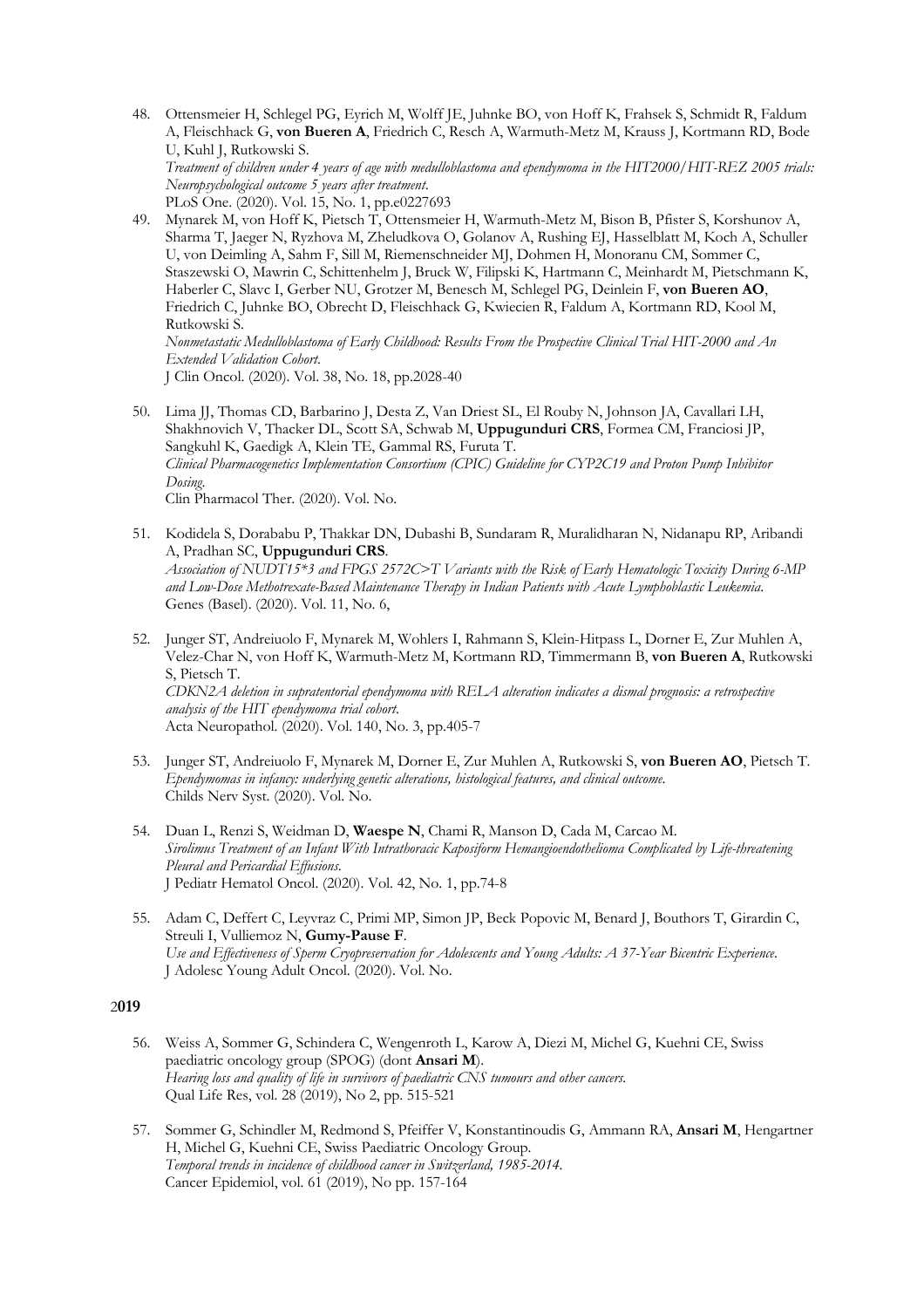48. Ottensmeier H, Schlegel PG, Eyrich M, Wolff JE, Juhnke BO, von Hoff K, Frahsek S, Schmidt R, Faldum A, Fleischhack G, **von Bueren A**, Friedrich C, Resch A, Warmuth-Metz M, Krauss J, Kortmann RD, Bode U, Kuhl J, Rutkowski S.
*Treatment of children under 4 years of age with medulloblastoma and ependymoma in the HIT2000/HIT-REZ 2005 trials: Neuropsychological outcome 5 years after treatment.*
PLoS One. (2020). Vol. 15, No. 1, pp.e0227693

49. Mynarek M, von Hoff K, Pietsch T, Ottensmeier H, Warmuth-Metz M, Bison B, Pfister S, Korshunov A, Sharma T, Jaeger N, Ryzhova M, Zheludkova O, Golanov A, Rushing EJ, Hasselblatt M, Koch A, Schuller U, von Deimling A, Sahm F, Sill M, Riemenschneider MJ, Dohmen H, Monoranu CM, Sommer C, Staszewski O, Mawrin C, Schittenhelm J, Bruck W, Filipski K, Hartmann C, Meinhardt M, Pietschmann K, Haberler C, Slavc I, Gerber NU, Grotzer M, Benesch M, Schlegel PG, Deinlein F, **von Bueren AO**, Friedrich C, Juhnke BO, Obrecht D, Fleischhack G, Kwiecien R, Faldum A, Kortmann RD, Kool M, Rutkowski S.
*Nonmetastatic Medulloblastoma of Early Childhood: Results From the Prospective Clinical Trial HIT-2000 and An Extended Validation Cohort.*
J Clin Oncol. (2020). Vol. 38, No. 18, pp.2028-40

50. Lima JJ, Thomas CD, Barbarino J, Desta Z, Van Driest SL, El Rouby N, Johnson JA, Cavallari LH, Shakhnovich V, Thacker DL, Scott SA, Schwab M, **Uppugunduri CRS**, Formea CM, Franciosi JP, Sangkuhl K, Gaedigk A, Klein TE, Gammal RS, Furuta T.
*Clinical Pharmacogenetics Implementation Consortium (CPIC) Guideline for CYP2C19 and Proton Pump Inhibitor Dosing.*
Clin Pharmacol Ther. (2020). Vol. No.

51. Kodidela S, Dorababu P, Thakkar DN, Dubashi B, Sundaram R, Muralidharan N, Nidanapu RP, Aribandi A, Pradhan SC, **Uppugunduri CRS**.
*Association of NUDT15*3 and FPGS 2572C>T Variants with the Risk of Early Hematologic Toxicity During 6-MP and Low-Dose Methotrexate-Based Maintenance Therapy in Indian Patients with Acute Lymphoblastic Leukemia.*
Genes (Basel). (2020). Vol. 11, No. 6,

52. Junger ST, Andreiuolo F, Mynarek M, Wohlers I, Rahmann S, Klein-Hitpass L, Dorner E, Zur Muhlen A, Velez-Char N, von Hoff K, Warmuth-Metz M, Kortmann RD, Timmermann B, **von Bueren A**, Rutkowski S, Pietsch T.
*CDKN2A deletion in supratentorial ependymoma with RELA alteration indicates a dismal prognosis: a retrospective analysis of the HIT ependymoma trial cohort.*
Acta Neuropathol. (2020). Vol. 140, No. 3, pp.405-7

53. Junger ST, Andreiuolo F, Mynarek M, Dorner E, Zur Muhlen A, Rutkowski S, **von Bueren AO**, Pietsch T.
*Ependymomas in infancy: underlying genetic alterations, histological features, and clinical outcome.*
Childs Nerv Syst. (2020). Vol. No.

54. Duan L, Renzi S, Weidman D, **Waespe N**, Chami R, Manson D, Cada M, Carcao M.
*Sirolimus Treatment of an Infant With Intrathoracic Kaposiform Hemangioendothelioma Complicated by Life-threatening Pleural and Pericardial Effusions.*
J Pediatr Hematol Oncol. (2020). Vol. 42, No. 1, pp.74-8

55. Adam C, Deffert C, Leyvraz C, Primi MP, Simon JP, Beck Popovic M, Benard J, Bouthors T, Girardin C, Streuli I, Vulliemoz N, **Gumy-Pause F**.
*Use and Effectiveness of Sperm Cryopreservation for Adolescents and Young Adults: A 37-Year Bicentric Experience.*
J Adolesc Young Adult Oncol. (2020). Vol. No.

## 2019

56. Weiss A, Sommer G, Schindera C, Wengenroth L, Karow A, Diezi M, Michel G, Kuehni CE, Swiss paediatric oncology group (SPOG) (dont **Ansari M**).
*Hearing loss and quality of life in survivors of paediatric CNS tumours and other cancers.*
Qual Life Res, vol. 28 (2019), No 2, pp. 515-521

57. Sommer G, Schindler M, Redmond S, Pfeiffer V, Konstantinoudis G, Ammann RA, **Ansari M**, Hengartner H, Michel G, Kuehni CE, Swiss Paediatric Oncology Group.
*Temporal trends in incidence of childhood cancer in Switzerland, 1985-2014.*
Cancer Epidemiol, vol. 61 (2019), No pp. 157-164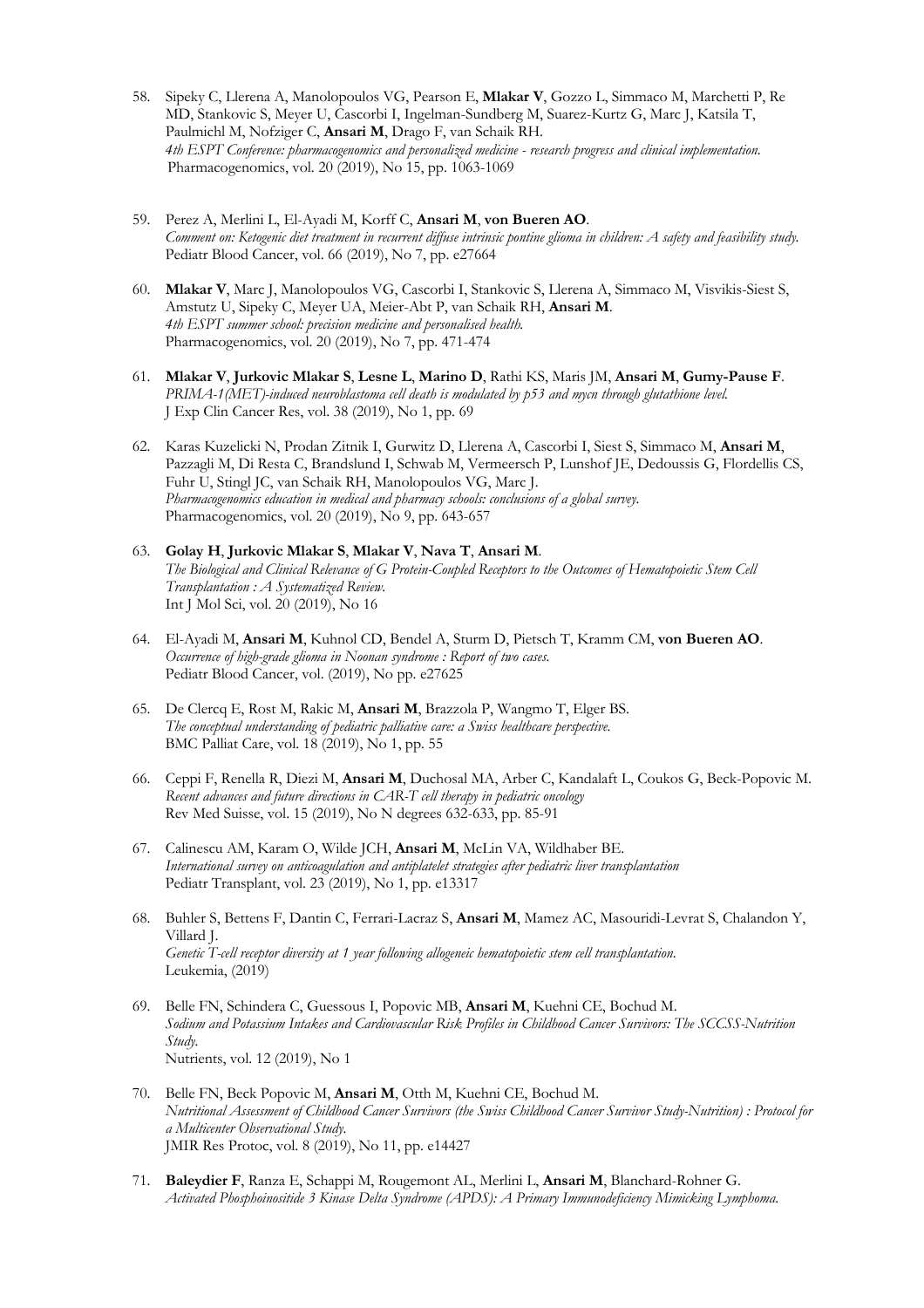58. Sipeky C, Llerena A, Manolopoulos VG, Pearson E, **Mlakar V**, Gozzo L, Simmaco M, Marchetti P, Re MD, Stankovic S, Meyer U, Cascorbi I, Ingelman-Sundberg M, Suarez-Kurtz G, Marc J, Katsila T, Paulmichl M, Nofziger C, **Ansari M**, Drago F, van Schaik RH.
*4th ESPT Conference: pharmacogenomics and personalized medicine - research progress and clinical implementation.*
Pharmacogenomics, vol. 20 (2019), No 15, pp. 1063-1069

59. Perez A, Merlini L, El-Ayadi M, Korff C, **Ansari M**, **von Bueren AO**.
*Comment on: Ketogenic diet treatment in recurrent diffuse intrinsic pontine glioma in children: A safety and feasibility study.*
Pediatr Blood Cancer, vol. 66 (2019), No 7, pp. e27664

60. **Mlakar V**, Marc J, Manolopoulos VG, Cascorbi I, Stankovic S, Llerena A, Simmaco M, Visvikis-Siest S, Amstutz U, Sipeky C, Meyer UA, Meier-Abt P, van Schaik RH, **Ansari M**.
*4th ESPT summer school: precision medicine and personalised health.*
Pharmacogenomics, vol. 20 (2019), No 7, pp. 471-474

61. **Mlakar V**, **Jurkovic Mlakar S**, **Lesne L**, **Marino D**, Rathi KS, Maris JM, **Ansari M**, **Gumy-Pause F**.
*PRIMA-1(MET)-induced neuroblastoma cell death is modulated by p53 and mycn through glutathione level.*
J Exp Clin Cancer Res, vol. 38 (2019), No 1, pp. 69

62. Karas Kuzelicki N, Prodan Zitnik I, Gurwitz D, Llerena A, Cascorbi I, Siest S, Simmaco M, **Ansari M**, Pazzagli M, Di Resta C, Brandslund I, Schwab M, Vermeersch P, Lunshof JE, Dedoussis G, Flordellis CS, Fuhr U, Stingl JC, van Schaik RH, Manolopoulos VG, Marc J.
*Pharmacogenomics education in medical and pharmacy schools: conclusions of a global survey.*
Pharmacogenomics, vol. 20 (2019), No 9, pp. 643-657

63. **Golay H**, **Jurkovic Mlakar S**, **Mlakar V**, **Nava T**, **Ansari M**.
*The Biological and Clinical Relevance of G Protein-Coupled Receptors to the Outcomes of Hematopoietic Stem Cell Transplantation : A Systematized Review.*
Int J Mol Sci, vol. 20 (2019), No 16

64. El-Ayadi M, **Ansari M**, Kuhnol CD, Bendel A, Sturm D, Pietsch T, Kramm CM, **von Bueren AO**.
*Occurrence of high-grade glioma in Noonan syndrome : Report of two cases.*
Pediatr Blood Cancer, vol. (2019), No pp. e27625

65. De Clercq E, Rost M, Rakic M, **Ansari M**, Brazzola P, Wangmo T, Elger BS.
*The conceptual understanding of pediatric palliative care: a Swiss healthcare perspective.*
BMC Palliat Care, vol. 18 (2019), No 1, pp. 55

66. Ceppi F, Renella R, Diezi M, **Ansari M**, Duchosal MA, Arber C, Kandalaft L, Coukos G, Beck-Popovic M.
*Recent advances and future directions in CAR-T cell therapy in pediatric oncology*
Rev Med Suisse, vol. 15 (2019), No N degrees 632-633, pp. 85-91

67. Calinescu AM, Karam O, Wilde JCH, **Ansari M**, McLin VA, Wildhaber BE.
*International survey on anticoagulation and antiplatelet strategies after pediatric liver transplantation*
Pediatr Transplant, vol. 23 (2019), No 1, pp. e13317

68. Buhler S, Bettens F, Dantin C, Ferrari-Lacraz S, **Ansari M**, Mamez AC, Masouridi-Levrat S, Chalandon Y, Villard J.
*Genetic T-cell receptor diversity at 1 year following allogeneic hematopoietic stem cell transplantation.*
Leukemia, (2019)

69. Belle FN, Schindera C, Guessous I, Popovic MB, **Ansari M**, Kuehni CE, Bochud M.
*Sodium and Potassium Intakes and Cardiovascular Risk Profiles in Childhood Cancer Survivors: The SCCSS-Nutrition Study.*
Nutrients, vol. 12 (2019), No 1

70. Belle FN, Beck Popovic M, **Ansari M**, Otth M, Kuehni CE, Bochud M.
*Nutritional Assessment of Childhood Cancer Survivors (the Swiss Childhood Cancer Survivor Study-Nutrition) : Protocol for a Multicenter Observational Study.*
JMIR Res Protoc, vol. 8 (2019), No 11, pp. e14427

71. **Baleydier F**, Ranza E, Schappi M, Rougemont AL, Merlini L, **Ansari M**, Blanchard-Rohner G.
*Activated Phosphoinositide 3 Kinase Delta Syndrome (APDS): A Primary Immunodeficiency Mimicking Lymphoma.*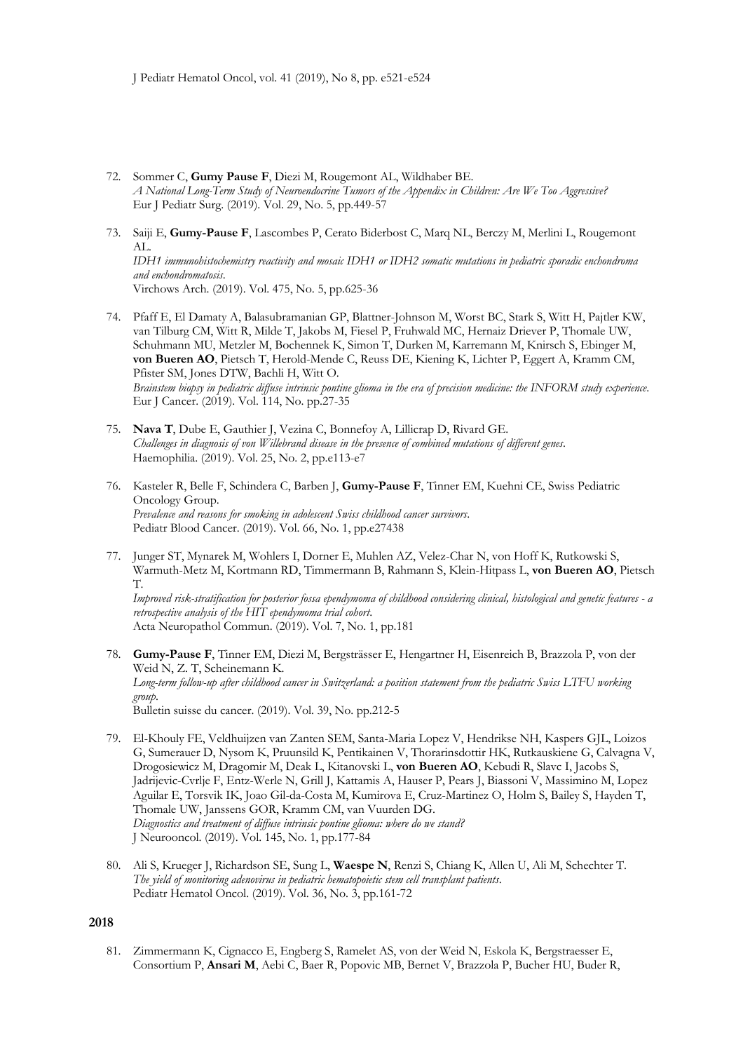J Pediatr Hematol Oncol, vol. 41 (2019), No 8, pp. e521-e524

72. Sommer C, **Gumy Pause F**, Diezi M, Rougemont AL, Wildhaber BE.
*A National Long-Term Study of Neuroendocrine Tumors of the Appendix in Children: Are We Too Aggressive?*
Eur J Pediatr Surg. (2019). Vol. 29, No. 5, pp.449-57

73. Saiji E, **Gumy-Pause F**, Lascombes P, Cerato Biderbost C, Marq NL, Berczy M, Merlini L, Rougemont AL.
*IDH1 immunohistochemistry reactivity and mosaic IDH1 or IDH2 somatic mutations in pediatric sporadic enchondroma and enchondromatosis.*
Virchows Arch. (2019). Vol. 475, No. 5, pp.625-36

74. Pfaff E, El Damaty A, Balasubramanian GP, Blattner-Johnson M, Worst BC, Stark S, Witt H, Pajtler KW, van Tilburg CM, Witt R, Milde T, Jakobs M, Fiesel P, Fruhwald MC, Hernaiz Driever P, Thomale UW, Schuhmann MU, Metzler M, Bochennek K, Simon T, Durken M, Karremann M, Knirsch S, Ebinger M, **von Bueren AO**, Pietsch T, Herold-Mende C, Reuss DE, Kiening K, Lichter P, Eggert A, Kramm CM, Pfister SM, Jones DTW, Bachli H, Witt O.
*Brainstem biopsy in pediatric diffuse intrinsic pontine glioma in the era of precision medicine: the INFORM study experience.*
Eur J Cancer. (2019). Vol. 114, No. pp.27-35

75. **Nava T**, Dube E, Gauthier J, Vezina C, Bonnefoy A, Lillicrap D, Rivard GE.
*Challenges in diagnosis of von Willebrand disease in the presence of combined mutations of different genes.*
Haemophilia. (2019). Vol. 25, No. 2, pp.e113-e7

76. Kasteler R, Belle F, Schindera C, Barben J, **Gumy-Pause F**, Tinner EM, Kuehni CE, Swiss Pediatric Oncology Group.
*Prevalence and reasons for smoking in adolescent Swiss childhood cancer survivors.*
Pediatr Blood Cancer. (2019). Vol. 66, No. 1, pp.e27438

77. Junger ST, Mynarek M, Wohlers I, Dorner E, Muhlen AZ, Velez-Char N, von Hoff K, Rutkowski S, Warmuth-Metz M, Kortmann RD, Timmermann B, Rahmann S, Klein-Hitpass L, **von Bueren AO**, Pietsch T.
*Improved risk-stratification for posterior fossa ependymoma of childhood considering clinical, histological and genetic features - a retrospective analysis of the HIT ependymoma trial cohort.*
Acta Neuropathol Commun. (2019). Vol. 7, No. 1, pp.181

78. **Gumy-Pause F**, Tinner EM, Diezi M, Bergsträsser E, Hengartner H, Eisenreich B, Brazzola P, von der Weid N, Z. T, Scheinemann K.
*Long-term follow-up after childhood cancer in Switzerland: a position statement from the pediatric Swiss LTFU working group.*
Bulletin suisse du cancer. (2019). Vol. 39, No. pp.212-5

79. El-Khouly FE, Veldhuijzen van Zanten SEM, Santa-Maria Lopez V, Hendrikse NH, Kaspers GJL, Loizos G, Sumerauer D, Nysom K, Pruunsild K, Pentikainen V, Thorarinsdottir HK, Rutkauskiene G, Calvagna V, Drogosiewicz M, Dragomir M, Deak L, Kitanovski L, **von Bueren AO**, Kebudi R, Slavc I, Jacobs S, Jadrijevic-Cvrlje F, Entz-Werle N, Grill J, Kattamis A, Hauser P, Pears J, Biassoni V, Massimino M, Lopez Aguilar E, Torsvik IK, Joao Gil-da-Costa M, Kumirova E, Cruz-Martinez O, Holm S, Bailey S, Hayden T, Thomale UW, Janssens GOR, Kramm CM, van Vuurden DG.
*Diagnostics and treatment of diffuse intrinsic pontine glioma: where do we stand?*
J Neurooncol. (2019). Vol. 145, No. 1, pp.177-84

80. Ali S, Krueger J, Richardson SE, Sung L, **Waespe N**, Renzi S, Chiang K, Allen U, Ali M, Schechter T.
*The yield of monitoring adenovirus in pediatric hematopoietic stem cell transplant patients.*
Pediatr Hematol Oncol. (2019). Vol. 36, No. 3, pp.161-72

## 2018

81. Zimmermann K, Cignacco E, Engberg S, Ramelet AS, von der Weid N, Eskola K, Bergstraesser E, Consortium P, **Ansari M**, Aebi C, Baer R, Popovic MB, Bernet V, Brazzola P, Bucher HU, Buder R,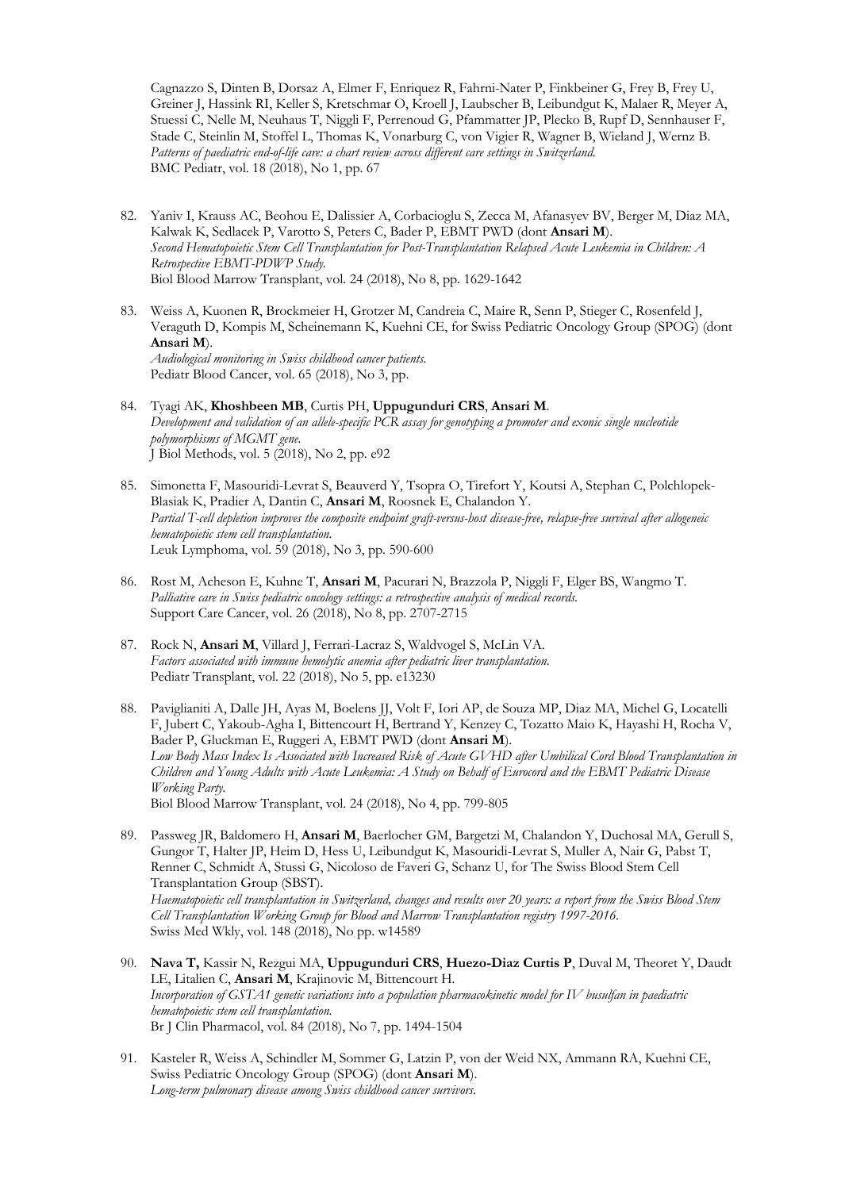Cagnazzo S, Dinten B, Dorsaz A, Elmer F, Enriquez R, Fahrni-Nater P, Finkbeiner G, Frey B, Frey U, Greiner J, Hassink RI, Keller S, Kretschmar O, Kroell J, Laubscher B, Leibundgut K, Malaer R, Meyer A, Stuessi C, Nelle M, Neuhaus T, Niggli F, Perrenoud G, Pfammatter JP, Plecko B, Rupf D, Sennhauser F, Stade C, Steinlin M, Stoffel L, Thomas K, Vonarburg C, von Vigier R, Wagner B, Wieland J, Wernz B.
*Patterns of paediatric end-of-life care: a chart review across different care settings in Switzerland.*
BMC Pediatr, vol. 18 (2018), No 1, pp. 67

82. Yaniv I, Krauss AC, Beohou E, Dalissier A, Corbacioglu S, Zecca M, Afanasyev BV, Berger M, Diaz MA, Kalwak K, Sedlacek P, Varotto S, Peters C, Bader P, EBMT PWD (dont **Ansari M**).
*Second Hematopoietic Stem Cell Transplantation for Post-Transplantation Relapsed Acute Leukemia in Children: A Retrospective EBMT-PDWP Study.*
Biol Blood Marrow Transplant, vol. 24 (2018), No 8, pp. 1629-1642

83. Weiss A, Kuonen R, Brockmeier H, Grotzer M, Candreia C, Maire R, Senn P, Stieger C, Rosenfeld J, Veraguth D, Kompis M, Scheinemann K, Kuehni CE, for Swiss Pediatric Oncology Group (SPOG) (dont **Ansari M**).
*Audiological monitoring in Swiss childhood cancer patients.*
Pediatr Blood Cancer, vol. 65 (2018), No 3, pp.

84. Tyagi AK, **Khoshbeen MB**, Curtis PH, **Uppugunduri CRS**, **Ansari M**.
*Development and validation of an allele-specific PCR assay for genotyping a promoter and exonic single nucleotide polymorphisms of MGMT gene.*
J Biol Methods, vol. 5 (2018), No 2, pp. e92

85. Simonetta F, Masouridi-Levrat S, Beauverd Y, Tsopra O, Tirefort Y, Koutsi A, Stephan C, Polchlopek-Blasiak K, Pradier A, Dantin C, **Ansari M**, Roosnek E, Chalandon Y.
*Partial T-cell depletion improves the composite endpoint graft-versus-host disease-free, relapse-free survival after allogeneic hematopoietic stem cell transplantation.*
Leuk Lymphoma, vol. 59 (2018), No 3, pp. 590-600

86. Rost M, Acheson E, Kuhne T, **Ansari M**, Pacurari N, Brazzola P, Niggli F, Elger BS, Wangmo T.
*Palliative care in Swiss pediatric oncology settings: a retrospective analysis of medical records.*
Support Care Cancer, vol. 26 (2018), No 8, pp. 2707-2715

87. Rock N, **Ansari M**, Villard J, Ferrari-Lacraz S, Waldvogel S, McLin VA.
*Factors associated with immune hemolytic anemia after pediatric liver transplantation.*
Pediatr Transplant, vol. 22 (2018), No 5, pp. e13230

88. Paviglianiti A, Dalle JH, Ayas M, Boelens JJ, Volt F, Iori AP, de Souza MP, Diaz MA, Michel G, Locatelli F, Jubert C, Yakoub-Agha I, Bittencourt H, Bertrand Y, Kenzey C, Tozatto Maio K, Hayashi H, Rocha V, Bader P, Gluckman E, Ruggeri A, EBMT PWD (dont **Ansari M**).
*Low Body Mass Index Is Associated with Increased Risk of Acute GVHD after Umbilical Cord Blood Transplantation in Children and Young Adults with Acute Leukemia: A Study on Behalf of Eurocord and the EBMT Pediatric Disease Working Party.*
Biol Blood Marrow Transplant, vol. 24 (2018), No 4, pp. 799-805

89. Passweg JR, Baldomero H, **Ansari M**, Baerlocher GM, Bargetzi M, Chalandon Y, Duchosal MA, Gerull S, Gungor T, Halter JP, Heim D, Hess U, Leibundgut K, Masouridi-Levrat S, Muller A, Nair G, Pabst T, Renner C, Schmidt A, Stussi G, Nicoloso de Faveri G, Schanz U, for The Swiss Blood Stem Cell Transplantation Group (SBST).
*Haematopoietic cell transplantation in Switzerland, changes and results over 20 years: a report from the Swiss Blood Stem Cell Transplantation Working Group for Blood and Marrow Transplantation registry 1997-2016.*
Swiss Med Wkly, vol. 148 (2018), No pp. w14589

90. **Nava T,** Kassir N, Rezgui MA, **Uppugunduri CRS**, **Huezo-Diaz Curtis P**, Duval M, Theoret Y, Daudt LE, Litalien C, **Ansari M**, Krajinovic M, Bittencourt H.
*Incorporation of GSTA1 genetic variations into a population pharmacokinetic model for IV busulfan in paediatric hematopoietic stem cell transplantation.*
Br J Clin Pharmacol, vol. 84 (2018), No 7, pp. 1494-1504

91. Kasteler R, Weiss A, Schindler M, Sommer G, Latzin P, von der Weid NX, Ammann RA, Kuehni CE, Swiss Pediatric Oncology Group (SPOG) (dont **Ansari M**).
*Long-term pulmonary disease among Swiss childhood cancer survivors.*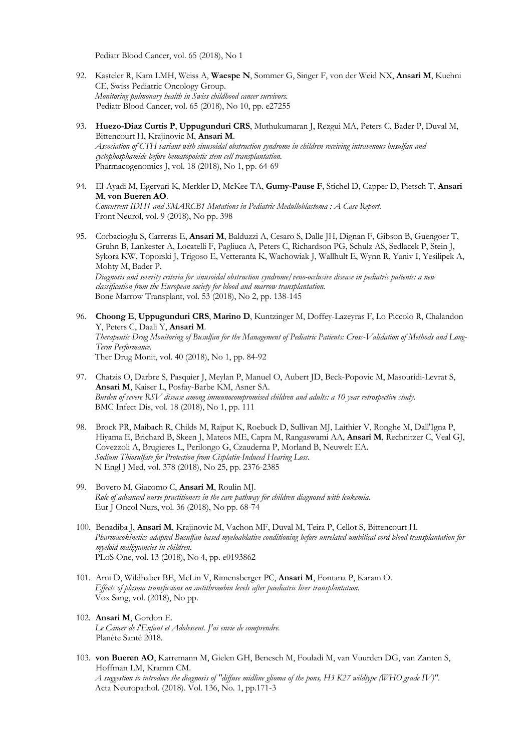Pediatr Blood Cancer, vol. 65 (2018), No 1

92. Kasteler R, Kam LMH, Weiss A, **Waespe N**, Sommer G, Singer F, von der Weid NX, **Ansari M**, Kuehni CE, Swiss Pediatric Oncology Group.
*Monitoring pulmonary health in Swiss childhood cancer survivors.*
Pediatr Blood Cancer, vol. 65 (2018), No 10, pp. e27255

93. **Huezo-Diaz Curtis P**, **Uppugunduri CRS**, Muthukumaran J, Rezgui MA, Peters C, Bader P, Duval M, Bittencourt H, Krajinovic M, **Ansari M**.
*Association of CTH variant with sinusoidal obstruction syndrome in children receiving intravenous busulfan and cyclophosphamide before hematopoietic stem cell transplantation.*
Pharmacogenomics J, vol. 18 (2018), No 1, pp. 64-69

94. El-Ayadi M, Egervari K, Merkler D, McKee TA, **Gumy-Pause F**, Stichel D, Capper D, Pietsch T, **Ansari M**, **von Bueren AO**.
*Concurrent IDH1 and SMARCB1 Mutations in Pediatric Medulloblastoma : A Case Report.*
Front Neurol, vol. 9 (2018), No pp. 398

95. Corbacioglu S, Carreras E, **Ansari M**, Balduzzi A, Cesaro S, Dalle JH, Dignan F, Gibson B, Guengoer T, Gruhn B, Lankester A, Locatelli F, Pagliuca A, Peters C, Richardson PG, Schulz AS, Sedlacek P, Stein J, Sykora KW, Toporski J, Trigoso E, Vetteranta K, Wachowiak J, Wallhult E, Wynn R, Yaniv I, Yesilipek A, Mohty M, Bader P.
*Diagnosis and severity criteria for sinusoidal obstruction syndrome/veno-occlusive disease in pediatric patients: a new classification from the European society for blood and marrow transplantation.*
Bone Marrow Transplant, vol. 53 (2018), No 2, pp. 138-145

96. **Choong E**, **Uppugunduri CRS**, **Marino D**, Kuntzinger M, Doffey-Lazeyras F, Lo Piccolo R, Chalandon Y, Peters C, Daali Y, **Ansari M**.
*Therapeutic Drug Monitoring of Busulfan for the Management of Pediatric Patients: Cross-Validation of Methods and Long-Term Performance.*
Ther Drug Monit, vol. 40 (2018), No 1, pp. 84-92

97. Chatzis O, Darbre S, Pasquier J, Meylan P, Manuel O, Aubert JD, Beck-Popovic M, Masouridi-Levrat S, **Ansari M**, Kaiser L, Posfay-Barbe KM, Asner SA.
*Burden of severe RSV disease among immunocompromised children and adults: a 10 year retrospective study.*
BMC Infect Dis, vol. 18 (2018), No 1, pp. 111

98. Brock PR, Maibach R, Childs M, Rajput K, Roebuck D, Sullivan MJ, Laithier V, Ronghe M, Dall'Igna P, Hiyama E, Brichard B, Skeen J, Mateos ME, Capra M, Rangaswami AA, **Ansari M**, Rechnitzer C, Veal GJ, Covezzoli A, Brugieres L, Perilongo G, Czauderna P, Morland B, Neuwelt EA.
*Sodium Thiosulfate for Protection from Cisplatin-Induced Hearing Loss.*
N Engl J Med, vol. 378 (2018), No 25, pp. 2376-2385

99. Bovero M, Giacomo C, **Ansari M**, Roulin MJ.
*Role of advanced nurse practitioners in the care pathway for children diagnosed with leukemia.*
Eur J Oncol Nurs, vol. 36 (2018), No pp. 68-74

100. Benadiba J, **Ansari M**, Krajinovic M, Vachon MF, Duval M, Teira P, Cellot S, Bittencourt H.
*Pharmacokinetics-adapted Busulfan-based myeloablative conditioning before unrelated umbilical cord blood transplantation for myeloid malignancies in children.*
PLoS One, vol. 13 (2018), No 4, pp. e0193862

101. Arni D, Wildhaber BE, McLin V, Rimensberger PC, **Ansari M**, Fontana P, Karam O.
*Effects of plasma transfusions on antithrombin levels after paediatric liver transplantation.*
Vox Sang, vol. (2018), No pp.

102. **Ansari M**, Gordon E.
*Le Cancer de l'Enfant et Adolescent. J'ai envie de comprendre.*
Planète Santé 2018.

103. **von Bueren AO**, Karremann M, Gielen GH, Benesch M, Fouladi M, van Vuurden DG, van Zanten S, Hoffman LM, Kramm CM.
*A suggestion to introduce the diagnosis of "diffuse midline glioma of the pons, H3 K27 wildtype (WHO grade IV)".*
Acta Neuropathol. (2018). Vol. 136, No. 1, pp.171-3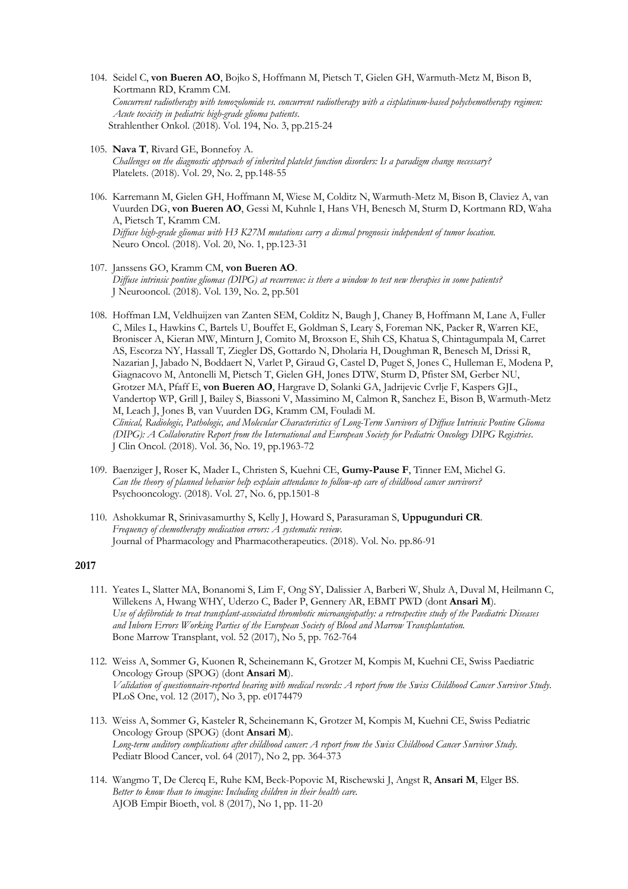104. Seidel C, **von Bueren AO**, Bojko S, Hoffmann M, Pietsch T, Gielen GH, Warmuth-Metz M, Bison B, Kortmann RD, Kramm CM.
*Concurrent radiotherapy with temozolomide vs. concurrent radiotherapy with a cisplatinum-based polychemotherapy regimen: Acute toxicity in pediatric high-grade glioma patients.*
Strahlenther Onkol. (2018). Vol. 194, No. 3, pp.215-24

105. **Nava T**, Rivard GE, Bonnefoy A.
*Challenges on the diagnostic approach of inherited platelet function disorders: Is a paradigm change necessary?*
Platelets. (2018). Vol. 29, No. 2, pp.148-55

106. Karremann M, Gielen GH, Hoffmann M, Wiese M, Colditz N, Warmuth-Metz M, Bison B, Claviez A, van Vuurden DG, **von Bueren AO**, Gessi M, Kuhnle I, Hans VH, Benesch M, Sturm D, Kortmann RD, Waha A, Pietsch T, Kramm CM.
*Diffuse high-grade gliomas with H3 K27M mutations carry a dismal prognosis independent of tumor location.*
Neuro Oncol. (2018). Vol. 20, No. 1, pp.123-31

107. Janssens GO, Kramm CM, **von Bueren AO**.
*Diffuse intrinsic pontine gliomas (DIPG) at recurrence: is there a window to test new therapies in some patients?*
J Neurooncol. (2018). Vol. 139, No. 2, pp.501

108. Hoffman LM, Veldhuijzen van Zanten SEM, Colditz N, Baugh J, Chaney B, Hoffmann M, Lane A, Fuller C, Miles L, Hawkins C, Bartels U, Bouffet E, Goldman S, Leary S, Foreman NK, Packer R, Warren KE, Broniscer A, Kieran MW, Minturn J, Comito M, Broxson E, Shih CS, Khatua S, Chintagumpala M, Carret AS, Escorza NY, Hassall T, Ziegler DS, Gottardo N, Dholaria H, Doughman R, Benesch M, Drissi R, Nazarian J, Jabado N, Boddaert N, Varlet P, Giraud G, Castel D, Puget S, Jones C, Hulleman E, Modena P, Giagnacovo M, Antonelli M, Pietsch T, Gielen GH, Jones DTW, Sturm D, Pfister SM, Gerber NU, Grotzer MA, Pfaff E, **von Bueren AO**, Hargrave D, Solanki GA, Jadrijevic Cvrlje F, Kaspers GJL, Vandertop WP, Grill J, Bailey S, Biassoni V, Massimino M, Calmon R, Sanchez E, Bison B, Warmuth-Metz M, Leach J, Jones B, van Vuurden DG, Kramm CM, Fouladi M.
*Clinical, Radiologic, Pathologic, and Molecular Characteristics of Long-Term Survivors of Diffuse Intrinsic Pontine Glioma (DIPG): A Collaborative Report from the International and European Society for Pediatric Oncology DIPG Registries.*
J Clin Oncol. (2018). Vol. 36, No. 19, pp.1963-72

109. Baenziger J, Roser K, Mader L, Christen S, Kuehni CE, **Gumy-Pause F**, Tinner EM, Michel G.
*Can the theory of planned behavior help explain attendance to follow-up care of childhood cancer survivors?*
Psychooncology. (2018). Vol. 27, No. 6, pp.1501-8

110. Ashokkumar R, Srinivasamurthy S, Kelly J, Howard S, Parasuraman S, **Uppugunduri CR**.
*Frequency of chemotherapy medication errors: A systematic review.*
Journal of Pharmacology and Pharmacotherapeutics. (2018). Vol. No. pp.86-91

## 2017

111. Yeates L, Slatter MA, Bonanomi S, Lim F, Ong SY, Dalissier A, Barberi W, Shulz A, Duval M, Heilmann C, Willekens A, Hwang WHY, Uderzo C, Bader P, Gennery AR, EBMT PWD (dont **Ansari M**).
*Use of defibrotide to treat transplant-associated thrombotic microangiopathy: a retrospective study of the Paediatric Diseases and Inborn Errors Working Parties of the European Society of Blood and Marrow Transplantation.*
Bone Marrow Transplant, vol. 52 (2017), No 5, pp. 762-764

112. Weiss A, Sommer G, Kuonen R, Scheinemann K, Grotzer M, Kompis M, Kuehni CE, Swiss Paediatric Oncology Group (SPOG) (dont **Ansari M**).
*Validation of questionnaire-reported hearing with medical records: A report from the Swiss Childhood Cancer Survivor Study.*
PLoS One, vol. 12 (2017), No 3, pp. e0174479

113. Weiss A, Sommer G, Kasteler R, Scheinemann K, Grotzer M, Kompis M, Kuehni CE, Swiss Pediatric Oncology Group (SPOG) (dont **Ansari M**).
*Long-term auditory complications after childhood cancer: A report from the Swiss Childhood Cancer Survivor Study.*
Pediatr Blood Cancer, vol. 64 (2017), No 2, pp. 364-373

114. Wangmo T, De Clercq E, Ruhe KM, Beck-Popovic M, Rischewski J, Angst R, **Ansari M**, Elger BS.
*Better to know than to imagine: Including children in their health care.*
AJOB Empir Bioeth, vol. 8 (2017), No 1, pp. 11-20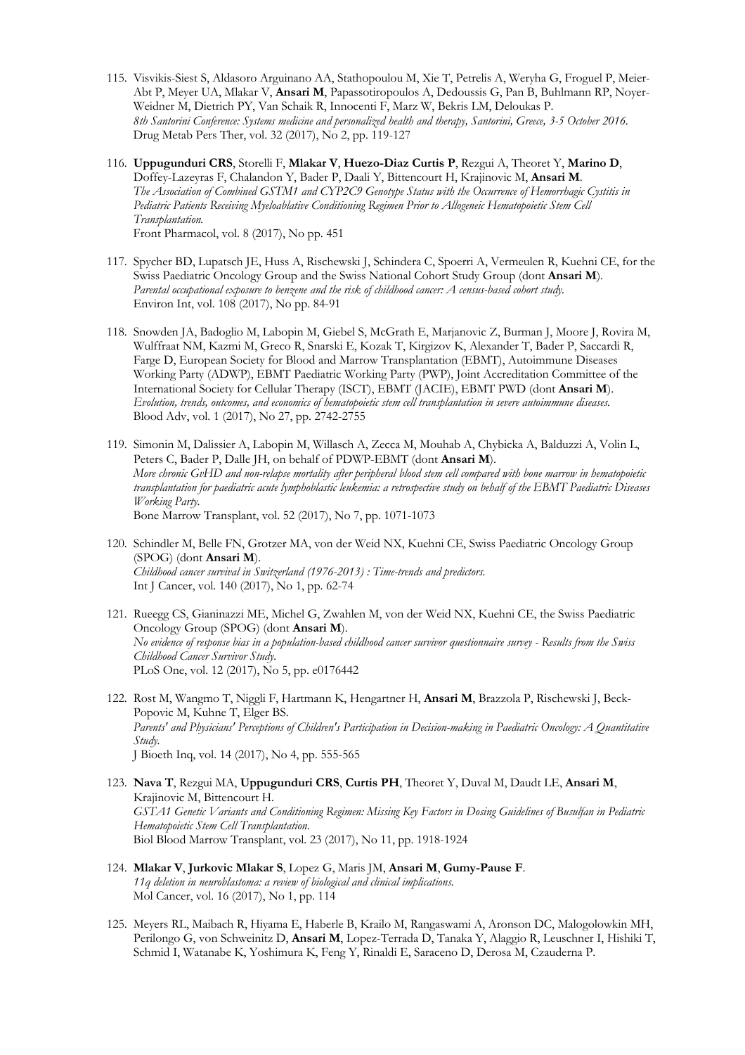115. Visvikis-Siest S, Aldasoro Arguinano AA, Stathopoulou M, Xie T, Petrelis A, Weryha G, Froguel P, Meier-Abt P, Meyer UA, Mlakar V, **Ansari M**, Papassotiropoulos A, Dedoussis G, Pan B, Buhlmann RP, Noyer-Weidner M, Dietrich PY, Van Schaik R, Innocenti F, Marz W, Bekris LM, Deloukas P.
*8th Santorini Conference: Systems medicine and personalized health and therapy, Santorini, Greece, 3-5 October 2016.*
Drug Metab Pers Ther, vol. 32 (2017), No 2, pp. 119-127

116. **Uppugunduri CRS**, Storelli F, **Mlakar V**, **Huezo-Diaz Curtis P**, Rezgui A, Theoret Y, **Marino D**, Doffey-Lazeyras F, Chalandon Y, Bader P, Daali Y, Bittencourt H, Krajinovic M, **Ansari M**.
*The Association of Combined GSTM1 and CYP2C9 Genotype Status with the Occurrence of Hemorrhagic Cystitis in Pediatric Patients Receiving Myeloablative Conditioning Regimen Prior to Allogeneic Hematopoietic Stem Cell Transplantation.*
Front Pharmacol, vol. 8 (2017), No pp. 451

117. Spycher BD, Lupatsch JE, Huss A, Rischewski J, Schindera C, Spoerri A, Vermeulen R, Kuehni CE, for the Swiss Paediatric Oncology Group and the Swiss National Cohort Study Group (dont **Ansari M**).
*Parental occupational exposure to benzene and the risk of childhood cancer: A census-based cohort study.*
Environ Int, vol. 108 (2017), No pp. 84-91

118. Snowden JA, Badoglio M, Labopin M, Giebel S, McGrath E, Marjanovic Z, Burman J, Moore J, Rovira M, Wulffraat NM, Kazmi M, Greco R, Snarski E, Kozak T, Kirgizov K, Alexander T, Bader P, Saccardi R, Farge D, European Society for Blood and Marrow Transplantation (EBMT), Autoimmune Diseases Working Party (ADWP), EBMT Paediatric Working Party (PWP), Joint Accreditation Committee of the International Society for Cellular Therapy (ISCT), EBMT (JACIE), EBMT PWD (dont **Ansari M**).
*Evolution, trends, outcomes, and economics of hematopoietic stem cell transplantation in severe autoimmune diseases.*
Blood Adv, vol. 1 (2017), No 27, pp. 2742-2755

119. Simonin M, Dalissier A, Labopin M, Willasch A, Zecca M, Mouhab A, Chybicka A, Balduzzi A, Volin L, Peters C, Bader P, Dalle JH, on behalf of PDWP-EBMT (dont **Ansari M**).
*More chronic GvHD and non-relapse mortality after peripheral blood stem cell compared with bone marrow in hematopoietic transplantation for paediatric acute lymphoblastic leukemia: a retrospective study on behalf of the EBMT Paediatric Diseases Working Party.*
Bone Marrow Transplant, vol. 52 (2017), No 7, pp. 1071-1073

120. Schindler M, Belle FN, Grotzer MA, von der Weid NX, Kuehni CE, Swiss Paediatric Oncology Group (SPOG) (dont **Ansari M**).
*Childhood cancer survival in Switzerland (1976-2013) : Time-trends and predictors.*
Int J Cancer, vol. 140 (2017), No 1, pp. 62-74

121. Rueegg CS, Gianinazzi ME, Michel G, Zwahlen M, von der Weid NX, Kuehni CE, the Swiss Paediatric Oncology Group (SPOG) (dont **Ansari M**).
*No evidence of response bias in a population-based childhood cancer survivor questionnaire survey - Results from the Swiss Childhood Cancer Survivor Study.*
PLoS One, vol. 12 (2017), No 5, pp. e0176442

122. Rost M, Wangmo T, Niggli F, Hartmann K, Hengartner H, **Ansari M**, Brazzola P, Rischewski J, Beck-Popovic M, Kuhne T, Elger BS.
*Parents' and Physicians' Perceptions of Children's Participation in Decision-making in Paediatric Oncology: A Quantitative Study.*
J Bioeth Inq, vol. 14 (2017), No 4, pp. 555-565

123. **Nava T**, Rezgui MA, **Uppugunduri CRS**, **Curtis PH**, Theoret Y, Duval M, Daudt LE, **Ansari M**, Krajinovic M, Bittencourt H.
*GSTA1 Genetic Variants and Conditioning Regimen: Missing Key Factors in Dosing Guidelines of Busulfan in Pediatric Hematopoietic Stem Cell Transplantation.*
Biol Blood Marrow Transplant, vol. 23 (2017), No 11, pp. 1918-1924

124. **Mlakar V**, **Jurkovic Mlakar S**, Lopez G, Maris JM, **Ansari M**, **Gumy-Pause F**.
*11q deletion in neuroblastoma: a review of biological and clinical implications.*
Mol Cancer, vol. 16 (2017), No 1, pp. 114

125. Meyers RL, Maibach R, Hiyama E, Haberle B, Krailo M, Rangaswami A, Aronson DC, Malogolowkin MH, Perilongo G, von Schweinitz D, **Ansari M**, Lopez-Terrada D, Tanaka Y, Alaggio R, Leuschner I, Hishiki T, Schmid I, Watanabe K, Yoshimura K, Feng Y, Rinaldi E, Saraceno D, Derosa M, Czauderna P.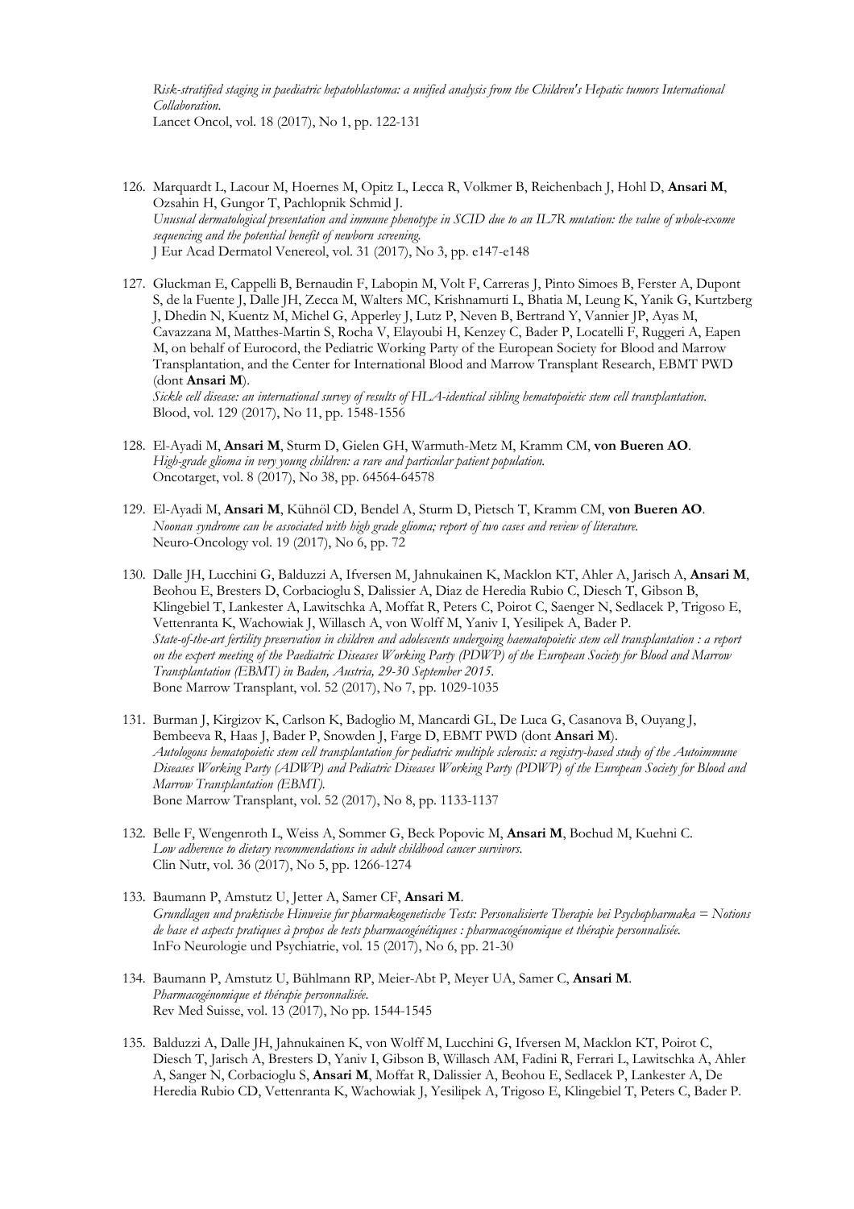*Risk-stratified staging in paediatric hepatoblastoma: a unified analysis from the Children's Hepatic tumors International Collaboration.*
Lancet Oncol, vol. 18 (2017), No 1, pp. 122-131

126. Marquardt L, Lacour M, Hoernes M, Opitz L, Lecca R, Volkmer B, Reichenbach J, Hohl D, **Ansari M**, Ozsahin H, Gungor T, Pachlopnik Schmid J.
*Unusual dermatological presentation and immune phenotype in SCID due to an IL7R mutation: the value of whole-exome sequencing and the potential benefit of newborn screening.*
J Eur Acad Dermatol Venereol, vol. 31 (2017), No 3, pp. e147-e148

127. Gluckman E, Cappelli B, Bernaudin F, Labopin M, Volt F, Carreras J, Pinto Simoes B, Ferster A, Dupont S, de la Fuente J, Dalle JH, Zecca M, Walters MC, Krishnamurti L, Bhatia M, Leung K, Yanik G, Kurtzberg J, Dhedin N, Kuentz M, Michel G, Apperley J, Lutz P, Neven B, Bertrand Y, Vannier JP, Ayas M, Cavazzana M, Matthes-Martin S, Rocha V, Elayoubi H, Kenzey C, Bader P, Locatelli F, Ruggeri A, Eapen M, on behalf of Eurocord, the Pediatric Working Party of the European Society for Blood and Marrow Transplantation, and the Center for International Blood and Marrow Transplant Research, EBMT PWD (dont **Ansari M**).
*Sickle cell disease: an international survey of results of HLA-identical sibling hematopoietic stem cell transplantation.*
Blood, vol. 129 (2017), No 11, pp. 1548-1556

128. El-Ayadi M, **Ansari M**, Sturm D, Gielen GH, Warmuth-Metz M, Kramm CM, **von Bueren AO**.
*High-grade glioma in very young children: a rare and particular patient population.*
Oncotarget, vol. 8 (2017), No 38, pp. 64564-64578

129. El-Ayadi M, **Ansari M**, Kühnöl CD, Bendel A, Sturm D, Pietsch T, Kramm CM, **von Bueren AO**.
*Noonan syndrome can be associated with high grade glioma; report of two cases and review of literature.*
Neuro-Oncology vol. 19 (2017), No 6, pp. 72

130. Dalle JH, Lucchini G, Balduzzi A, Ifversen M, Jahnukainen K, Macklon KT, Ahler A, Jarisch A, **Ansari M**, Beohou E, Bresters D, Corbacioglu S, Dalissier A, Diaz de Heredia Rubio C, Diesch T, Gibson B, Klingebiel T, Lankester A, Lawitschka A, Moffat R, Peters C, Poirot C, Saenger N, Sedlacek P, Trigoso E, Vettenranta K, Wachowiak J, Willasch A, von Wolff M, Yaniv I, Yesilipek A, Bader P.
*State-of-the-art fertility preservation in children and adolescents undergoing haematopoietic stem cell transplantation : a report on the expert meeting of the Paediatric Diseases Working Party (PDWP) of the European Society for Blood and Marrow Transplantation (EBMT) in Baden, Austria, 29-30 September 2015.*
Bone Marrow Transplant, vol. 52 (2017), No 7, pp. 1029-1035

131. Burman J, Kirgizov K, Carlson K, Badoglio M, Mancardi GL, De Luca G, Casanova B, Ouyang J, Bembeeva R, Haas J, Bader P, Snowden J, Farge D, EBMT PWD (dont **Ansari M**).
*Autologous hematopoietic stem cell transplantation for pediatric multiple sclerosis: a registry-based study of the Autoimmune Diseases Working Party (ADWP) and Pediatric Diseases Working Party (PDWP) of the European Society for Blood and Marrow Transplantation (EBMT).*
Bone Marrow Transplant, vol. 52 (2017), No 8, pp. 1133-1137

132. Belle F, Wengenroth L, Weiss A, Sommer G, Beck Popovic M, **Ansari M**, Bochud M, Kuehni C.
*Low adherence to dietary recommendations in adult childhood cancer survivors.*
Clin Nutr, vol. 36 (2017), No 5, pp. 1266-1274

133. Baumann P, Amstutz U, Jetter A, Samer CF, **Ansari M**.
*Grundlagen und praktische Hinweise fur pharmakogenetische Tests: Personalisierte Therapie bei Psychopharmaka = Notions de base et aspects pratiques à propos de tests pharmacogénétiques : pharmacogénomique et thérapie personnalisée.*
InFo Neurologie und Psychiatrie, vol. 15 (2017), No 6, pp. 21-30

134. Baumann P, Amstutz U, Bühlmann RP, Meier-Abt P, Meyer UA, Samer C, **Ansari M**.
*Pharmacogénomique et thérapie personnalisée.*
Rev Med Suisse, vol. 13 (2017), No pp. 1544-1545

135. Balduzzi A, Dalle JH, Jahnukainen K, von Wolff M, Lucchini G, Ifversen M, Macklon KT, Poirot C, Diesch T, Jarisch A, Bresters D, Yaniv I, Gibson B, Willasch AM, Fadini R, Ferrari L, Lawitschka A, Ahler A, Sanger N, Corbacioglu S, **Ansari M**, Moffat R, Dalissier A, Beohou E, Sedlacek P, Lankester A, De Heredia Rubio CD, Vettenranta K, Wachowiak J, Yesilipek A, Trigoso E, Klingebiel T, Peters C, Bader P.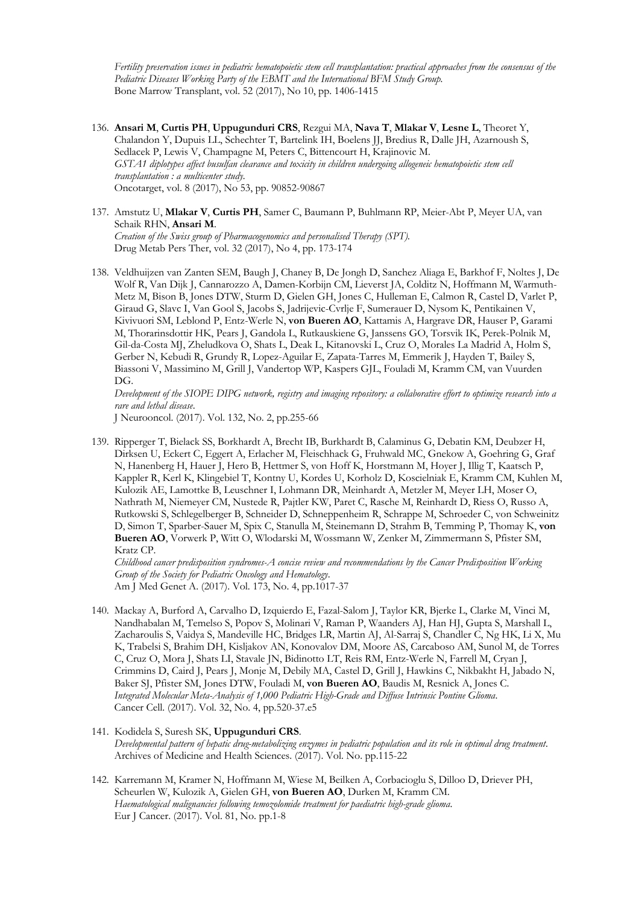*Fertility preservation issues in pediatric hematopoietic stem cell transplantation: practical approaches from the consensus of the Pediatric Diseases Working Party of the EBMT and the International BFM Study Group.*
Bone Marrow Transplant, vol. 52 (2017), No 10, pp. 1406-1415

136. **Ansari M**, **Curtis PH**, **Uppugunduri CRS**, Rezgui MA, **Nava T**, **Mlakar V**, **Lesne L**, Theoret Y, Chalandon Y, Dupuis LL, Schechter T, Bartelink IH, Boelens JJ, Bredius R, Dalle JH, Azarnoush S, Sedlacek P, Lewis V, Champagne M, Peters C, Bittencourt H, Krajinovic M.
*GSTA1 diplotypes affect busulfan clearance and toxicity in children undergoing allogeneic hematopoietic stem cell transplantation : a multicenter study.*
Oncotarget, vol. 8 (2017), No 53, pp. 90852-90867

137. Amstutz U, **Mlakar V**, **Curtis PH**, Samer C, Baumann P, Buhlmann RP, Meier-Abt P, Meyer UA, van Schaik RHN, **Ansari M**.
*Creation of the Swiss group of Pharmacogenomics and personalised Therapy (SPT).*
Drug Metab Pers Ther, vol. 32 (2017), No 4, pp. 173-174

138. Veldhuijzen van Zanten SEM, Baugh J, Chaney B, De Jongh D, Sanchez Aliaga E, Barkhof F, Noltes J, De Wolf R, Van Dijk J, Cannarozzo A, Damen-Korbijn CM, Lieverst JA, Colditz N, Hoffmann M, Warmuth-Metz M, Bison B, Jones DTW, Sturm D, Gielen GH, Jones C, Hulleman E, Calmon R, Castel D, Varlet P, Giraud G, Slavc I, Van Gool S, Jacobs S, Jadrijevic-Cvrlje F, Sumerauer D, Nysom K, Pentikainen V, Kivivuori SM, Leblond P, Entz-Werle N, **von Bueren AO**, Kattamis A, Hargrave DR, Hauser P, Garami M, Thorarinsdottir HK, Pears J, Gandola L, Rutkauskiene G, Janssens GO, Torsvik IK, Perek-Polnik M, Gil-da-Costa MJ, Zheludkova O, Shats L, Deak L, Kitanovski L, Cruz O, Morales La Madrid A, Holm S, Gerber N, Kebudi R, Grundy R, Lopez-Aguilar E, Zapata-Tarres M, Emmerik J, Hayden T, Bailey S, Biassoni V, Massimino M, Grill J, Vandertop WP, Kaspers GJL, Fouladi M, Kramm CM, van Vuurden DG.
*Development of the SIOPE DIPG network, registry and imaging repository: a collaborative effort to optimize research into a rare and lethal disease.*
J Neurooncol. (2017). Vol. 132, No. 2, pp.255-66

139. Ripperger T, Bielack SS, Borkhardt A, Brecht IB, Burkhardt B, Calaminus G, Debatin KM, Deubzer H, Dirksen U, Eckert C, Eggert A, Erlacher M, Fleischhack G, Fruhwald MC, Gnekow A, Goehring G, Graf N, Hanenberg H, Hauer J, Hero B, Hettmer S, von Hoff K, Horstmann M, Hoyer J, Illig T, Kaatsch P, Kappler R, Kerl K, Klingebiel T, Kontny U, Kordes U, Korholz D, Koscielniak E, Kramm CM, Kuhlen M, Kulozik AE, Lamottke B, Leuschner I, Lohmann DR, Meinhardt A, Metzler M, Meyer LH, Moser O, Nathrath M, Niemeyer CM, Nustede R, Pajtler KW, Paret C, Rasche M, Reinhardt D, Riess O, Russo A, Rutkowski S, Schlegelberger B, Schneider D, Schneppenheim R, Schrappe M, Schroeder C, von Schweinitz D, Simon T, Sparber-Sauer M, Spix C, Stanulla M, Steinemann D, Strahm B, Temming P, Thomay K, **von Bueren AO**, Vorwerk P, Witt O, Wlodarski M, Wossmann W, Zenker M, Zimmermann S, Pfister SM, Kratz CP.
*Childhood cancer predisposition syndromes-A concise review and recommendations by the Cancer Predisposition Working Group of the Society for Pediatric Oncology and Hematology.*
Am J Med Genet A. (2017). Vol. 173, No. 4, pp.1017-37

140. Mackay A, Burford A, Carvalho D, Izquierdo E, Fazal-Salom J, Taylor KR, Bjerke L, Clarke M, Vinci M, Nandhabalan M, Temelso S, Popov S, Molinari V, Raman P, Waanders AJ, Han HJ, Gupta S, Marshall L, Zacharoulis S, Vaidya S, Mandeville HC, Bridges LR, Martin AJ, Al-Sarraj S, Chandler C, Ng HK, Li X, Mu K, Trabelsi S, Brahim DH, Kisljakov AN, Konovalov DM, Moore AS, Carcaboso AM, Sunol M, de Torres C, Cruz O, Mora J, Shats LI, Stavale JN, Bidinotto LT, Reis RM, Entz-Werle N, Farrell M, Cryan J, Crimmins D, Caird J, Pears J, Monje M, Debily MA, Castel D, Grill J, Hawkins C, Nikbakht H, Jabado N, Baker SJ, Pfister SM, Jones DTW, Fouladi M, **von Bueren AO**, Baudis M, Resnick A, Jones C.
*Integrated Molecular Meta-Analysis of 1,000 Pediatric High-Grade and Diffuse Intrinsic Pontine Glioma.*
Cancer Cell. (2017). Vol. 32, No. 4, pp.520-37.e5

141. Kodidela S, Suresh SK, **Uppugunduri CRS**.
*Developmental pattern of hepatic drug-metabolizing enzymes in pediatric population and its role in optimal drug treatment.*
Archives of Medicine and Health Sciences. (2017). Vol. No. pp.115-22

142. Karremann M, Kramer N, Hoffmann M, Wiese M, Beilken A, Corbacioglu S, Dilloo D, Driever PH, Scheurlen W, Kulozik A, Gielen GH, **von Bueren AO**, Durken M, Kramm CM.
*Haematological malignancies following temozolomide treatment for paediatric high-grade glioma.*
Eur J Cancer. (2017). Vol. 81, No. pp.1-8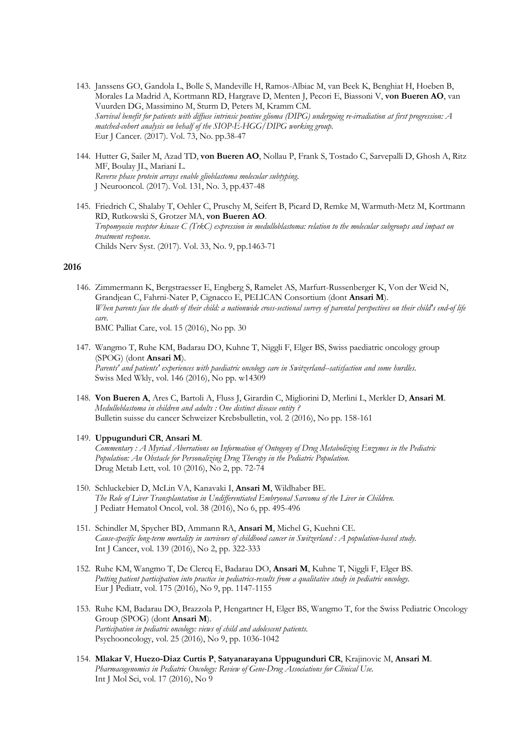143. Janssens GO, Gandola L, Bolle S, Mandeville H, Ramos-Albiac M, van Beek K, Benghiat H, Hoeben B, Morales La Madrid A, Kortmann RD, Hargrave D, Menten J, Pecori E, Biassoni V, **von Bueren AO**, van Vuurden DG, Massimino M, Sturm D, Peters M, Kramm CM.
*Survival benefit for patients with diffuse intrinsic pontine glioma (DIPG) undergoing re-irradiation at first progression: A matched-cohort analysis on behalf of the SIOP-E-HGG/DIPG working group.*
Eur J Cancer. (2017). Vol. 73, No. pp.38-47

144. Hutter G, Sailer M, Azad TD, **von Bueren AO**, Nollau P, Frank S, Tostado C, Sarvepalli D, Ghosh A, Ritz MF, Boulay JL, Mariani L.
*Reverse phase protein arrays enable glioblastoma molecular subtyping.*
J Neurooncol. (2017). Vol. 131, No. 3, pp.437-48

145. Friedrich C, Shalaby T, Oehler C, Pruschy M, Seifert B, Picard D, Remke M, Warmuth-Metz M, Kortmann RD, Rutkowski S, Grotzer MA, **von Bueren AO**.
*Tropomyosin receptor kinase C (TrkC) expression in medulloblastoma: relation to the molecular subgroups and impact on treatment response.*
Childs Nerv Syst. (2017). Vol. 33, No. 9, pp.1463-71

## 2016

146. Zimmermann K, Bergstraesser E, Engberg S, Ramelet AS, Marfurt-Russenberger K, Von der Weid N, Grandjean C, Fahrni-Nater P, Cignacco E, PELICAN Consortium (dont **Ansari M**).
*When parents face the death of their child: a nationwide cross-sectional survey of parental perspectives on their child's end-of life care.*
BMC Palliat Care, vol. 15 (2016), No pp. 30

147. Wangmo T, Ruhe KM, Badarau DO, Kuhne T, Niggli F, Elger BS, Swiss paediatric oncology group (SPOG) (dont **Ansari M**).
*Parents' and patients' experiences with paediatric oncology care in Switzerland--satisfaction and some hurdles.*
Swiss Med Wkly, vol. 146 (2016), No pp. w14309

148. **Von Bueren A**, Ares C, Bartoli A, Fluss J, Girardin C, Migliorini D, Merlini L, Merkler D, **Ansari M**.
*Medulloblastoma in children and adults : One distinct disease entity ?*
Bulletin suisse du cancer Schweizer Krebsbulletin, vol. 2 (2016), No pp. 158-161

149. **Uppugunduri CR**, **Ansari M**.
*Commentary : A Myriad Aberrations on Information of Ontogeny of Drug Metabolizing Enzymes in the Pediatric Population: An Obstacle for Personalizing Drug Therapy in the Pediatric Population.*
Drug Metab Lett, vol. 10 (2016), No 2, pp. 72-74

150. Schluckebier D, McLin VA, Kanavaki I, **Ansari M**, Wildhaber BE.
*The Role of Liver Transplantation in Undifferentiated Embryonal Sarcoma of the Liver in Children.*
J Pediatr Hematol Oncol, vol. 38 (2016), No 6, pp. 495-496

151. Schindler M, Spycher BD, Ammann RA, **Ansari M**, Michel G, Kuehni CE.
*Cause-specific long-term mortality in survivors of childhood cancer in Switzerland : A population-based study.*
Int J Cancer, vol. 139 (2016), No 2, pp. 322-333

152. Ruhe KM, Wangmo T, De Clercq E, Badarau DO, **Ansari M**, Kuhne T, Niggli F, Elger BS.
*Putting patient participation into practice in pediatrics-results from a qualitative study in pediatric oncology.*
Eur J Pediatr, vol. 175 (2016), No 9, pp. 1147-1155

153. Ruhe KM, Badarau DO, Brazzola P, Hengartner H, Elger BS, Wangmo T, for the Swiss Pediatric Oncology Group (SPOG) (dont **Ansari M**).
*Participation in pediatric oncology: views of child and adolescent patients.*
Psychooncology, vol. 25 (2016), No 9, pp. 1036-1042

154. **Mlakar V**, **Huezo-Diaz Curtis P**, **Satyanarayana Uppugunduri CR**, Krajinovic M, **Ansari M**.
*Pharmacogenomics in Pediatric Oncology: Review of Gene-Drug Associations for Clinical Use.*
Int J Mol Sci, vol. 17 (2016), No 9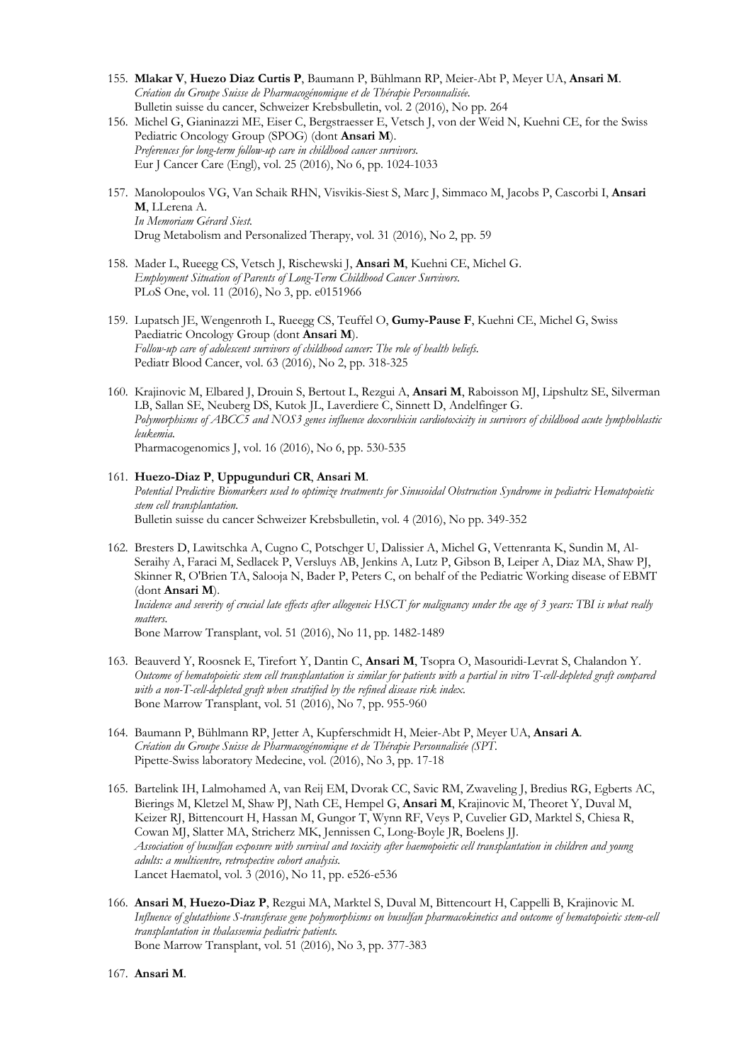155. **Mlakar V**, **Huezo Diaz Curtis P**, Baumann P, Bühlmann RP, Meier-Abt P, Meyer UA, **Ansari M**.
*Création du Groupe Suisse de Pharmacogénomique et de Thérapie Personnalisée.*
Bulletin suisse du cancer, Schweizer Krebsbulletin, vol. 2 (2016), No pp. 264

156. Michel G, Gianinazzi ME, Eiser C, Bergstraesser E, Vetsch J, von der Weid N, Kuehni CE, for the Swiss Pediatric Oncology Group (SPOG) (dont **Ansari M**).
*Preferences for long-term follow-up care in childhood cancer survivors.*
Eur J Cancer Care (Engl), vol. 25 (2016), No 6, pp. 1024-1033

157. Manolopoulos VG, Van Schaik RHN, Visvikis-Siest S, Marc J, Simmaco M, Jacobs P, Cascorbi I, **Ansari M**, LLerena A.
*In Memoriam Gérard Siest.*
Drug Metabolism and Personalized Therapy, vol. 31 (2016), No 2, pp. 59

158. Mader L, Rueegg CS, Vetsch J, Rischewski J, **Ansari M**, Kuehni CE, Michel G.
*Employment Situation of Parents of Long-Term Childhood Cancer Survivors.*
PLoS One, vol. 11 (2016), No 3, pp. e0151966

159. Lupatsch JE, Wengenroth L, Rueegg CS, Teuffel O, **Gumy-Pause F**, Kuehni CE, Michel G, Swiss Paediatric Oncology Group (dont **Ansari M**).
*Follow-up care of adolescent survivors of childhood cancer: The role of health beliefs.*
Pediatr Blood Cancer, vol. 63 (2016), No 2, pp. 318-325

160. Krajinovic M, Elbared J, Drouin S, Bertout L, Rezgui A, **Ansari M**, Raboisson MJ, Lipshultz SE, Silverman LB, Sallan SE, Neuberg DS, Kutok JL, Laverdiere C, Sinnett D, Andelfinger G.
*Polymorphisms of ABCC5 and NOS3 genes influence doxorubicin cardiotoxicity in survivors of childhood acute lymphoblastic leukemia.*
Pharmacogenomics J, vol. 16 (2016), No 6, pp. 530-535

161. **Huezo-Diaz P**, **Uppugunduri CR**, **Ansari M**.
*Potential Predictive Biomarkers used to optimize treatments for Sinusoidal Obstruction Syndrome in pediatric Hematopoietic stem cell transplantation.*
Bulletin suisse du cancer Schweizer Krebsbulletin, vol. 4 (2016), No pp. 349-352

162. Bresters D, Lawitschka A, Cugno C, Potschger U, Dalissier A, Michel G, Vettenranta K, Sundin M, Al-Seraihy A, Faraci M, Sedlacek P, Versluys AB, Jenkins A, Lutz P, Gibson B, Leiper A, Diaz MA, Shaw PJ, Skinner R, O'Brien TA, Salooja N, Bader P, Peters C, on behalf of the Pediatric Working disease of EBMT (dont **Ansari M**).
*Incidence and severity of crucial late effects after allogeneic HSCT for malignancy under the age of 3 years: TBI is what really matters.*
Bone Marrow Transplant, vol. 51 (2016), No 11, pp. 1482-1489

163. Beauverd Y, Roosnek E, Tirefort Y, Dantin C, **Ansari M**, Tsopra O, Masouridi-Levrat S, Chalandon Y.
*Outcome of hematopoietic stem cell transplantation is similar for patients with a partial in vitro T-cell-depleted graft compared with a non-T-cell-depleted graft when stratified by the refined disease risk index.*
Bone Marrow Transplant, vol. 51 (2016), No 7, pp. 955-960

164. Baumann P, Bühlmann RP, Jetter A, Kupferschmidt H, Meier-Abt P, Meyer UA, **Ansari A**.
*Création du Groupe Suisse de Pharmacogénomique et de Thérapie Personnalisée (SPT.*
Pipette-Swiss laboratory Medecine, vol. (2016), No 3, pp. 17-18

165. Bartelink IH, Lalmohamed A, van Reij EM, Dvorak CC, Savic RM, Zwaveling J, Bredius RG, Egberts AC, Bierings M, Kletzel M, Shaw PJ, Nath CE, Hempel G, **Ansari M**, Krajinovic M, Theoret Y, Duval M, Keizer RJ, Bittencourt H, Hassan M, Gungor T, Wynn RF, Veys P, Cuvelier GD, Marktel S, Chiesa R, Cowan MJ, Slatter MA, Stricherz MK, Jennissen C, Long-Boyle JR, Boelens JJ.
*Association of busulfan exposure with survival and toxicity after haemopoietic cell transplantation in children and young adults: a multicentre, retrospective cohort analysis.*
Lancet Haematol, vol. 3 (2016), No 11, pp. e526-e536

166. **Ansari M**, **Huezo-Diaz P**, Rezgui MA, Marktel S, Duval M, Bittencourt H, Cappelli B, Krajinovic M.
*Influence of glutathione S-transferase gene polymorphisms on busulfan pharmacokinetics and outcome of hematopoietic stem-cell transplantation in thalassemia pediatric patients.*
Bone Marrow Transplant, vol. 51 (2016), No 3, pp. 377-383

167. **Ansari M**.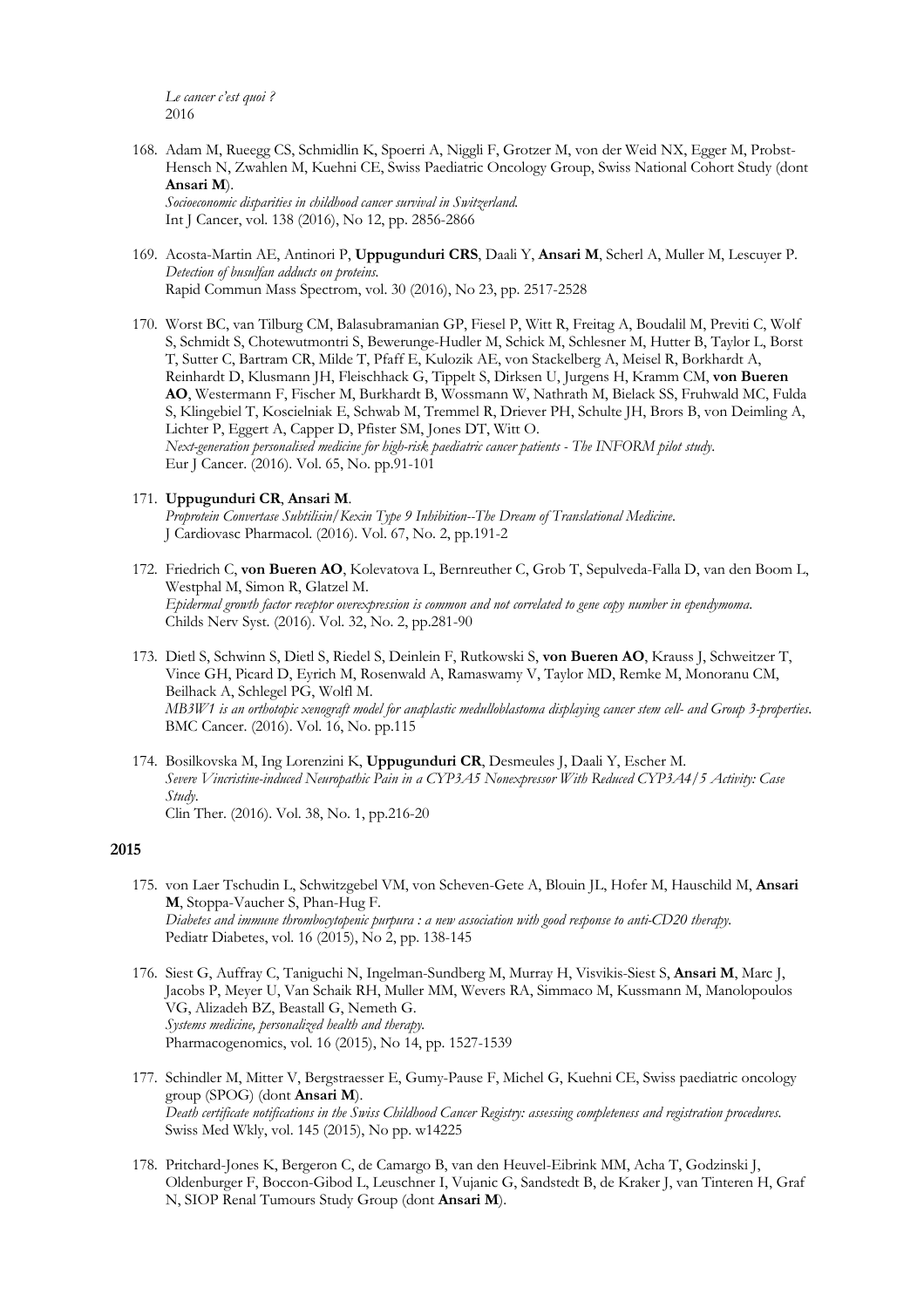*Le cancer c'est quoi ?*
2016

168. Adam M, Rueegg CS, Schmidlin K, Spoerri A, Niggli F, Grotzer M, von der Weid NX, Egger M, Probst-Hensch N, Zwahlen M, Kuehni CE, Swiss Paediatric Oncology Group, Swiss National Cohort Study (dont **Ansari M**).
*Socioeconomic disparities in childhood cancer survival in Switzerland.*
Int J Cancer, vol. 138 (2016), No 12, pp. 2856-2866

169. Acosta-Martin AE, Antinori P, **Uppugunduri CRS**, Daali Y, **Ansari M**, Scherl A, Muller M, Lescuyer P.
*Detection of busulfan adducts on proteins.*
Rapid Commun Mass Spectrom, vol. 30 (2016), No 23, pp. 2517-2528

170. Worst BC, van Tilburg CM, Balasubramanian GP, Fiesel P, Witt R, Freitag A, Boudalil M, Previti C, Wolf S, Schmidt S, Chotewutmontri S, Bewerunge-Hudler M, Schick M, Schlesner M, Hutter B, Taylor L, Borst T, Sutter C, Bartram CR, Milde T, Pfaff E, Kulozik AE, von Stackelberg A, Meisel R, Borkhardt A, Reinhardt D, Klusmann JH, Fleischhack G, Tippelt S, Dirksen U, Jurgens H, Kramm CM, **von Bueren AO**, Westermann F, Fischer M, Burkhardt B, Wossmann W, Nathrath M, Bielack SS, Fruhwald MC, Fulda S, Klingebiel T, Koscielniak E, Schwab M, Tremmel R, Driever PH, Schulte JH, Brors B, von Deimling A, Lichter P, Eggert A, Capper D, Pfister SM, Jones DT, Witt O.
*Next-generation personalised medicine for high-risk paediatric cancer patients - The INFORM pilot study.*
Eur J Cancer. (2016). Vol. 65, No. pp.91-101

171. **Uppugunduri CR**, **Ansari M**.
*Proprotein Convertase Subtilisin/Kexin Type 9 Inhibition--The Dream of Translational Medicine.*
J Cardiovasc Pharmacol. (2016). Vol. 67, No. 2, pp.191-2

172. Friedrich C, **von Bueren AO**, Kolevatova L, Bernreuther C, Grob T, Sepulveda-Falla D, van den Boom L, Westphal M, Simon R, Glatzel M.
*Epidermal growth factor receptor overexpression is common and not correlated to gene copy number in ependymoma.*
Childs Nerv Syst. (2016). Vol. 32, No. 2, pp.281-90

173. Dietl S, Schwinn S, Dietl S, Riedel S, Deinlein F, Rutkowski S, **von Bueren AO**, Krauss J, Schweitzer T, Vince GH, Picard D, Eyrich M, Rosenwald A, Ramaswamy V, Taylor MD, Remke M, Monoranu CM, Beilhack A, Schlegel PG, Wolfl M.
*MB3W1 is an orthotopic xenograft model for anaplastic medulloblastoma displaying cancer stem cell- and Group 3-properties.*
BMC Cancer. (2016). Vol. 16, No. pp.115

174. Bosilkovska M, Ing Lorenzini K, **Uppugunduri CR**, Desmeules J, Daali Y, Escher M.
*Severe Vincristine-induced Neuropathic Pain in a CYP3A5 Nonexpressor With Reduced CYP3A4/5 Activity: Case Study.*
Clin Ther. (2016). Vol. 38, No. 1, pp.216-20

## 2015

175. von Laer Tschudin L, Schwitzgebel VM, von Scheven-Gete A, Blouin JL, Hofer M, Hauschild M, **Ansari M**, Stoppa-Vaucher S, Phan-Hug F.
*Diabetes and immune thrombocytopenic purpura : a new association with good response to anti-CD20 therapy.*
Pediatr Diabetes, vol. 16 (2015), No 2, pp. 138-145

176. Siest G, Auffray C, Taniguchi N, Ingelman-Sundberg M, Murray H, Visvikis-Siest S, **Ansari M**, Marc J, Jacobs P, Meyer U, Van Schaik RH, Muller MM, Wevers RA, Simmaco M, Kussmann M, Manolopoulos VG, Alizadeh BZ, Beastall G, Nemeth G.
*Systems medicine, personalized health and therapy.*
Pharmacogenomics, vol. 16 (2015), No 14, pp. 1527-1539

177. Schindler M, Mitter V, Bergstraesser E, Gumy-Pause F, Michel G, Kuehni CE, Swiss paediatric oncology group (SPOG) (dont **Ansari M**).
*Death certificate notifications in the Swiss Childhood Cancer Registry: assessing completeness and registration procedures.*
Swiss Med Wkly, vol. 145 (2015), No pp. w14225

178. Pritchard-Jones K, Bergeron C, de Camargo B, van den Heuvel-Eibrink MM, Acha T, Godzinski J, Oldenburger F, Boccon-Gibod L, Leuschner I, Vujanic G, Sandstedt B, de Kraker J, van Tinteren H, Graf N, SIOP Renal Tumours Study Group (dont **Ansari M**).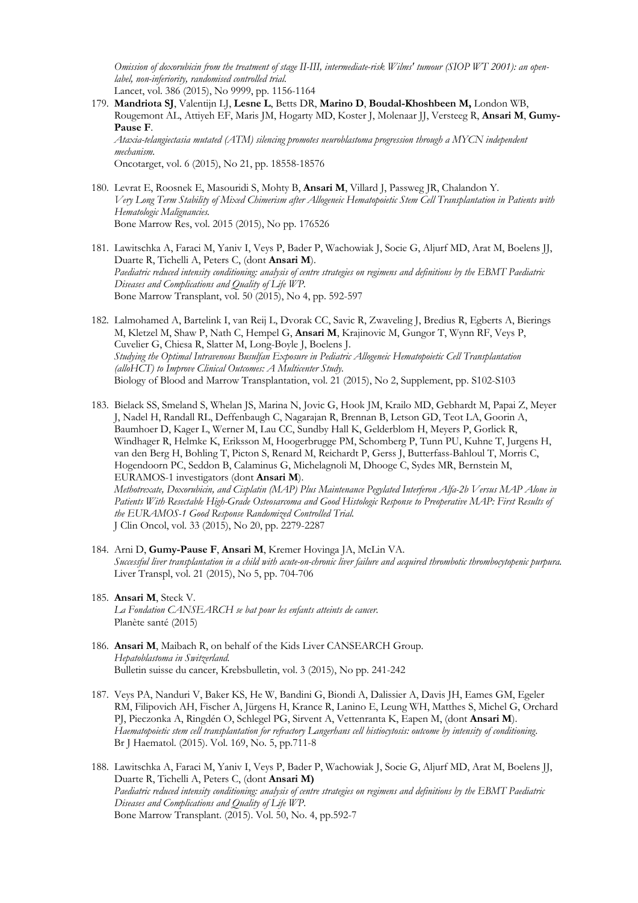*Omission of doxorubicin from the treatment of stage II-III, intermediate-risk Wilms' tumour (SIOP WT 2001): an open-label, non-inferiority, randomised controlled trial.*
Lancet, vol. 386 (2015), No 9999, pp. 1156-1164

179. **Mandriota SJ**, Valentijn LJ, **Lesne L**, Betts DR, **Marino D**, **Boudal-Khoshbeen M,** London WB, Rougemont AL, Attiyeh EF, Maris JM, Hogarty MD, Koster J, Molenaar JJ, Versteeg R, **Ansari M**, **Gumy-Pause F**.
*Ataxia-telangiectasia mutated (ATM) silencing promotes neuroblastoma progression through a MYCN independent mechanism.*
Oncotarget, vol. 6 (2015), No 21, pp. 18558-18576

180. Levrat E, Roosnek E, Masouridi S, Mohty B, **Ansari M**, Villard J, Passweg JR, Chalandon Y.
*Very Long Term Stability of Mixed Chimerism after Allogeneic Hematopoietic Stem Cell Transplantation in Patients with Hematologic Malignancies.*
Bone Marrow Res, vol. 2015 (2015), No pp. 176526

181. Lawitschka A, Faraci M, Yaniv I, Veys P, Bader P, Wachowiak J, Socie G, Aljurf MD, Arat M, Boelens JJ, Duarte R, Tichelli A, Peters C, (dont **Ansari M**).
*Paediatric reduced intensity conditioning: analysis of centre strategies on regimens and definitions by the EBMT Paediatric Diseases and Complications and Quality of Life WP.*
Bone Marrow Transplant, vol. 50 (2015), No 4, pp. 592-597

182. Lalmohamed A, Bartelink I, van Reij L, Dvorak CC, Savic R, Zwaveling J, Bredius R, Egberts A, Bierings M, Kletzel M, Shaw P, Nath C, Hempel G, **Ansari M**, Krajinovic M, Gungor T, Wynn RF, Veys P, Cuvelier G, Chiesa R, Slatter M, Long-Boyle J, Boelens J.
*Studying the Optimal Intravenous Busulfan Exposure in Pediatric Allogeneic Hematopoietic Cell Transplantation (alloHCT) to Improve Clinical Outcomes: A Multicenter Study.*
Biology of Blood and Marrow Transplantation, vol. 21 (2015), No 2, Supplement, pp. S102-S103

183. Bielack SS, Smeland S, Whelan JS, Marina N, Jovic G, Hook JM, Krailo MD, Gebhardt M, Papai Z, Meyer J, Nadel H, Randall RL, Deffenbaugh C, Nagarajan R, Brennan B, Letson GD, Teot LA, Goorin A, Baumhoer D, Kager L, Werner M, Lau CC, Sundby Hall K, Gelderblom H, Meyers P, Gorlick R, Windhager R, Helmke K, Eriksson M, Hoogerbrugge PM, Schomberg P, Tunn PU, Kuhne T, Jurgens H, van den Berg H, Bohling T, Picton S, Renard M, Reichardt P, Gerss J, Butterfass-Bahloul T, Morris C, Hogendoorn PC, Seddon B, Calaminus G, Michelagnoli M, Dhooge C, Sydes MR, Bernstein M, EURAMOS-1 investigators (dont **Ansari M**).
*Methotrexate, Doxorubicin, and Cisplatin (MAP) Plus Maintenance Pegylated Interferon Alfa-2b Versus MAP Alone in Patients With Resectable High-Grade Osteosarcoma and Good Histologic Response to Preoperative MAP: First Results of the EURAMOS-1 Good Response Randomized Controlled Trial.*
J Clin Oncol, vol. 33 (2015), No 20, pp. 2279-2287

184. Arni D, **Gumy-Pause F**, **Ansari M**, Kremer Hovinga JA, McLin VA.
*Successful liver transplantation in a child with acute-on-chronic liver failure and acquired thrombotic thrombocytopenic purpura.*
Liver Transpl, vol. 21 (2015), No 5, pp. 704-706

185. **Ansari M**, Steck V.
*La Fondation CANSEARCH se bat pour les enfants atteints de cancer.*
Planète santé (2015)

186. **Ansari M**, Maibach R, on behalf of the Kids Liver CANSEARCH Group.
*Hepatoblastoma in Switzerland.*
Bulletin suisse du cancer, Krebsbulletin, vol. 3 (2015), No pp. 241-242

187. Veys PA, Nanduri V, Baker KS, He W, Bandini G, Biondi A, Dalissier A, Davis JH, Eames GM, Egeler RM, Filipovich AH, Fischer A, Jürgens H, Krance R, Lanino E, Leung WH, Matthes S, Michel G, Orchard PJ, Pieczonka A, Ringdén O, Schlegel PG, Sirvent A, Vettenranta K, Eapen M, (dont **Ansari M**).
*Haematopoietic stem cell transplantation for refractory Langerhans cell histiocytosis: outcome by intensity of conditioning.*
Br J Haematol. (2015). Vol. 169, No. 5, pp.711-8

188. Lawitschka A, Faraci M, Yaniv I, Veys P, Bader P, Wachowiak J, Socie G, Aljurf MD, Arat M, Boelens JJ, Duarte R, Tichelli A, Peters C, (dont **Ansari M)**
*Paediatric reduced intensity conditioning: analysis of centre strategies on regimens and definitions by the EBMT Paediatric Diseases and Complications and Quality of Life WP.*
Bone Marrow Transplant. (2015). Vol. 50, No. 4, pp.592-7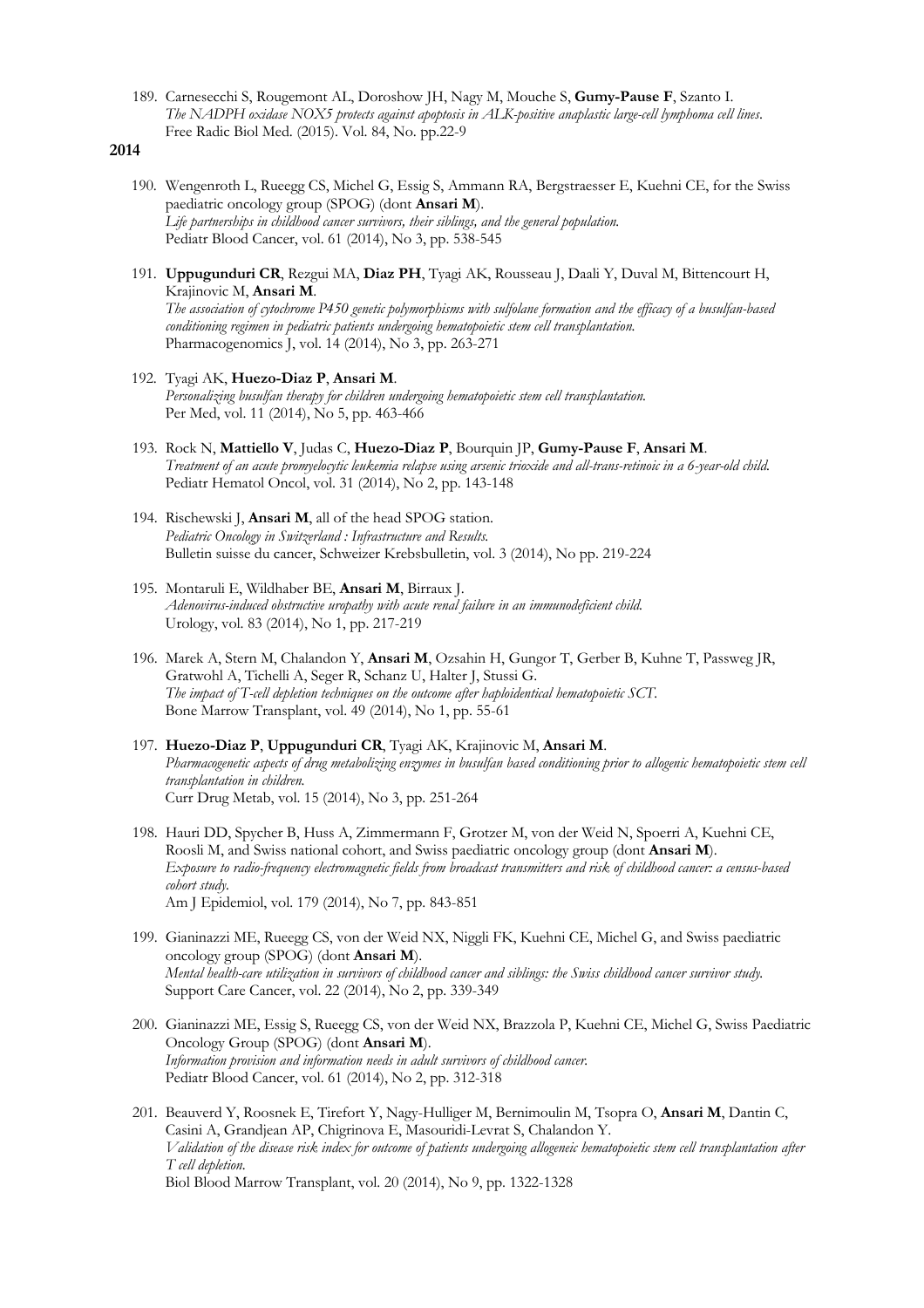189. Carnesecchi S, Rougemont AL, Doroshow JH, Nagy M, Mouche S, **Gumy-Pause F**, Szanto I.
*The NADPH oxidase NOX5 protects against apoptosis in ALK-positive anaplastic large-cell lymphoma cell lines.*
Free Radic Biol Med. (2015). Vol. 84, No. pp.22-9

**2014**

190. Wengenroth L, Rueegg CS, Michel G, Essig S, Ammann RA, Bergstraesser E, Kuehni CE, for the Swiss paediatric oncology group (SPOG) (dont **Ansari M**).
*Life partnerships in childhood cancer survivors, their siblings, and the general population.*
Pediatr Blood Cancer, vol. 61 (2014), No 3, pp. 538-545

191. **Uppugunduri CR**, Rezgui MA, **Diaz PH**, Tyagi AK, Rousseau J, Daali Y, Duval M, Bittencourt H, Krajinovic M, **Ansari M**.
*The association of cytochrome P450 genetic polymorphisms with sulfolane formation and the efficacy of a busulfan-based conditioning regimen in pediatric patients undergoing hematopoietic stem cell transplantation.*
Pharmacogenomics J, vol. 14 (2014), No 3, pp. 263-271

192. Tyagi AK, **Huezo-Diaz P**, **Ansari M**.
*Personalizing busulfan therapy for children undergoing hematopoietic stem cell transplantation.*
Per Med, vol. 11 (2014), No 5, pp. 463-466

193. Rock N, **Mattiello V**, Judas C, **Huezo-Diaz P**, Bourquin JP, **Gumy-Pause F**, **Ansari M**.
*Treatment of an acute promyelocytic leukemia relapse using arsenic trioxide and all-trans-retinoic in a 6-year-old child.*
Pediatr Hematol Oncol, vol. 31 (2014), No 2, pp. 143-148

194. Rischewski J, **Ansari M**, all of the head SPOG station.
*Pediatric Oncology in Switzerland : Infrastructure and Results.*
Bulletin suisse du cancer, Schweizer Krebsbulletin, vol. 3 (2014), No pp. 219-224

195. Montaruli E, Wildhaber BE, **Ansari M**, Birraux J.
*Adenovirus-induced obstructive uropathy with acute renal failure in an immunodeficient child.*
Urology, vol. 83 (2014), No 1, pp. 217-219

196. Marek A, Stern M, Chalandon Y, **Ansari M**, Ozsahin H, Gungor T, Gerber B, Kuhne T, Passweg JR, Gratwohl A, Tichelli A, Seger R, Schanz U, Halter J, Stussi G.
*The impact of T-cell depletion techniques on the outcome after haploidentical hematopoietic SCT.*
Bone Marrow Transplant, vol. 49 (2014), No 1, pp. 55-61

197. **Huezo-Diaz P**, **Uppugunduri CR**, Tyagi AK, Krajinovic M, **Ansari M**.
*Pharmacogenetic aspects of drug metabolizing enzymes in busulfan based conditioning prior to allogenic hematopoietic stem cell transplantation in children.*
Curr Drug Metab, vol. 15 (2014), No 3, pp. 251-264

198. Hauri DD, Spycher B, Huss A, Zimmermann F, Grotzer M, von der Weid N, Spoerri A, Kuehni CE, Roosli M, and Swiss national cohort, and Swiss paediatric oncology group (dont **Ansari M**).
*Exposure to radio-frequency electromagnetic fields from broadcast transmitters and risk of childhood cancer: a census-based cohort study.*
Am J Epidemiol, vol. 179 (2014), No 7, pp. 843-851

199. Gianinazzi ME, Rueegg CS, von der Weid NX, Niggli FK, Kuehni CE, Michel G, and Swiss paediatric oncology group (SPOG) (dont **Ansari M**).
*Mental health-care utilization in survivors of childhood cancer and siblings: the Swiss childhood cancer survivor study.*
Support Care Cancer, vol. 22 (2014), No 2, pp. 339-349

200. Gianinazzi ME, Essig S, Rueegg CS, von der Weid NX, Brazzola P, Kuehni CE, Michel G, Swiss Paediatric Oncology Group (SPOG) (dont **Ansari M**).
*Information provision and information needs in adult survivors of childhood cancer.*
Pediatr Blood Cancer, vol. 61 (2014), No 2, pp. 312-318

201. Beauverd Y, Roosnek E, Tirefort Y, Nagy-Hulliger M, Bernimoulin M, Tsopra O, **Ansari M**, Dantin C, Casini A, Grandjean AP, Chigrinova E, Masouridi-Levrat S, Chalandon Y.
*Validation of the disease risk index for outcome of patients undergoing allogeneic hematopoietic stem cell transplantation after T cell depletion.*
Biol Blood Marrow Transplant, vol. 20 (2014), No 9, pp. 1322-1328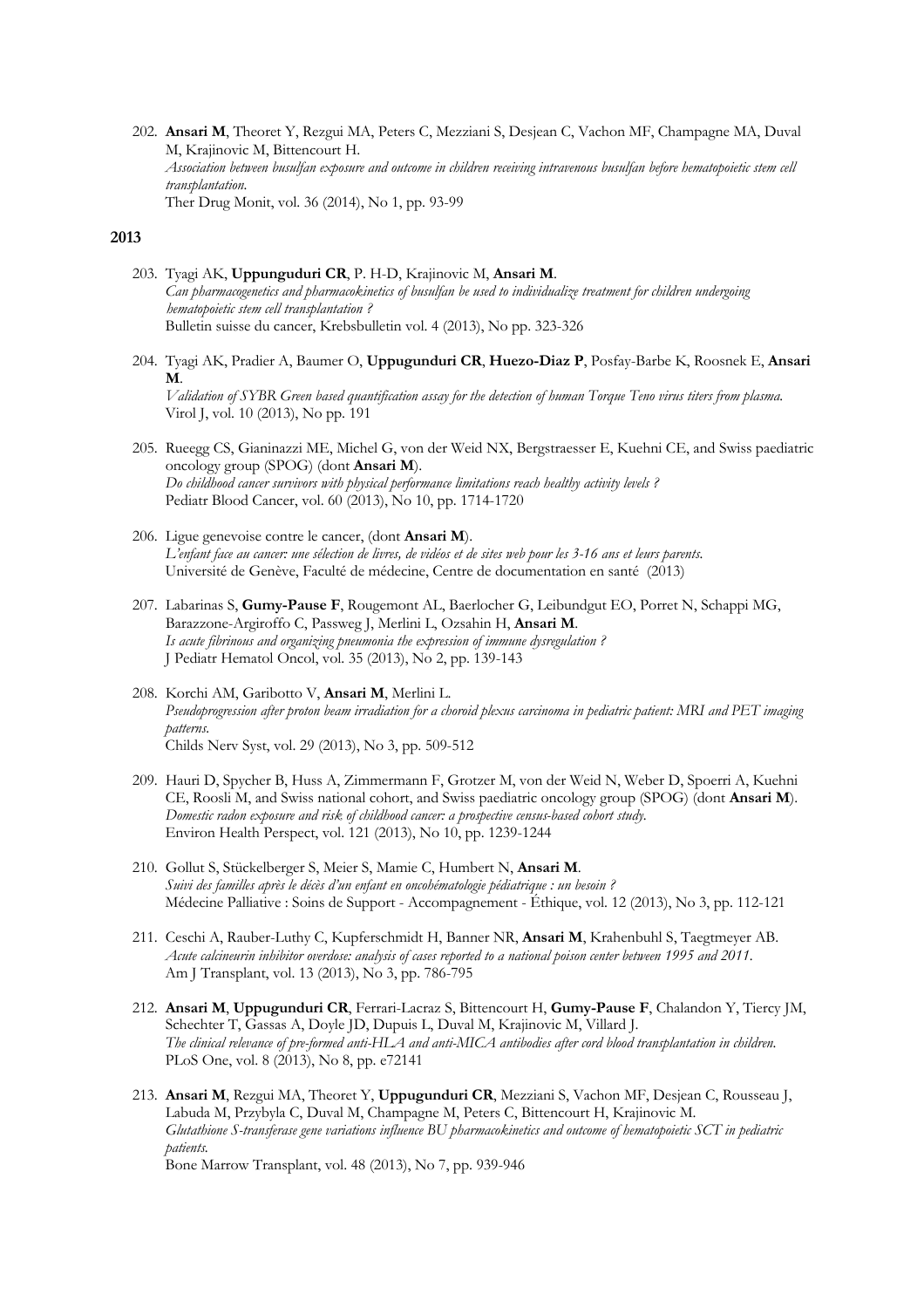202. **Ansari M**, Theoret Y, Rezgui MA, Peters C, Mezziani S, Desjean C, Vachon MF, Champagne MA, Duval M, Krajinovic M, Bittencourt H.
*Association between busulfan exposure and outcome in children receiving intravenous busulfan before hematopoietic stem cell transplantation.*
Ther Drug Monit, vol. 36 (2014), No 1, pp. 93-99

**2013**

203. Tyagi AK, **Uppunguduri CR**, P. H-D, Krajinovic M, **Ansari M**.
*Can pharmacogenetics and pharmacokinetics of busulfan be used to individualize treatment for children undergoing hematopoietic stem cell transplantation ?*
Bulletin suisse du cancer, Krebsbulletin vol. 4 (2013), No pp. 323-326

204. Tyagi AK, Pradier A, Baumer O, **Uppunguduri CR**, **Huezo-Diaz P**, Posfay-Barbe K, Roosnek E, **Ansari M**.
*Validation of SYBR Green based quantification assay for the detection of human Torque Teno virus titers from plasma.*
Virol J, vol. 10 (2013), No pp. 191

205. Rueegg CS, Gianinazzi ME, Michel G, von der Weid NX, Bergstraesser E, Kuehni CE, and Swiss paediatric oncology group (SPOG) (dont **Ansari M**).
*Do childhood cancer survivors with physical performance limitations reach healthy activity levels ?*
Pediatr Blood Cancer, vol. 60 (2013), No 10, pp. 1714-1720

206. Ligue genevoise contre le cancer, (dont **Ansari M**).
*L'enfant face au cancer: une sélection de livres, de vidéos et de sites web pour les 3-16 ans et leurs parents.*
Université de Genève, Faculté de médecine, Centre de documentation en santé (2013)

207. Labarinas S, **Gumy-Pause F**, Rougemont AL, Baerlocher G, Leibundgut EO, Porret N, Schappi MG, Barazzone-Argiroffo C, Passweg J, Merlini L, Ozsahin H, **Ansari M**.
*Is acute fibrinous and organizing pneumonia the expression of immune dysregulation ?*
J Pediatr Hematol Oncol, vol. 35 (2013), No 2, pp. 139-143

208. Korchi AM, Garibotto V, **Ansari M**, Merlini L.
*Pseudoprogression after proton beam irradiation for a choroid plexus carcinoma in pediatric patient: MRI and PET imaging patterns.*
Childs Nerv Syst, vol. 29 (2013), No 3, pp. 509-512

209. Hauri D, Spycher B, Huss A, Zimmermann F, Grotzer M, von der Weid N, Weber D, Spoerri A, Kuehni CE, Roosli M, and Swiss national cohort, and Swiss paediatric oncology group (SPOG) (dont **Ansari M**).
*Domestic radon exposure and risk of childhood cancer: a prospective census-based cohort study.*
Environ Health Perspect, vol. 121 (2013), No 10, pp. 1239-1244

210. Gollut S, Stückelberger S, Meier S, Mamie C, Humbert N, **Ansari M**.
*Suivi des familles après le décès d'un enfant en oncohématologie pédiatrique : un besoin ?*
Médecine Palliative : Soins de Support - Accompagnement - Éthique, vol. 12 (2013), No 3, pp. 112-121

211. Ceschi A, Rauber-Luthy C, Kupferschmidt H, Banner NR, **Ansari M**, Krahenbuhl S, Taegtmeyer AB.
*Acute calcineurin inhibitor overdose: analysis of cases reported to a national poison center between 1995 and 2011.*
Am J Transplant, vol. 13 (2013), No 3, pp. 786-795

212. **Ansari M**, **Uppugunduri CR**, Ferrari-Lacraz S, Bittencourt H, **Gumy-Pause F**, Chalandon Y, Tiercy JM, Schechter T, Gassas A, Doyle JD, Dupuis L, Duval M, Krajinovic M, Villard J.
*The clinical relevance of pre-formed anti-HLA and anti-MICA antibodies after cord blood transplantation in children.*
PLoS One, vol. 8 (2013), No 8, pp. e72141

213. **Ansari M**, Rezgui MA, Theoret Y, **Uppugunduri CR**, Mezziani S, Vachon MF, Desjean C, Rousseau J, Labuda M, Przybyla C, Duval M, Champagne M, Peters C, Bittencourt H, Krajinovic M.
*Glutathione S-transferase gene variations influence BU pharmacokinetics and outcome of hematopoietic SCT in pediatric patients.*
Bone Marrow Transplant, vol. 48 (2013), No 7, pp. 939-946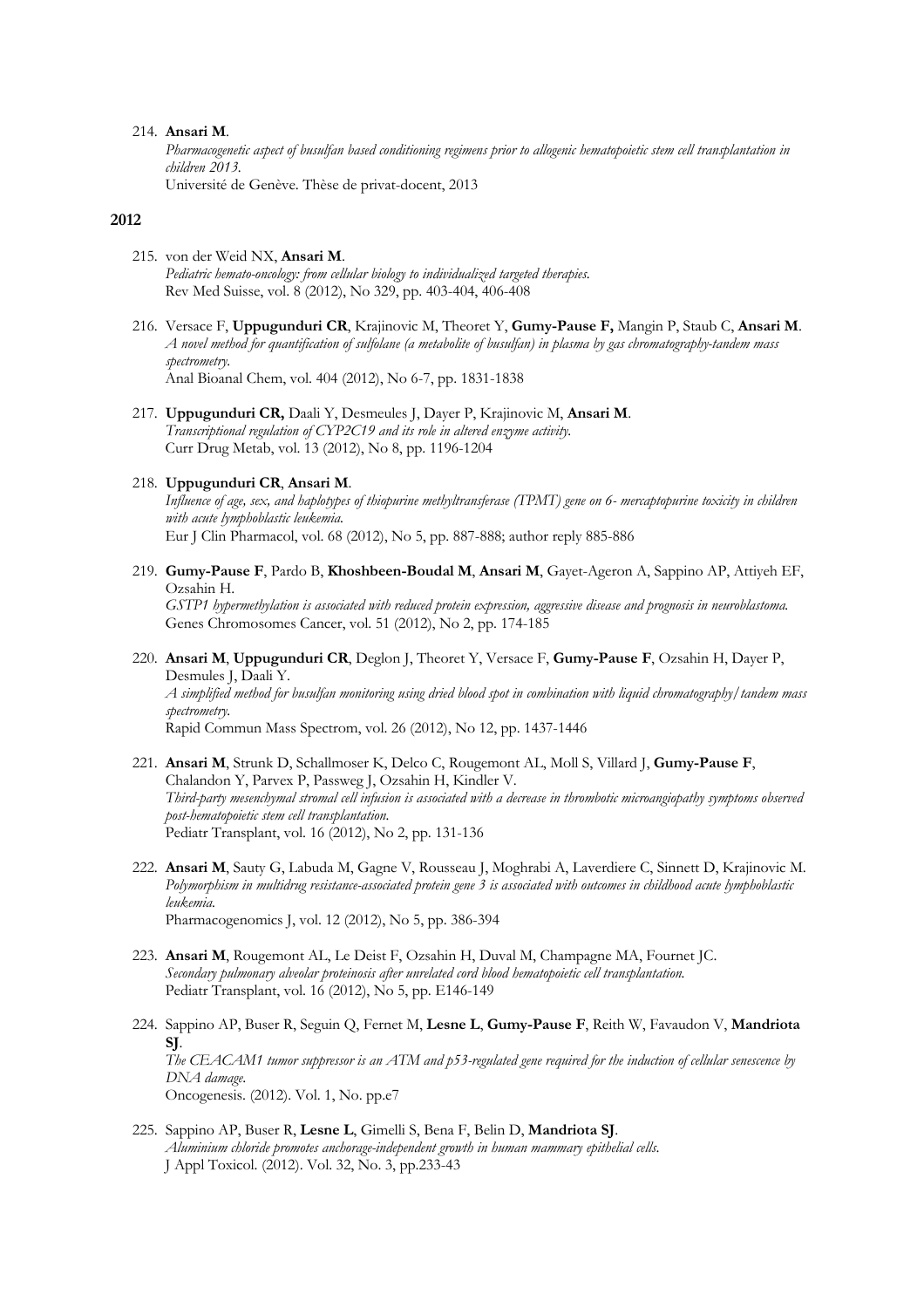214. **Ansari M**.
*Pharmacogenetic aspect of busulfan based conditioning regimens prior to allogenic hematopoietic stem cell transplantation in children 2013.*
Université de Genève. Thèse de privat-docent, 2013

**2012**

215. von der Weid NX, **Ansari M**.
*Pediatric hemato-oncology: from cellular biology to individualized targeted therapies.*
Rev Med Suisse, vol. 8 (2012), No 329, pp. 403-404, 406-408

216. Versace F, **Uppugunduri CR**, Krajinovic M, Theoret Y, **Gumy-Pause F,** Mangin P, Staub C, **Ansari M**.
*A novel method for quantification of sulfolane (a metabolite of busulfan) in plasma by gas chromatography-tandem mass spectrometry.*
Anal Bioanal Chem, vol. 404 (2012), No 6-7, pp. 1831-1838

217. **Uppugunduri CR,** Daali Y, Desmeules J, Dayer P, Krajinovic M, **Ansari M**.
*Transcriptional regulation of CYP2C19 and its role in altered enzyme activity.*
Curr Drug Metab, vol. 13 (2012), No 8, pp. 1196-1204

218. **Uppugunduri CR**, **Ansari M**.
*Influence of age, sex, and haplotypes of thiopurine methyltransferase (TPMT) gene on 6- mercaptopurine toxicity in children with acute lymphoblastic leukemia.*
Eur J Clin Pharmacol, vol. 68 (2012), No 5, pp. 887-888; author reply 885-886

219. **Gumy-Pause F**, Pardo B, **Khoshbeen-Boudal M**, **Ansari M**, Gayet-Ageron A, Sappino AP, Attiyeh EF, Ozsahin H.
*GSTP1 hypermethylation is associated with reduced protein expression, aggressive disease and prognosis in neuroblastoma.*
Genes Chromosomes Cancer, vol. 51 (2012), No 2, pp. 174-185

220. **Ansari M**, **Uppugunduri CR**, Deglon J, Theoret Y, Versace F, **Gumy-Pause F**, Ozsahin H, Dayer P, Desmules J, Daali Y.
*A simplified method for busulfan monitoring using dried blood spot in combination with liquid chromatography/tandem mass spectrometry.*
Rapid Commun Mass Spectrom, vol. 26 (2012), No 12, pp. 1437-1446

221. **Ansari M**, Strunk D, Schallmoser K, Delco C, Rougemont AL, Moll S, Villard J, **Gumy-Pause F**, Chalandon Y, Parvex P, Passweg J, Ozsahin H, Kindler V.
*Third-party mesenchymal stromal cell infusion is associated with a decrease in thrombotic microangiopathy symptoms observed post-hematopoietic stem cell transplantation.*
Pediatr Transplant, vol. 16 (2012), No 2, pp. 131-136

222. **Ansari M**, Sauty G, Labuda M, Gagne V, Rousseau J, Moghrabi A, Laverdiere C, Sinnett D, Krajinovic M.
*Polymorphism in multidrug resistance-associated protein gene 3 is associated with outcomes in childhood acute lymphoblastic leukemia.*
Pharmacogenomics J, vol. 12 (2012), No 5, pp. 386-394

223. **Ansari M**, Rougemont AL, Le Deist F, Ozsahin H, Duval M, Champagne MA, Fournet JC.
*Secondary pulmonary alveolar proteinosis after unrelated cord blood hematopoietic cell transplantation.*
Pediatr Transplant, vol. 16 (2012), No 5, pp. E146-149

224. Sappino AP, Buser R, Seguin Q, Fernet M, **Lesne L**, **Gumy-Pause F**, Reith W, Favaudon V, **Mandriota SJ**.
*The CEACAM1 tumor suppressor is an ATM and p53-regulated gene required for the induction of cellular senescence by DNA damage.*
Oncogenesis. (2012). Vol. 1, No. pp.e7

225. Sappino AP, Buser R, **Lesne L**, Gimelli S, Bena F, Belin D, **Mandriota SJ**.
*Aluminium chloride promotes anchorage-independent growth in human mammary epithelial cells.*
J Appl Toxicol. (2012). Vol. 32, No. 3, pp.233-43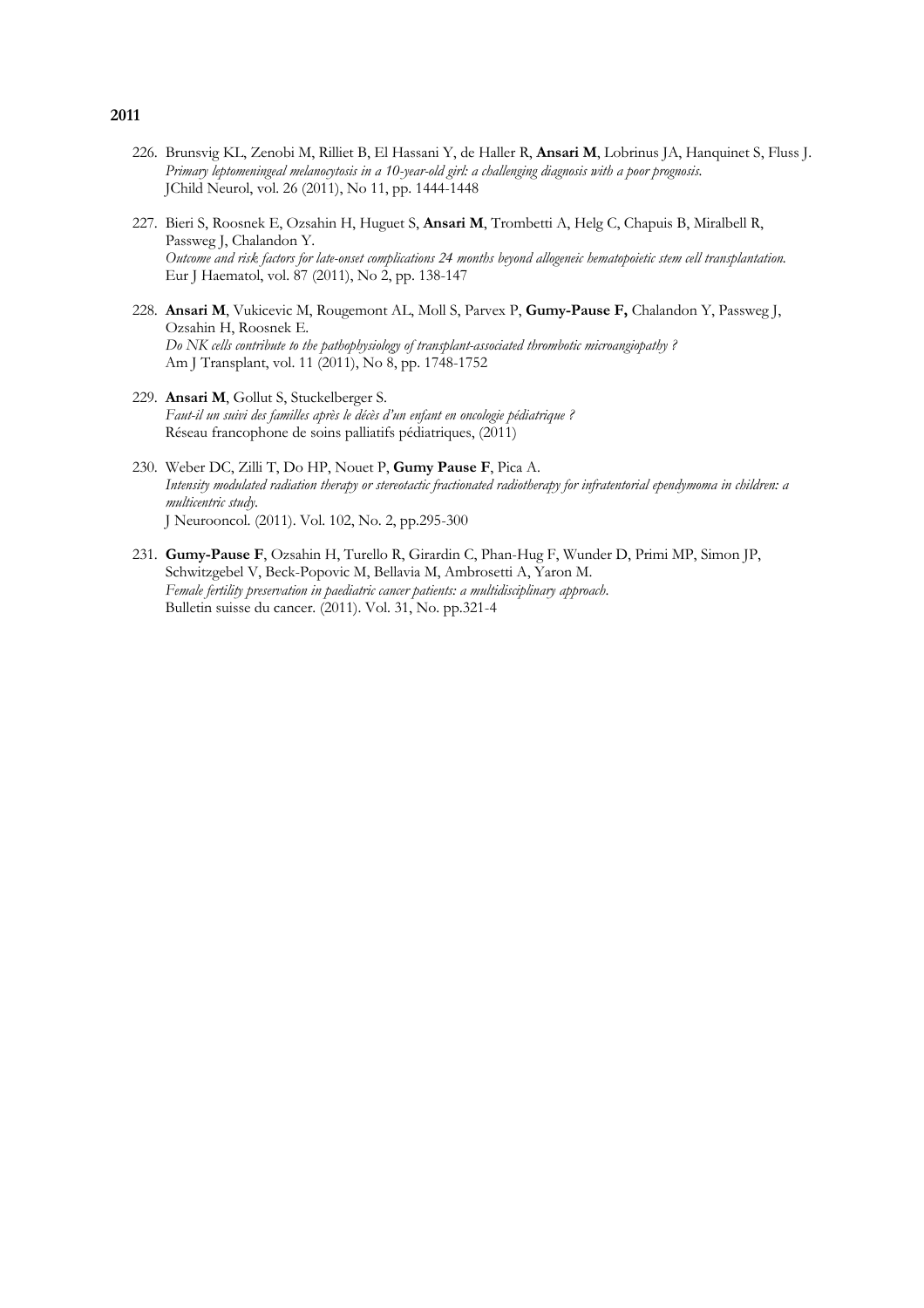**2011**

226. Brunsvig KL, Zenobi M, Rilliet B, El Hassani Y, de Haller R, **Ansari M**, Lobrinus JA, Hanquinet S, Fluss J.
*Primary leptomeningeal melanocytosis in a 10-year-old girl: a challenging diagnosis with a poor prognosis.*
JChild Neurol, vol. 26 (2011), No 11, pp. 1444-1448

227. Bieri S, Roosnek E, Ozsahin H, Huguet S, **Ansari M**, Trombetti A, Helg C, Chapuis B, Miralbell R, Passweg J, Chalandon Y.
*Outcome and risk factors for late-onset complications 24 months beyond allogeneic hematopoietic stem cell transplantation.*
Eur J Haematol, vol. 87 (2011), No 2, pp. 138-147

228. **Ansari M**, Vukicevic M, Rougemont AL, Moll S, Parvex P, **Gumy-Pause F,** Chalandon Y, Passweg J, Ozsahin H, Roosnek E.
*Do NK cells contribute to the pathophysiology of transplant-associated thrombotic microangiopathy ?*
Am J Transplant, vol. 11 (2011), No 8, pp. 1748-1752

229. **Ansari M**, Gollut S, Stuckelberger S.
*Faut-il un suivi des familles après le décès d'un enfant en oncologie pédiatrique ?*
Réseau francophone de soins palliatifs pédiatriques, (2011)

230. Weber DC, Zilli T, Do HP, Nouet P, **Gumy Pause F**, Pica A.
*Intensity modulated radiation therapy or stereotactic fractionated radiotherapy for infratentorial ependymoma in children: a multicentric study.*
J Neurooncol. (2011). Vol. 102, No. 2, pp.295-300

231. **Gumy-Pause F**, Ozsahin H, Turello R, Girardin C, Phan-Hug F, Wunder D, Primi MP, Simon JP, Schwitzgebel V, Beck-Popovic M, Bellavia M, Ambrosetti A, Yaron M.
*Female fertility preservation in paediatric cancer patients: a multidisciplinary approach.*
Bulletin suisse du cancer. (2011). Vol. 31, No. pp.321-4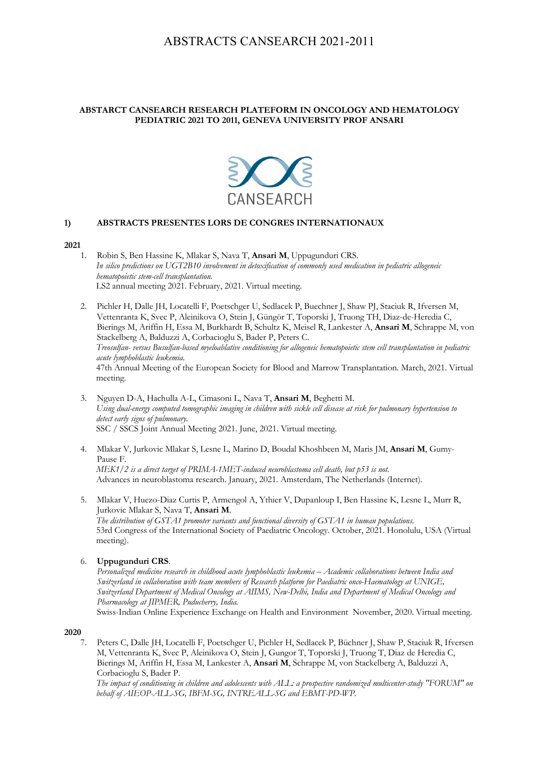# ABSTRACTS CANSEARCH 2021-2011

**ABSTARCT CANSEARCH RESEARCH PLATEFORM IN ONCOLOGY AND HEMATOLOGY PEDIATRIC 2021 TO 2011, GENEVA UNIVERSITY PROF ANSARI**

CANSEARCH

## 1) ABSTRACTS PRESENTES LORS DE CONGRES INTERNATIONAUX

### 2021

1. Robin S, Ben Hassine K, Mlakar S, Nava T, **Ansari M**, Uppugunduri CRS.
*In silico predictions on UGT2B10 involvement in detoxification of commonly used medication in pediatric allogeneic hematopoietic stem-cell transplantation.*
LS2 annual meeting 2021. February, 2021. Virtual meeting.

2. Pichler H, Dalle JH, Locatelli F, Poetschger U, Sedlacek P, Buechner J, Shaw PJ, Staciuk R, Ifversen M, Vettenranta K, Svec P, Aleinikova O, Stein J, Güngör T, Toporski J, Truong TH, Diaz-de-Heredia C, Bierings M, Ariffin H, Essa M, Burkhardt B, Schultz K, Meisel R, Lankester A, **Ansari M**, Schrappe M, von Stackelberg A, Balduzzi A, Corbacioglu S, Bader P, Peters C.
*Treosulfan- versus Busulfan-based myeloablative conditioning for allogeneic hematopoietic stem cell transplantation in pediatric acute lymphoblastic leukemia.*
47th Annual Meeting of the European Society for Blood and Marrow Transplantation. March, 2021. Virtual meeting.

3. Nguyen D-A, Hachulla A-L, Cimasoni L, Nava T, **Ansari M**, Beghetti M.
*Using dual-energy computed tomographic imaging in children with sickle cell disease at risk for pulmonary hypertension to detect early signs of pulmonary.*
SSC / SSCS Joint Annual Meeting 2021. June, 2021. Virtual meeting.

4. Mlakar V, Jurkovic Mlakar S, Lesne L, Marino D, Boudal Khoshbeen M, Maris JM, **Ansari M**, Gumy-Pause F.
*MEK1/2 is a direct target of PRIMA-1MET-induced neuroblastoma cell death, but p53 is not.*
Advances in neuroblastoma research. January, 2021. Amsterdam, The Netherlands (Internet).

5. Mlakar V, Huezo-Diaz Curtis P, Armengol A, Ythier V, Dupanloup I, Ben Hassine K, Lesne L, Murr R, Jurkovic Mlakar S, Nava T, **Ansari M**.
*The distribution of GSTA1 promoter variants and functional diversity of GSTA1 in human populations.*
53rd Congress of the International Society of Paediatric Oncology. October, 2021. Honolulu, USA (Virtual meeting).

6. **Uppugunduri CRS**.
*Personalized medicine research in childhood acute lymphoblastic leukemia – Academic collaborations between India and Switzerland in collaboration with team members of Research platform for Paediatric onco-Haematology at UNIGE, Switzerland Department of Medical Oncology at AIIMS, New-Delhi, India and Department of Medical Oncology and Pharmacology at JIPMER, Puducherry, India.*
Swiss-Indian Online Experience Exchange on Health and Environment November, 2020. Virtual meeting.

### 2020

7. Peters C, Dalle JH, Locatelli F, Poetschger U, Pichler H, Sedlacek P, Büchner J, Shaw P, Staciuk R, Ifversen M, Vettenranta K, Svec P, Aleinikova O, Stein J, Gungor T, Toporski J, Truong T, Diaz de Heredia C, Bierings M, Ariffin H, Essa M, Lankester A, **Ansari M**, Schrappe M, von Stackelberg A, Balduzzi A, Corbacioglu S, Bader P.
*The impact of conditioning in children and adolescents with ALL: a prospective randomized multicenter-study "FORUM" on behalf of AIEOP-ALL-SG, IBFM-SG, INTREALL-SG and EBMT-PD-WP.*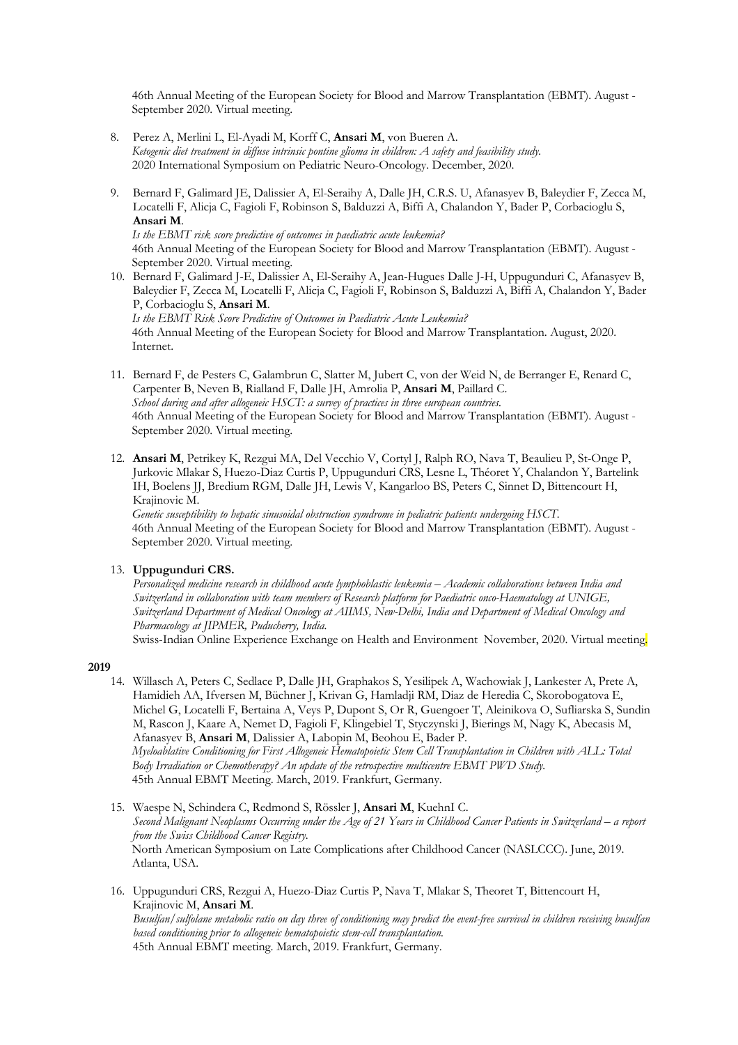46th Annual Meeting of the European Society for Blood and Marrow Transplantation (EBMT). August - September 2020. Virtual meeting.

8. Perez A, Merlini L, El-Ayadi M, Korff C, **Ansari M**, von Bueren A.
   *Ketogenic diet treatment in diffuse intrinsic pontine glioma in children: A safety and feasibility study.*
   2020 International Symposium on Pediatric Neuro-Oncology. December, 2020.

9. Bernard F, Galimard JE, Dalissier A, El-Seraihy A, Dalle JH, C.R.S. U, Afanasyev B, Baleydier F, Zecca M, Locatelli F, Alicja C, Fagioli F, Robinson S, Balduzzi A, Biffi A, Chalandon Y, Bader P, Corbacioglu S, **Ansari M**.
   *Is the EBMT risk score predictive of outcomes in paediatric acute leukemia?*
   46th Annual Meeting of the European Society for Blood and Marrow Transplantation (EBMT). August - September 2020. Virtual meeting.

10. Bernard F, Galimard J-E, Dalissier A, El-Seraihy A, Jean-Hugues Dalle J-H, Uppugunduri C, Afanasyev B, Baleydier F, Zecca M, Locatelli F, Alicja C, Fagioli F, Robinson S, Balduzzi A, Biffi A, Chalandon Y, Bader P, Corbacioglu S, **Ansari M**.
    *Is the EBMT Risk Score Predictive of Outcomes in Paediatric Acute Leukemia?*
    46th Annual Meeting of the European Society for Blood and Marrow Transplantation. August, 2020. Internet.

11. Bernard F, de Pesters C, Galambrun C, Slatter M, Jubert C, von der Weid N, de Berranger E, Renard C, Carpenter B, Neven B, Rialland F, Dalle JH, Amrolia P, **Ansari M**, Paillard C.
    *School during and after allogeneic HSCT: a survey of practices in three european countries.*
    46th Annual Meeting of the European Society for Blood and Marrow Transplantation (EBMT). August - September 2020. Virtual meeting.

12. **Ansari M**, Petrikey K, Rezgui MA, Del Vecchio V, Cortyl J, Ralph RO, Nava T, Beaulieu P, St-Onge P, Jurkovic Mlakar S, Huezo-Diaz Curtis P, Uppugunduri CRS, Lesne L, Théoret Y, Chalandon Y, Bartelink IH, Boelens JJ, Bredium RGM, Dalle JH, Lewis V, Kangarloo BS, Peters C, Sinnet D, Bittencourt H, Krajinovic M.
    *Genetic susceptibility to hepatic sinusoidal obstruction symdrome in pediatric patients undergoing HSCT.*
    46th Annual Meeting of the European Society for Blood and Marrow Transplantation (EBMT). August - September 2020. Virtual meeting.

13. **Uppugunduri CRS.**
    *Personalized medicine research in childhood acute lymphoblastic leukemia – Academic collaborations between India and Switzerland in collaboration with team members of Research platform for Paediatric onco-Haematology at UNIGE, Switzerland Department of Medical Oncology at AIIMS, New-Delhi, India and Department of Medical Oncology and Pharmacology at JIPMER, Puducherry, India.*
    Swiss-Indian Online Experience Exchange on Health and Environment November, 2020. Virtual meeting.

**2019**

14. Willasch A, Peters C, Sedlace P, Dalle JH, Graphakos S, Yesilipek A, Wachowiak J, Lankester A, Prete A, Hamidieh AA, Ifversen M, Büchner J, Krivan G, Hamladji RM, Diaz de Heredia C, Skorobogatova E, Michel G, Locatelli F, Bertaina A, Veys P, Dupont S, Or R, Guengoer T, Aleinikova O, Sufliarska S, Sundin M, Rascon J, Kaare A, Nemet D, Fagioli F, Klingebiel T, Styczynski J, Bierings M, Nagy K, Abecasis M, Afanasyev B, **Ansari M**, Dalissier A, Labopin M, Beohou E, Bader P.
    *Myeloablative Conditioning for First Allogeneic Hematopoietic Stem Cell Transplantation in Children with ALL: Total Body Irradiation or Chemotherapy? An update of the retrospective multicentre EBMT PWD Study.*
    45th Annual EBMT Meeting. March, 2019. Frankfurt, Germany.

15. Waespe N, Schindera C, Redmond S, Rössler J, **Ansari M**, KuehnI C.
    *Second Malignant Neoplasms Occurring under the Age of 21 Years in Childhood Cancer Patients in Switzerland – a report from the Swiss Childhood Cancer Registry.*
    North American Symposium on Late Complications after Childhood Cancer (NASLCCC). June, 2019. Atlanta, USA.

16. Uppugunduri CRS, Rezgui A, Huezo-Diaz Curtis P, Nava T, Mlakar S, Theoret T, Bittencourt H, Krajinovic M, **Ansari M**.
    *Busulfan/sulfolane metabolic ratio on day three of conditioning may predict the event-free survival in children receiving busulfan based conditioning prior to allogeneic hematopoietic stem-cell transplantation.*
    45th Annual EBMT meeting. March, 2019. Frankfurt, Germany.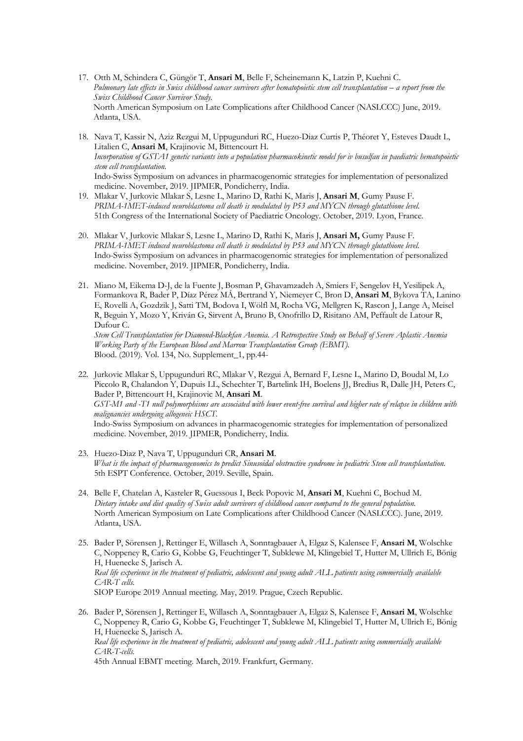17. Otth M, Schindera C, Güngör T, **Ansari M**, Belle F, Scheinemann K, Latzin P, Kuehni C.
    *Pulmonary late effects in Swiss childhood cancer survivors after hematopoietic stem cell transplantation – a report from the Swiss Childhood Cancer Survivor Study.*
    North American Symposium on Late Complications after Childhood Cancer (NASLCCC) June, 2019. Atlanta, USA.

18. Nava T, Kassir N, Aziz Rezgui M, Uppugunduri RC, Huezo-Diaz Curtis P, Théoret Y, Esteves Daudt L, Litalien C, **Ansari M**, Krajinovic M, Bittencourt H.
    *Incorporation of GSTA1 genetic variants into a population pharmacokinetic model for iv busulfan in paediatric hematopoietic stem cell transplantation.*
    Indo-Swiss Symposium on advances in pharmacogenomic strategies for implementation of personalized medicine. November, 2019. JIPMER, Pondicherry, India.

19. Mlakar V, Jurkovic Mlakar S, Lesne L, Marino D, Rathi K, Maris J, **Ansari M**, Gumy Pause F.
    *PRIMA-1MET-induced neuroblastoma cell death is modulated by P53 and MYCN through glutathione level.*
    51th Congress of the International Society of Paediatric Oncology. October, 2019. Lyon, France.

20. Mlakar V, Jurkovic Mlakar S, Lesne L, Marino D, Rathi K, Maris J, **Ansari M,** Gumy Pause F.
    *PRIMA-1MET induced neuroblastoma cell death is modulated by P53 and MYCN through glutathione level.*
    Indo-Swiss Symposium on advances in pharmacogenomic strategies for implementation of personalized medicine. November, 2019. JIPMER, Pondicherry, India.

21. Miano M, Eikema D-J, de la Fuente J, Bosman P, Ghavamzadeh A, Smiers F, Sengeløv H, Yesilipek A, Formankova R, Bader P, Díaz Pérez MÁ, Bertrand Y, Niemeyer C, Bron D, **Ansari M**, Bykova TA, Lanino E, Rovelli A, Gozdzik J, Satti TM, Bodova I, Wölfl M, Rocha VG, Mellgren K, Rascon J, Lange A, Meisel R, Beguin Y, Mozo Y, Kriván G, Sirvent A, Bruno B, Onofrillo D, Risitano AM, Peffault de Latour R, Dufour C.
    *Stem Cell Transplantation for Diamond-Blackfan Anemia. A Retrospective Study on Behalf of Severe Aplastic Anemia Working Party of the European Blood and Marrow Transplantation Group (EBMT).*
    Blood. (2019). Vol. 134, No. Supplement_1, pp.44-

22. Jurkovic Mlakar S, Uppugunduri RC, Mlakar V, Rezgui A, Bernard F, Lesne L, Marino D, Boudal M, Lo Piccolo R, Chalandon Y, Dupuis LL, Schechter T, Bartelink IH, Boelens JJ, Bredius R, Dalle JH, Peters C, Bader P, Bittencourt H, Krajinovic M, **Ansari M**.
    *GST-M1 and -T1 null polymorphisms are associated with lower event-free survival and higher rate of relapse in children with malignancies undergoing allogeneic HSCT.*
    Indo-Swiss Symposium on advances in pharmacogenomic strategies for implementation of personalized medicine. November, 2019. JIPMER, Pondicherry, India.

23. Huezo-Diaz P, Nava T, Uppugunduri CR, **Ansari M**.
    *What is the impact of pharmacogenomics to predict Sinusoidal obstructive syndrome in pediatric Stem cell transplantation.*
    5th ESPT Conference. October, 2019. Seville, Spain.

24. Belle F, Chatelan A, Kasteler R, Guessous I, Beck Popovic M, **Ansari M**, Kuehni C, Bochud M.
    *Dietary intake and diet quality of Swiss adult survivors of childhood cancer compared to the general population.*
    North American Symposium on Late Complications after Childhood Cancer (NASLCCC). June, 2019. Atlanta, USA.

25. Bader P, Sörensen J, Rettinger E, Willasch A, Sonntagbauer A, Elgaz S, Kalensee F, **Ansari M**, Wolschke C, Noppeney R, Cario G, Kobbe G, Feuchtinger T, Subklewe M, Klingebiel T, Hutter M, Ullrich E, Bönig H, Huenecke S, Jarisch A.
    *Real life experience in the treatment of pediatric, adolescent and young adult ALL patients using commercially available CAR-T cells.*
    SIOP Europe 2019 Annual meeting. May, 2019. Prague, Czech Republic.

26. Bader P, Sörensen J, Rettinger E, Willasch A, Sonntagbauer A, Elgaz S, Kalensee F, **Ansari M**, Wolschke C, Noppeney R, Cario G, Kobbe G, Feuchtinger T, Subklewe M, Klingebiel T, Hutter M, Ullrich E, Bönig H, Huenecke S, Jarisch A.
    *Real life experience in the treatment of pediatric, adolescent and young adult ALL patients using commercially available CAR-T-cells.*
    45th Annual EBMT meeting. March, 2019. Frankfurt, Germany.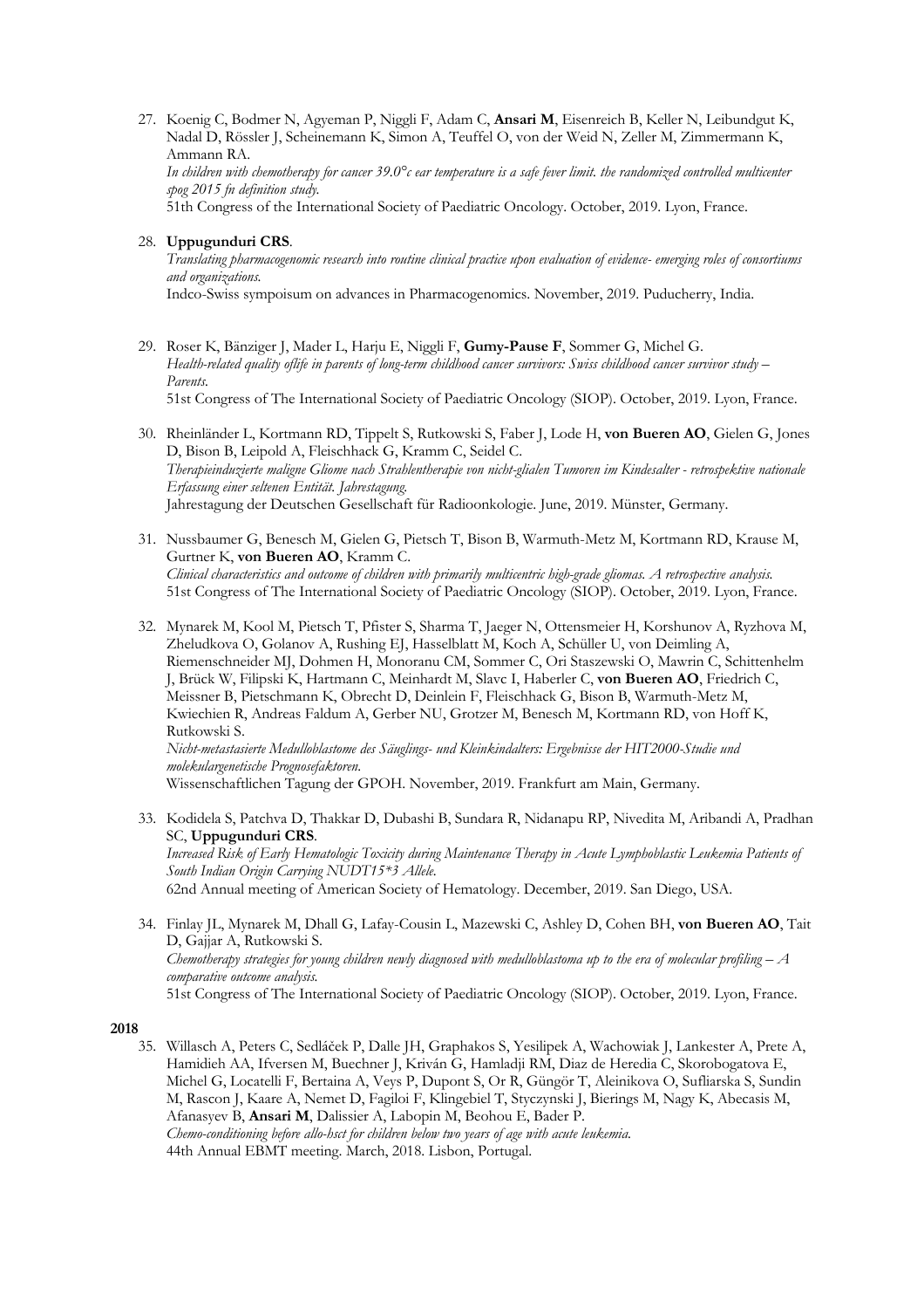27. Koenig C, Bodmer N, Agyeman P, Niggli F, Adam C, **Ansari M**, Eisenreich B, Keller N, Leibundgut K, Nadal D, Rössler J, Scheinemann K, Simon A, Teuffel O, von der Weid N, Zeller M, Zimmermann K, Ammann RA.
*In children with chemotherapy for cancer 39.0°c ear temperature is a safe fever limit. the randomized controlled multicenter spog 2015 fn definition study.*
51th Congress of the International Society of Paediatric Oncology. October, 2019. Lyon, France.

28. **Uppugunduri CRS**.
*Translating pharmacogenomic research into routine clinical practice upon evaluation of evidence- emerging roles of consortiums and organizations.*
Indco-Swiss sympoisum on advances in Pharmacogenomics. November, 2019. Puducherry, India.

29. Roser K, Bänziger J, Mader L, Harju E, Niggli F, **Gumy-Pause F**, Sommer G, Michel G.
*Health-related quality oflife in parents of long-term childhood cancer survivors: Swiss childhood cancer survivor study – Parents.*
51st Congress of The International Society of Paediatric Oncology (SIOP). October, 2019. Lyon, France.

30. Rheinländer L, Kortmann RD, Tippelt S, Rutkowski S, Faber J, Lode H, **von Bueren AO**, Gielen G, Jones D, Bison B, Leipold A, Fleischhack G, Kramm C, Seidel C.
*Therapieinduzierte maligne Gliome nach Strahlentherapie von nicht-glialen Tumoren im Kindesalter - retrospektive nationale Erfassung einer seltenen Entität. Jahrestagung.*
Jahrestagung der Deutschen Gesellschaft für Radioonkologie. June, 2019. Münster, Germany.

31. Nussbaumer G, Benesch M, Gielen G, Pietsch T, Bison B, Warmuth-Metz M, Kortmann RD, Krause M, Gurtner K, **von Bueren AO**, Kramm C.
*Clinical characteristics and outcome of children with primarily multicentric high-grade gliomas. A retrospective analysis.*
51st Congress of The International Society of Paediatric Oncology (SIOP). October, 2019. Lyon, France.

32. Mynarek M, Kool M, Pietsch T, Pfister S, Sharma T, Jaeger N, Ottensmeier H, Korshunov A, Ryzhova M, Zheludkova O, Golanov A, Rushing EJ, Hasselblatt M, Koch A, Schüller U, von Deimling A, Riemenschneider MJ, Dohmen H, Monoranu CM, Sommer C, Ori Staszewski O, Mawrin C, Schittenhelm J, Brück W, Filipski K, Hartmann C, Meinhardt M, Slavc I, Haberler C, **von Bueren AO**, Friedrich C, Meissner B, Pietschmann K, Obrecht D, Deinlein F, Fleischhack G, Bison B, Warmuth-Metz M, Kwiechien R, Andreas Faldum A, Gerber NU, Grotzer M, Benesch M, Kortmann RD, von Hoff K, Rutkowski S.
*Nicht-metastasierte Medulloblastome des Säuglings- und Kleinkindalters: Ergebnisse der HIT2000-Studie und molekulargenetische Prognosefaktoren.*
Wissenschaftlichen Tagung der GPOH. November, 2019. Frankfurt am Main, Germany.

33. Kodidela S, Patchva D, Thakkar D, Dubashi B, Sundara R, Nidanapu RP, Nivedita M, Aribandi A, Pradhan SC, **Uppugunduri CRS**.
*Increased Risk of Early Hematologic Toxicity during Maintenance Therapy in Acute Lymphoblastic Leukemia Patients of South Indian Origin Carrying NUDT15*3 Allele.*
62nd Annual meeting of American Society of Hematology. December, 2019. San Diego, USA.

34. Finlay JL, Mynarek M, Dhall G, Lafay-Cousin L, Mazewski C, Ashley D, Cohen BH, **von Bueren AO**, Tait D, Gajjar A, Rutkowski S.
*Chemotherapy strategies for young children newly diagnosed with medulloblastoma up to the era of molecular profiling – A comparative outcome analysis.*
51st Congress of The International Society of Paediatric Oncology (SIOP). October, 2019. Lyon, France.

**2018**

35. Willasch A, Peters C, Sedláček P, Dalle JH, Graphakos S, Yesilipek A, Wachowiak J, Lankester A, Prete A, Hamidieh AA, Ifversen M, Buechner J, Kriván G, Hamladji RM, Diaz de Heredia C, Skorobogatova E, Michel G, Locatelli F, Bertaina A, Veys P, Dupont S, Or R, Güngör T, Aleinikova O, Sufliarska S, Sundin M, Rascon J, Kaare A, Nemet D, Fagiloi F, Klingebiel T, Styczynski J, Bierings M, Nagy K, Abecasis M, Afanasyev B, **Ansari M**, Dalissier A, Labopin M, Beohou E, Bader P.
*Chemo-conditioning before allo-hsct for children below two years of age with acute leukemia.*
44th Annual EBMT meeting. March, 2018. Lisbon, Portugal.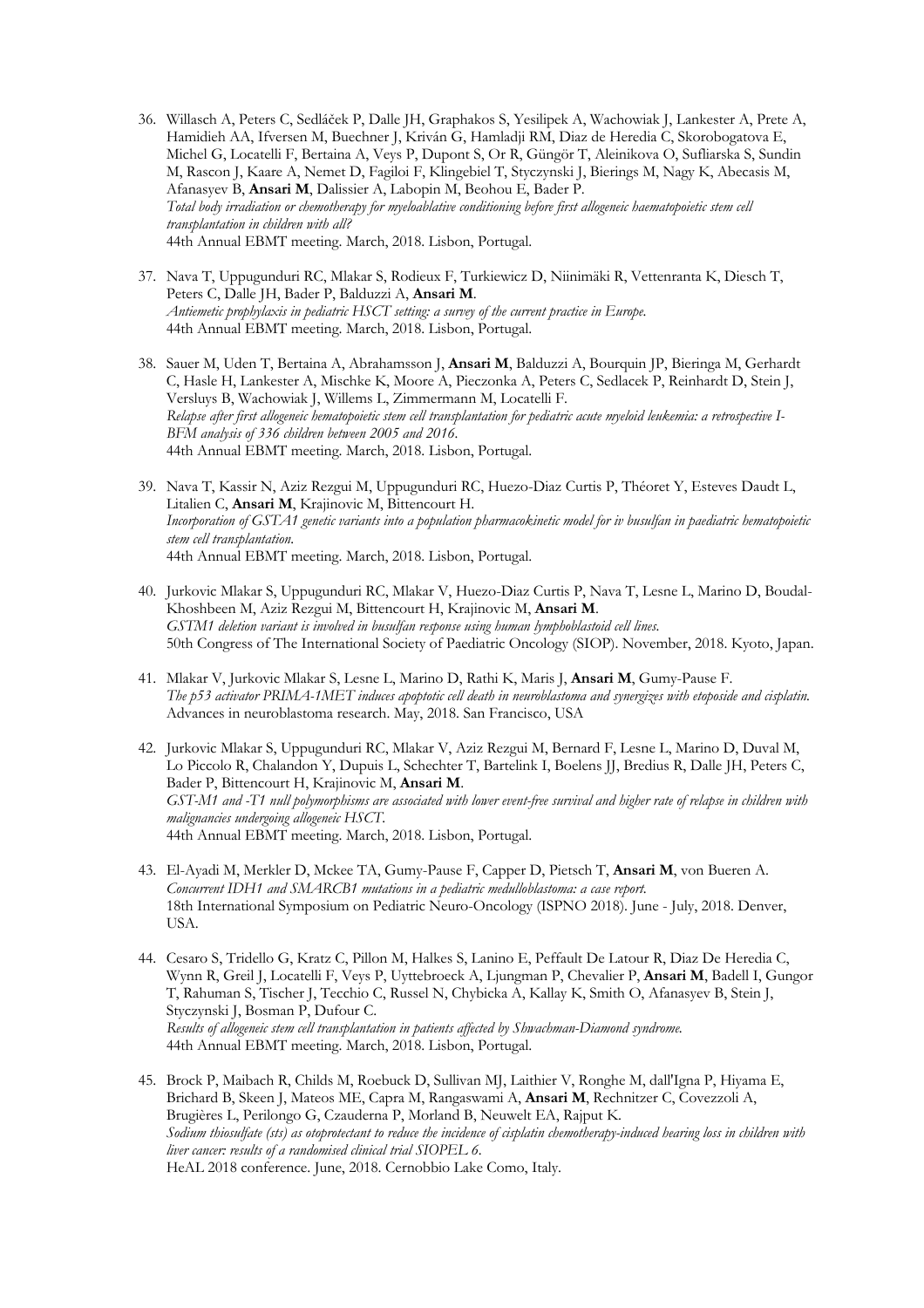36. Willasch A, Peters C, Sedláček P, Dalle JH, Graphakos S, Yesilipek A, Wachowiak J, Lankester A, Prete A, Hamidieh AA, Ifversen M, Buechner J, Kriván G, Hamladji RM, Diaz de Heredia C, Skorobogatova E, Michel G, Locatelli F, Bertaina A, Veys P, Dupont S, Or R, Güngör T, Aleinikova O, Sufliarska S, Sundin M, Rascon J, Kaare A, Nemet D, Fagiloi F, Klingebiel T, Styczynski J, Bierings M, Nagy K, Abecasis M, Afanasyev B, **Ansari M**, Dalissier A, Labopin M, Beohou E, Bader P.
*Total body irradiation or chemotherapy for myeloablative conditioning before first allogeneic haematopoietic stem cell transplantation in children with all?*
44th Annual EBMT meeting. March, 2018. Lisbon, Portugal.

37. Nava T, Uppugunduri RC, Mlakar S, Rodieux F, Turkiewicz D, Niinimäki R, Vettenranta K, Diesch T, Peters C, Dalle JH, Bader P, Balduzzi A, **Ansari M**.
*Antiemetic prophylaxis in pediatric HSCT setting: a survey of the current practice in Europe.*
44th Annual EBMT meeting. March, 2018. Lisbon, Portugal.

38. Sauer M, Uden T, Bertaina A, Abrahamsson J, **Ansari M**, Balduzzi A, Bourquin JP, Bieringa M, Gerhardt C, Hasle H, Lankester A, Mischke K, Moore A, Pieczonka A, Peters C, Sedlacek P, Reinhardt D, Stein J, Versluys B, Wachowiak J, Willems L, Zimmermann M, Locatelli F.
*Relapse after first allogeneic hematopoietic stem cell transplantation for pediatric acute myeloid leukemia: a retrospective I-BFM analysis of 336 children between 2005 and 2016.*
44th Annual EBMT meeting. March, 2018. Lisbon, Portugal.

39. Nava T, Kassir N, Aziz Rezgui M, Uppugunduri RC, Huezo-Diaz Curtis P, Théoret Y, Esteves Daudt L, Litalien C, **Ansari M**, Krajinovic M, Bittencourt H.
*Incorporation of GSTA1 genetic variants into a population pharmacokinetic model for iv busulfan in paediatric hematopoietic stem cell transplantation.*
44th Annual EBMT meeting. March, 2018. Lisbon, Portugal.

40. Jurkovic Mlakar S, Uppugunduri RC, Mlakar V, Huezo-Diaz Curtis P, Nava T, Lesne L, Marino D, Boudal-Khoshbeen M, Aziz Rezgui M, Bittencourt H, Krajinovic M, **Ansari M**.
*GSTM1 deletion variant is involved in busulfan response using human lymphoblastoid cell lines.*
50th Congress of The International Society of Paediatric Oncology (SIOP). November, 2018. Kyoto, Japan.

41. Mlakar V, Jurkovic Mlakar S, Lesne L, Marino D, Rathi K, Maris J, **Ansari M**, Gumy-Pause F.
*The p53 activator PRIMA-1MET induces apoptotic cell death in neuroblastoma and synergizes with etoposide and cisplatin.*
Advances in neuroblastoma research. May, 2018. San Francisco, USA

42. Jurkovic Mlakar S, Uppugunduri RC, Mlakar V, Aziz Rezgui M, Bernard F, Lesne L, Marino D, Duval M, Lo Piccolo R, Chalandon Y, Dupuis L, Schechter T, Bartelink I, Boelens JJ, Bredius R, Dalle JH, Peters C, Bader P, Bittencourt H, Krajinovic M, **Ansari M**.
*GST-M1 and -T1 null polymorphisms are associated with lower event-free survival and higher rate of relapse in children with malignancies undergoing allogeneic HSCT.*
44th Annual EBMT meeting. March, 2018. Lisbon, Portugal.

43. El-Ayadi M, Merkler D, Mckee TA, Gumy-Pause F, Capper D, Pietsch T, **Ansari M**, von Bueren A.
*Concurrent IDH1 and SMARCB1 mutations in a pediatric medulloblastoma: a case report.*
18th International Symposium on Pediatric Neuro-Oncology (ISPNO 2018). June - July, 2018. Denver, USA.

44. Cesaro S, Tridello G, Kratz C, Pillon M, Halkes S, Lanino E, Peffault De Latour R, Diaz De Heredia C, Wynn R, Greil J, Locatelli F, Veys P, Uyttebroeck A, Ljungman P, Chevalier P, **Ansari M**, Badell I, Gungor T, Rahuman S, Tischer J, Tecchio C, Russel N, Chybicka A, Kallay K, Smith O, Afanasyev B, Stein J, Styczynski J, Bosman P, Dufour C.
*Results of allogeneic stem cell transplantation in patients affected by Shwachman-Diamond syndrome.*
44th Annual EBMT meeting. March, 2018. Lisbon, Portugal.

45. Brock P, Maibach R, Childs M, Roebuck D, Sullivan MJ, Laithier V, Ronghe M, dall'Igna P, Hiyama E, Brichard B, Skeen J, Mateos ME, Capra M, Rangaswami A, **Ansari M**, Rechnitzer C, Covezzoli A, Brugières L, Perilongo G, Czauderna P, Morland B, Neuwelt EA, Rajput K.
*Sodium thiosulfate (sts) as otoprotectant to reduce the incidence of cisplatin chemotherapy-induced hearing loss in children with liver cancer: results of a randomised clinical trial SIOPEL 6.*
HeAL 2018 conference. June, 2018. Cernobbio Lake Como, Italy.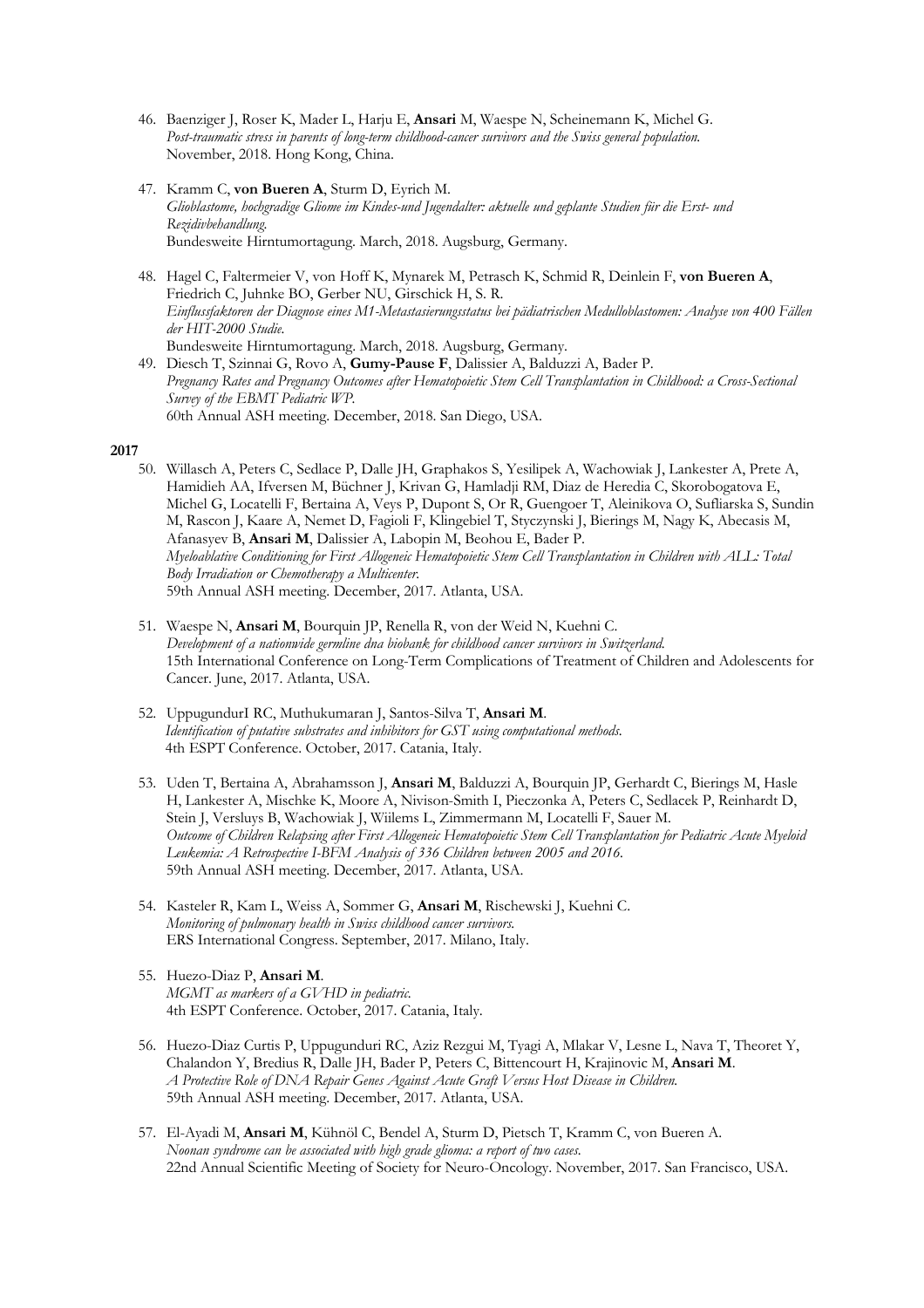46. Baenziger J, Roser K, Mader L, Harju E, **Ansari** M, Waespe N, Scheinemann K, Michel G.
    *Post-traumatic stress in parents of long-term childhood-cancer survivors and the Swiss general population.*
    November, 2018. Hong Kong, China.

47. Kramm C, **von Bueren A**, Sturm D, Eyrich M.
    *Glioblastome, hochgradige Gliome im Kindes-und Jugendalter: aktuelle und geplante Studien für die Erst- und Rezidivbehandlung.*
    Bundesweite Hirntumortagung. March, 2018. Augsburg, Germany.

48. Hagel C, Faltermeier V, von Hoff K, Mynarek M, Petrasch K, Schmid R, Deinlein F, **von Bueren A**, Friedrich C, Juhnke BO, Gerber NU, Girschick H, S. R.
    *Einflussfaktoren der Diagnose eines M1-Metastasierungsstatus bei pädiatrischen Medulloblastomen: Analyse von 400 Fällen der HIT-2000 Studie.*
    Bundesweite Hirntumortagung. March, 2018. Augsburg, Germany.

49. Diesch T, Szinnai G, Rovo A, **Gumy-Pause F**, Dalissier A, Balduzzi A, Bader P.
    *Pregnancy Rates and Pregnancy Outcomes after Hematopoietic Stem Cell Transplantation in Childhood: a Cross-Sectional Survey of the EBMT Pediatric WP.*
    60th Annual ASH meeting. December, 2018. San Diego, USA.

**2017**

50. Willasch A, Peters C, Sedlace P, Dalle JH, Graphakos S, Yesilipek A, Wachowiak J, Lankester A, Prete A, Hamidieh AA, Ifversen M, Büchner J, Krivan G, Hamladji RM, Diaz de Heredia C, Skorobogatova E, Michel G, Locatelli F, Bertaina A, Veys P, Dupont S, Or R, Guengoer T, Aleinikova O, Sufliarska S, Sundin M, Rascon J, Kaare A, Nemet D, Fagioli F, Klingebiel T, Styczynski J, Bierings M, Nagy K, Abecasis M, Afanasyev B, **Ansari M**, Dalissier A, Labopin M, Beohou E, Bader P.
    *Myeloablative Conditioning for First Allogeneic Hematopoietic Stem Cell Transplantation in Children with ALL: Total Body Irradiation or Chemotherapy a Multicenter.*
    59th Annual ASH meeting. December, 2017. Atlanta, USA.

51. Waespe N, **Ansari M**, Bourquin JP, Renella R, von der Weid N, Kuehni C.
    *Development of a nationwide germline dna biobank for childhood cancer survivors in Switzerland.*
    15th International Conference on Long-Term Complications of Treatment of Children and Adolescents for Cancer. June, 2017. Atlanta, USA.

52. UppugundurI RC, Muthukumaran J, Santos-Silva T, **Ansari M**.
    *Identification of putative substrates and inhibitors for GST using computational methods.*
    4th ESPT Conference. October, 2017. Catania, Italy.

53. Uden T, Bertaina A, Abrahamsson J, **Ansari M**, Balduzzi A, Bourquin JP, Gerhardt C, Bierings M, Hasle H, Lankester A, Mischke K, Moore A, Nivison-Smith I, Pieczonka A, Peters C, Sedlacek P, Reinhardt D, Stein J, Versluys B, Wachowiak J, Wiilems L, Zimmermann M, Locatelli F, Sauer M.
    *Outcome of Children Relapsing after First Allogeneic Hematopoietic Stem Cell Transplantation for Pediatric Acute Myeloid Leukemia: A Retrospective I-BFM Analysis of 336 Children between 2005 and 2016.*
    59th Annual ASH meeting. December, 2017. Atlanta, USA.

54. Kasteler R, Kam L, Weiss A, Sommer G, **Ansari M**, Rischewski J, Kuehni C.
    *Monitoring of pulmonary health in Swiss childhood cancer survivors.*
    ERS International Congress. September, 2017. Milano, Italy.

55. Huezo-Diaz P, **Ansari M**.
    *MGMT as markers of a GVHD in pediatric.*
    4th ESPT Conference. October, 2017. Catania, Italy.

56. Huezo-Diaz Curtis P, Uppugunduri RC, Aziz Rezgui M, Tyagi A, Mlakar V, Lesne L, Nava T, Theoret Y, Chalandon Y, Bredius R, Dalle JH, Bader P, Peters C, Bittencourt H, Krajinovic M, **Ansari M**.
    *A Protective Role of DNA Repair Genes Against Acute Graft Versus Host Disease in Children.*
    59th Annual ASH meeting. December, 2017. Atlanta, USA.

57. El-Ayadi M, **Ansari M**, Kühnöl C, Bendel A, Sturm D, Pietsch T, Kramm C, von Bueren A.
    *Noonan syndrome can be associated with high grade glioma: a report of two cases.*
    22nd Annual Scientific Meeting of Society for Neuro-Oncology. November, 2017. San Francisco, USA.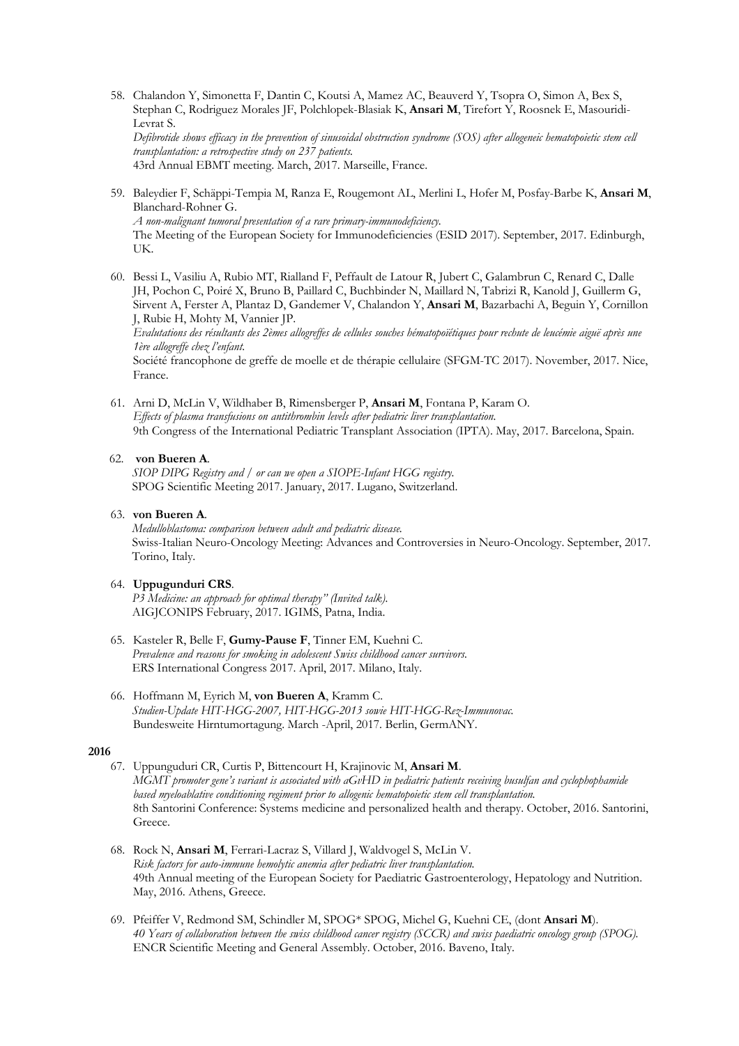58. Chalandon Y, Simonetta F, Dantin C, Koutsi A, Mamez AC, Beauverd Y, Tsopra O, Simon A, Bex S, Stephan C, Rodriguez Morales JF, Polchlopek-Blasiak K, **Ansari M**, Tirefort Y, Roosnek E, Masouridi-Levrat S.
*Defibrotide shows efficacy in the prevention of sinusoidal obstruction syndrome (SOS) after allogeneic hematopoietic stem cell transplantation: a retrospective study on 237 patients.*
43rd Annual EBMT meeting. March, 2017. Marseille, France.

59. Baleydier F, Schäppi-Tempia M, Ranza E, Rougemont AL, Merlini L, Hofer M, Posfay-Barbe K, **Ansari M**, Blanchard-Rohner G.
*A non-malignant tumoral presentation of a rare primary-immunodeficiency.*
The Meeting of the European Society for Immunodeficiencies (ESID 2017). September, 2017. Edinburgh, UK.

60. Bessi L, Vasiliu A, Rubio MT, Rialland F, Peffault de Latour R, Jubert C, Galambrun C, Renard C, Dalle JH, Pochon C, Poiré X, Bruno B, Paillard C, Buchbinder N, Maillard N, Tabrizi R, Kanold J, Guillerm G, Sirvent A, Ferster A, Plantaz D, Gandemer V, Chalandon Y, **Ansari M**, Bazarbachi A, Beguin Y, Cornillon J, Rubie H, Mohty M, Vannier JP.
*Evalutations des résultants des 2èmes allogreffes de cellules souches hématopoïétiques pour rechute de leucémie aiguë après une 1ère allogreffe chez l'enfant.*
Société francophone de greffe de moelle et de thérapie cellulaire (SFGM-TC 2017). November, 2017. Nice, France.

61. Arni D, McLin V, Wildhaber B, Rimensberger P, **Ansari M**, Fontana P, Karam O.
*Effects of plasma transfusions on antithrombin levels after pediatric liver transplantation.*
9th Congress of the International Pediatric Transplant Association (IPTA). May, 2017. Barcelona, Spain.

62. **von Bueren A**.
*SIOP DIPG Registry and / or can we open a SIOPE-Infant HGG registry.*
SPOG Scientific Meeting 2017. January, 2017. Lugano, Switzerland.

63. **von Bueren A**.
*Medulloblastoma: comparison between adult and pediatric disease.*
Swiss-Italian Neuro-Oncology Meeting: Advances and Controversies in Neuro-Oncology. September, 2017. Torino, Italy.

64. **Uppugunduri CRS**.
*P3 Medicine: an approach for optimal therapy" (Invited talk).*
AIGJCONIPS February, 2017. IGIMS, Patna, India.

65. Kasteler R, Belle F, **Gumy-Pause F**, Tinner EM, Kuehni C.
*Prevalence and reasons for smoking in adolescent Swiss childhood cancer survivors.*
ERS International Congress 2017. April, 2017. Milano, Italy.

66. Hoffmann M, Eyrich M, **von Bueren A**, Kramm C.
*Studien-Update HIT-HGG-2007, HIT-HGG-2013 sowie HIT-HGG-Rez-Immunovac.*
Bundesweite Hirntumortagung. March -April, 2017. Berlin, GermANY.

**2016**

67. Uppunguduri CR, Curtis P, Bittencourt H, Krajinovic M, **Ansari M**.
*MGMT promoter gene's variant is associated with aGvHD in pediatric patients receiving busulfan and cyclophophamide based myeloablative conditioning regiment prior to allogenic hematopoietic stem cell transplantation.*
8th Santorini Conference: Systems medicine and personalized health and therapy. October, 2016. Santorini, Greece.

68. Rock N, **Ansari M**, Ferrari-Lacraz S, Villard J, Waldvogel S, McLin V.
*Risk factors for auto-immune hemolytic anemia after pediatric liver transplantation.*
49th Annual meeting of the European Society for Paediatric Gastroenterology, Hepatology and Nutrition. May, 2016. Athens, Greece.

69. Pfeiffer V, Redmond SM, Schindler M, SPOG* SPOG, Michel G, Kuehni CE, (dont **Ansari M**).
*40 Years of collaboration between the swiss childhood cancer registry (SCCR) and swiss paediatric oncology group (SPOG).*
ENCR Scientific Meeting and General Assembly. October, 2016. Baveno, Italy.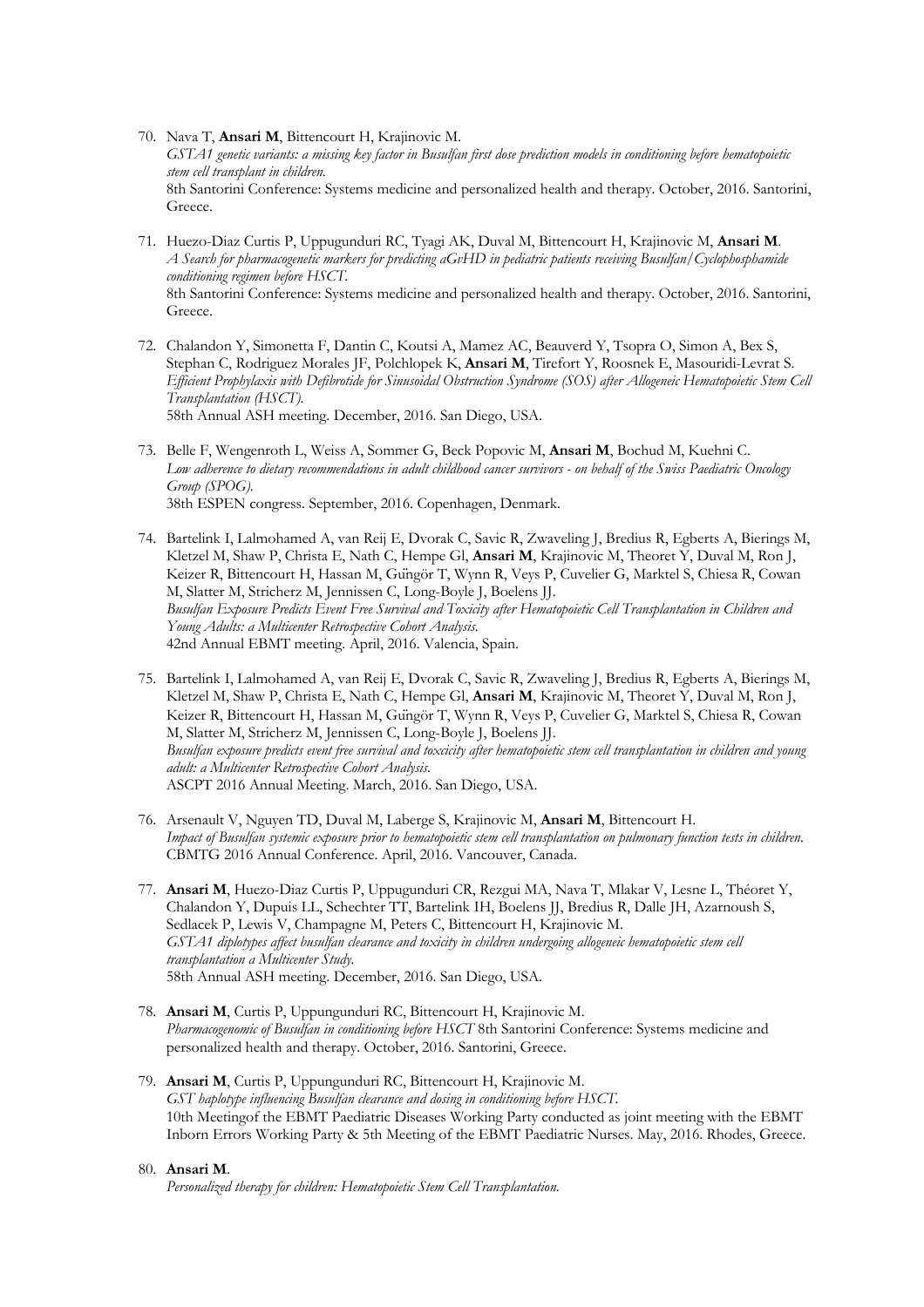70. Nava T, **Ansari M**, Bittencourt H, Krajinovic M.
*GSTA1 genetic variants: a missing key factor in Busulfan first dose prediction models in conditioning before hematopoietic stem cell transplant in children.*
8th Santorini Conference: Systems medicine and personalized health and therapy. October, 2016. Santorini, Greece.

71. Huezo-Diaz Curtis P, Uppugunduri RC, Tyagi AK, Duval M, Bittencourt H, Krajinovic M, **Ansari M**.
*A Search for pharmacogenetic markers for predicting aGvHD in pediatric patients receiving Busulfan/Cyclophosphamide conditioning regimen before HSCT.*
8th Santorini Conference: Systems medicine and personalized health and therapy. October, 2016. Santorini, Greece.

72. Chalandon Y, Simonetta F, Dantin C, Koutsi A, Mamez AC, Beauverd Y, Tsopra O, Simon A, Bex S, Stephan C, Rodriguez Morales JF, Polchlopek K, **Ansari M**, Tirefort Y, Roosnek E, Masouridi-Levrat S.
*Efficient Prophylaxis with Defibrotide for Sinusoidal Obstruction Syndrome (SOS) after Allogeneic Hematopoietic Stem Cell Transplantation (HSCT).*
58th Annual ASH meeting. December, 2016. San Diego, USA.

73. Belle F, Wengenroth L, Weiss A, Sommer G, Beck Popovic M, **Ansari M**, Bochud M, Kuehni C.
*Low adherence to dietary recommendations in adult childhood cancer survivors - on behalf of the Swiss Paediatric Oncology Group (SPOG).*
38th ESPEN congress. September, 2016. Copenhagen, Denmark.

74. Bartelink I, Lalmohamed A, van Reij E, Dvorak C, Savic R, Zwaveling J, Bredius R, Egberts A, Bierings M, Kletzel M, Shaw P, Christa E, Nath C, Hempe Gl, **Ansari M**, Krajinovic M, Theoret Y, Duval M, Ron J, Keizer R, Bittencourt H, Hassan M, Güngör T, Wynn R, Veys P, Cuvelier G, Marktel S, Chiesa R, Cowan M, Slatter M, Stricherz M, Jennissen C, Long-Boyle J, Boelens JJ.
*Busulfan Exposure Predicts Event Free Survival and Toxicity after Hematopoietic Cell Transplantation in Children and Young Adults: a Multicenter Retrospective Cohort Analysis.*
42nd Annual EBMT meeting. April, 2016. Valencia, Spain.

75. Bartelink I, Lalmohamed A, van Reij E, Dvorak C, Savic R, Zwaveling J, Bredius R, Egberts A, Bierings M, Kletzel M, Shaw P, Christa E, Nath C, Hempe Gl, **Ansari M**, Krajinovic M, Theoret Y, Duval M, Ron J, Keizer R, Bittencourt H, Hassan M, Güngör T, Wynn R, Veys P, Cuvelier G, Marktel S, Chiesa R, Cowan M, Slatter M, Stricherz M, Jennissen C, Long-Boyle J, Boelens JJ.
*Busulfan exposure predicts event free survival and toxcicity after hematopoietic stem cell transplantation in children and young adult: a Multicenter Retrospective Cohort Analysis.*
ASCPT 2016 Annual Meeting. March, 2016. San Diego, USA.

76. Arsenault V, Nguyen TD, Duval M, Laberge S, Krajinovic M, **Ansari M**, Bittencourt H.
*Impact of Busulfan systemic exposure prior to hematopoietic stem cell transplantation on pulmonary function tests in children.*
CBMTG 2016 Annual Conference. April, 2016. Vancouver, Canada.

77. **Ansari M**, Huezo-Diaz Curtis P, Uppugunduri CR, Rezgui MA, Nava T, Mlakar V, Lesne L, Théoret Y, Chalandon Y, Dupuis LL, Schechter TT, Bartelink IH, Boelens JJ, Bredius R, Dalle JH, Azarnoush S, Sedlacek P, Lewis V, Champagne M, Peters C, Bittencourt H, Krajinovic M.
*GSTA1 diplotypes affect busulfan clearance and toxicity in children undergoing allogeneic hematopoietic stem cell transplantation a Multicenter Study.*
58th Annual ASH meeting. December, 2016. San Diego, USA.

78. **Ansari M**, Curtis P, Uppungunduri RC, Bittencourt H, Krajinovic M.
*Pharmacogenomic of Busulfan in conditioning before HSCT* 8th Santorini Conference: Systems medicine and personalized health and therapy. October, 2016. Santorini, Greece.

79. **Ansari M**, Curtis P, Uppungunduri RC, Bittencourt H, Krajinovic M.
*GST haplotype influencing Busulfan clearance and dosing in conditioning before HSCT.*
10th Meetingof the EBMT Paediatric Diseases Working Party conducted as joint meeting with the EBMT Inborn Errors Working Party & 5th Meeting of the EBMT Paediatric Nurses. May, 2016. Rhodes, Greece.

80. **Ansari M**.
*Personalized therapy for children: Hematopoietic Stem Cell Transplantation.*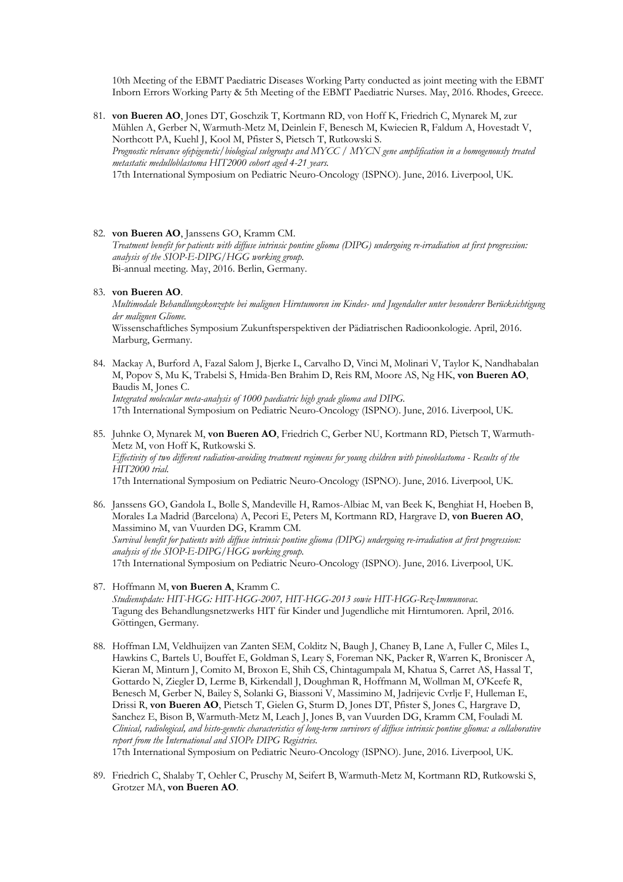10th Meeting of the EBMT Paediatric Diseases Working Party conducted as joint meeting with the EBMT Inborn Errors Working Party & 5th Meeting of the EBMT Paediatric Nurses. May, 2016. Rhodes, Greece.

81. **von Bueren AO**, Jones DT, Goschzik T, Kortmann RD, von Hoff K, Friedrich C, Mynarek M, zur Mühlen A, Gerber N, Warmuth-Metz M, Deinlein F, Benesch M, Kwiecien R, Faldum A, Hovestadt V, Northcott PA, Kuehl J, Kool M, Pfister S, Pietsch T, Rutkowski S.
*Prognostic relevance ofepigenetic/biological subgroups and MYCC / MYCN gene amplification in a homogenously treated metastatic medulloblastoma HIT2000 cohort aged 4-21 years.*
17th International Symposium on Pediatric Neuro-Oncology (ISPNO). June, 2016. Liverpool, UK.

82. **von Bueren AO**, Janssens GO, Kramm CM.
*Treatment benefit for patients with diffuse intrinsic pontine glioma (DIPG) undergoing re-irradiation at first progression: analysis of the SIOP-E-DIPG/HGG working group.*
Bi-annual meeting. May, 2016. Berlin, Germany.

83. **von Bueren AO**.
*Multimodale Behandlungskonzepte bei malignen Hirntumoren im Kindes- und Jugendalter unter besonderer Berücksichtigung der malignen Gliome.*
Wissenschaftliches Symposium Zukunftsperspektiven der Pädiatrischen Radioonkologie. April, 2016. Marburg, Germany.

84. Mackay A, Burford A, Fazal Salom J, Bjerke L, Carvalho D, Vinci M, Molinari V, Taylor K, Nandhabalan M, Popov S, Mu K, Trabelsi S, Hmida-Ben Brahim D, Reis RM, Moore AS, Ng HK, **von Bueren AO**, Baudis M, Jones C.
*Integrated molecular meta-analysis of 1000 paediatric high grade glioma and DIPG.*
17th International Symposium on Pediatric Neuro-Oncology (ISPNO). June, 2016. Liverpool, UK.

85. Juhnke O, Mynarek M, **von Bueren AO**, Friedrich C, Gerber NU, Kortmann RD, Pietsch T, Warmuth-Metz M, von Hoff K, Rutkowski S.
*Effectivity of two different radiation-avoiding treatment regimens for young children with pineoblastoma - Results of the HIT2000 trial.*
17th International Symposium on Pediatric Neuro-Oncology (ISPNO). June, 2016. Liverpool, UK.

86. Janssens GO, Gandola L, Bolle S, Mandeville H, Ramos-Albiac M, van Beek K, Benghiat H, Hoeben B, Morales La Madrid (Barcelona) A, Pecori E, Peters M, Kortmann RD, Hargrave D, **von Bueren AO**, Massimino M, van Vuurden DG, Kramm CM.
*Survival benefit for patients with diffuse intrinsic pontine glioma (DIPG) undergoing re-irradiation at first progression: analysis of the SIOP-E-DIPG/HGG working group.*
17th International Symposium on Pediatric Neuro-Oncology (ISPNO). June, 2016. Liverpool, UK.

87. Hoffmann M, **von Bueren A**, Kramm C.
*Studienupdate: HIT-HGG: HIT-HGG-2007, HIT-HGG-2013 sowie HIT-HGG-Rez-Immunovac.*
Tagung des Behandlungsnetzwerks HIT für Kinder und Jugendliche mit Hirntumoren. April, 2016. Göttingen, Germany.

88. Hoffman LM, Veldhuijzen van Zanten SEM, Colditz N, Baugh J, Chaney B, Lane A, Fuller C, Miles L, Hawkins C, Bartels U, Bouffet E, Goldman S, Leary S, Foreman NK, Packer R, Warren K, Broniscer A, Kieran M, Minturn J, Comito M, Broxon E, Shih CS, Chintagumpala M, Khatua S, Carret AS, Hassal T, Gottardo N, Ziegler D, Lerme B, Kirkendall J, Doughman R, Hoffmann M, Wollman M, O'Keefe R, Benesch M, Gerber N, Bailey S, Solanki G, Biassoni V, Massimino M, Jadrijevic Cvrlje F, Hulleman E, Drissi R, **von Bueren AO**, Pietsch T, Gielen G, Sturm D, Jones DT, Pfister S, Jones C, Hargrave D, Sanchez E, Bison B, Warmuth-Metz M, Leach J, Jones B, van Vuurden DG, Kramm CM, Fouladi M.
*Clinical, radiological, and histo-genetic characteristics of long-term survivors of diffuse intrinsic pontine glioma: a collaborative report from the International and SIOPe DIPG Registries.*
17th International Symposium on Pediatric Neuro-Oncology (ISPNO). June, 2016. Liverpool, UK.

89. Friedrich C, Shalaby T, Oehler C, Pruschy M, Seifert B, Warmuth-Metz M, Kortmann RD, Rutkowski S, Grotzer MA, **von Bueren AO**.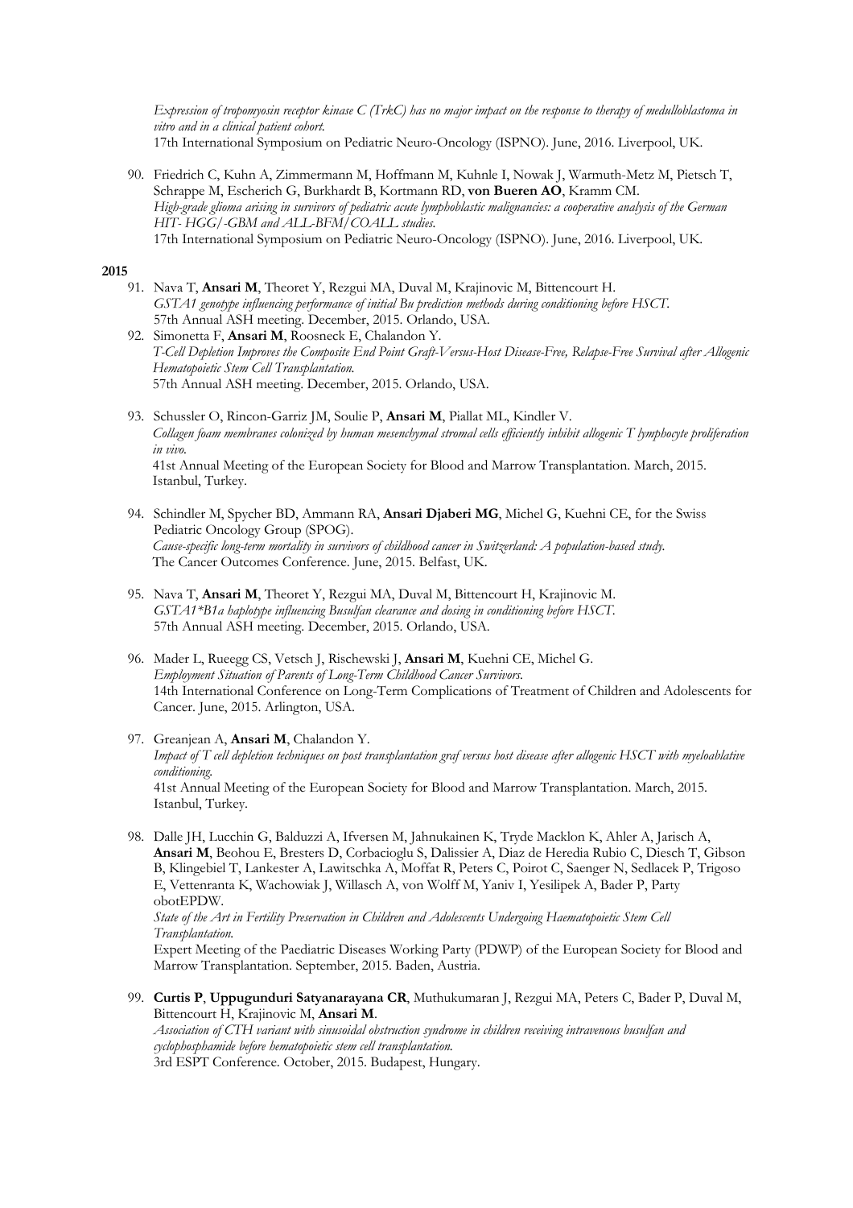*Expression of tropomyosin receptor kinase C (TrkC) has no major impact on the response to therapy of medulloblastoma in vitro and in a clinical patient cohort.*
17th International Symposium on Pediatric Neuro-Oncology (ISPNO). June, 2016. Liverpool, UK.

90. Friedrich C, Kuhn A, Zimmermann M, Hoffmann M, Kuhnle I, Nowak J, Warmuth-Metz M, Pietsch T, Schrappe M, Escherich G, Burkhardt B, Kortmann RD, **von Bueren AO**, Kramm CM.
*High-grade glioma arising in survivors of pediatric acute lymphoblastic malignancies: a cooperative analysis of the German HIT- HGG/-GBM and ALL-BFM/COALL studies.*
17th International Symposium on Pediatric Neuro-Oncology (ISPNO). June, 2016. Liverpool, UK.

**2015**

91. Nava T, **Ansari M**, Theoret Y, Rezgui MA, Duval M, Krajinovic M, Bittencourt H.
*GSTA1 genotype influencing performance of initial Bu prediction methods during conditioning before HSCT.*
57th Annual ASH meeting. December, 2015. Orlando, USA.
92. Simonetta F, **Ansari M**, Roosneck E, Chalandon Y.
*T-Cell Depletion Improves the Composite End Point Graft-Versus-Host Disease-Free, Relapse-Free Survival after Allogenic Hematopoietic Stem Cell Transplantation.*
57th Annual ASH meeting. December, 2015. Orlando, USA.

93. Schussler O, Rincon-Garriz JM, Soulie P, **Ansari M**, Piallat ML, Kindler V.
*Collagen foam membranes colonized by human mesenchymal stromal cells efficiently inhibit allogenic T lymphocyte proliferation in vivo.*
41st Annual Meeting of the European Society for Blood and Marrow Transplantation. March, 2015. Istanbul, Turkey.

94. Schindler M, Spycher BD, Ammann RA, **Ansari Djaberi MG**, Michel G, Kuehni CE, for the Swiss Pediatric Oncology Group (SPOG).
*Cause-specific long-term mortality in survivors of childhood cancer in Switzerland: A population-based study.*
The Cancer Outcomes Conference. June, 2015. Belfast, UK.

95. Nava T, **Ansari M**, Theoret Y, Rezgui MA, Duval M, Bittencourt H, Krajinovic M.
*GSTA1*B1a haplotype influencing Busulfan clearance and dosing in conditioning before HSCT.*
57th Annual ASH meeting. December, 2015. Orlando, USA.

96. Mader L, Rueegg CS, Vetsch J, Rischewski J, **Ansari M**, Kuehni CE, Michel G.
*Employment Situation of Parents of Long-Term Childhood Cancer Survivors.*
14th International Conference on Long-Term Complications of Treatment of Children and Adolescents for Cancer. June, 2015. Arlington, USA.

97. Greanjean A, **Ansari M**, Chalandon Y.
*Impact of T cell depletion techniques on post transplantation graf versus host disease after allogenic HSCT with myeloablative conditioning.*
41st Annual Meeting of the European Society for Blood and Marrow Transplantation. March, 2015. Istanbul, Turkey.

98. Dalle JH, Lucchin G, Balduzzi A, Ifversen M, Jahnukainen K, Tryde Macklon K, Ahler A, Jarisch A, **Ansari M**, Beohou E, Bresters D, Corbacioglu S, Dalissier A, Diaz de Heredia Rubio C, Diesch T, Gibson B, Klingebiel T, Lankester A, Lawitschka A, Moffat R, Peters C, Poirot C, Saenger N, Sedlacek P, Trigoso E, Vettenranta K, Wachowiak J, Willasch A, von Wolff M, Yaniv I, Yesilipek A, Bader P, Party obotEPDW.
*State of the Art in Fertility Preservation in Children and Adolescents Undergoing Haematopoietic Stem Cell Transplantation.*
Expert Meeting of the Paediatric Diseases Working Party (PDWP) of the European Society for Blood and Marrow Transplantation. September, 2015. Baden, Austria.

99. **Curtis P**, **Uppugunduri Satyanarayana CR**, Muthukumaran J, Rezgui MA, Peters C, Bader P, Duval M, Bittencourt H, Krajinovic M, **Ansari M**.
*Association of CTH variant with sinusoidal obstruction syndrome in children receiving intravenous busulfan and cyclophosphamide before hematopoietic stem cell transplantation.*
3rd ESPT Conference. October, 2015. Budapest, Hungary.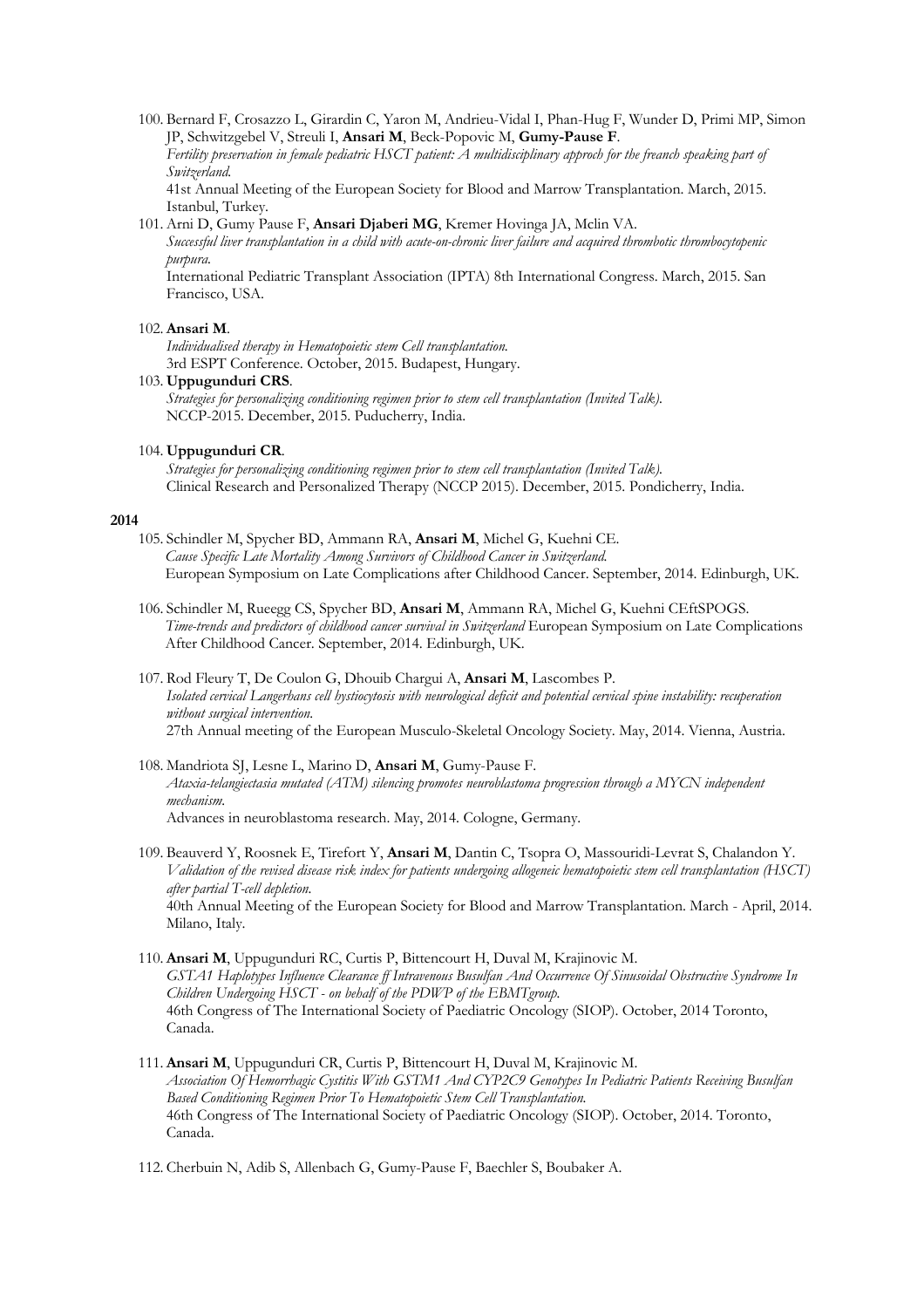100. Bernard F, Crosazzo L, Girardin C, Yaron M, Andrieu-Vidal I, Phan-Hug F, Wunder D, Primi MP, Simon JP, Schwitzgebel V, Streuli I, **Ansari M**, Beck-Popovic M, **Gumy-Pause F**.
*Fertility preservation in female pediatric HSCT patient: A multidisciplinary approch for the freanch speaking part of Switzerland.*
41st Annual Meeting of the European Society for Blood and Marrow Transplantation. March, 2015. Istanbul, Turkey.

101. Arni D, Gumy Pause F, **Ansari Djaberi MG**, Kremer Hovinga JA, Mclin VA.
*Successful liver transplantation in a child with acute-on-chronic liver failure and acquired thrombotic thrombocytopenic purpura.*
International Pediatric Transplant Association (IPTA) 8th International Congress. March, 2015. San Francisco, USA.

102. **Ansari M**.
*Individualised therapy in Hematopoietic stem Cell transplantation.*
3rd ESPT Conference. October, 2015. Budapest, Hungary.

103. **Uppugunduri CRS**.
*Strategies for personalizing conditioning regimen prior to stem cell transplantation (Invited Talk).*
NCCP-2015. December, 2015. Puducherry, India.

104. **Uppugunduri CR**.
*Strategies for personalizing conditioning regimen prior to stem cell transplantation (Invited Talk).*
Clinical Research and Personalized Therapy (NCCP 2015). December, 2015. Pondicherry, India.

**2014**

105. Schindler M, Spycher BD, Ammann RA, **Ansari M**, Michel G, Kuehni CE.
*Cause Specific Late Mortality Among Survivors of Childhood Cancer in Switzerland.*
European Symposium on Late Complications after Childhood Cancer. September, 2014. Edinburgh, UK.

106. Schindler M, Rueegg CS, Spycher BD, **Ansari M**, Ammann RA, Michel G, Kuehni CEftSPOGS.
*Time-trends and predictors of childhood cancer survival in Switzerland* European Symposium on Late Complications After Childhood Cancer. September, 2014. Edinburgh, UK.

107. Rod Fleury T, De Coulon G, Dhouib Chargui A, **Ansari M**, Lascombes P.
*Isolated cervical Langerhans cell hystiocytosis with neurological deficit and potential cervical spine instability: recuperation without surgical intervention.*
27th Annual meeting of the European Musculo-Skeletal Oncology Society. May, 2014. Vienna, Austria.

108. Mandriota SJ, Lesne L, Marino D, **Ansari M**, Gumy-Pause F.
*Ataxia-telangiectasia mutated (ATM) silencing promotes neuroblastoma progression through a MYCN independent mechanism.*
Advances in neuroblastoma research. May, 2014. Cologne, Germany.

109. Beauverd Y, Roosnek E, Tirefort Y, **Ansari M**, Dantin C, Tsopra O, Massouridi-Levrat S, Chalandon Y.
*Validation of the revised disease risk index for patients undergoing allogeneic hematopoietic stem cell transplantation (HSCT) after partial T-cell depletion.*
40th Annual Meeting of the European Society for Blood and Marrow Transplantation. March - April, 2014. Milano, Italy.

110. **Ansari M**, Uppugunduri RC, Curtis P, Bittencourt H, Duval M, Krajinovic M.
*GSTA1 Haplotypes Influence Clearance ff Intravenous Busulfan And Occurrence Of Sinusoidal Obstructive Syndrome In Children Undergoing HSCT - on behalf of the PDWP of the EBMTgroup.*
46th Congress of The International Society of Paediatric Oncology (SIOP). October, 2014 Toronto, Canada.

111. **Ansari M**, Uppugunduri CR, Curtis P, Bittencourt H, Duval M, Krajinovic M.
*Association Of Hemorrhagic Cystitis With GSTM1 And CYP2C9 Genotypes In Pediatric Patients Receiving Busulfan Based Conditioning Regimen Prior To Hematopoietic Stem Cell Transplantation.*
46th Congress of The International Society of Paediatric Oncology (SIOP). October, 2014. Toronto, Canada.

112. Cherbuin N, Adib S, Allenbach G, Gumy-Pause F, Baechler S, Boubaker A.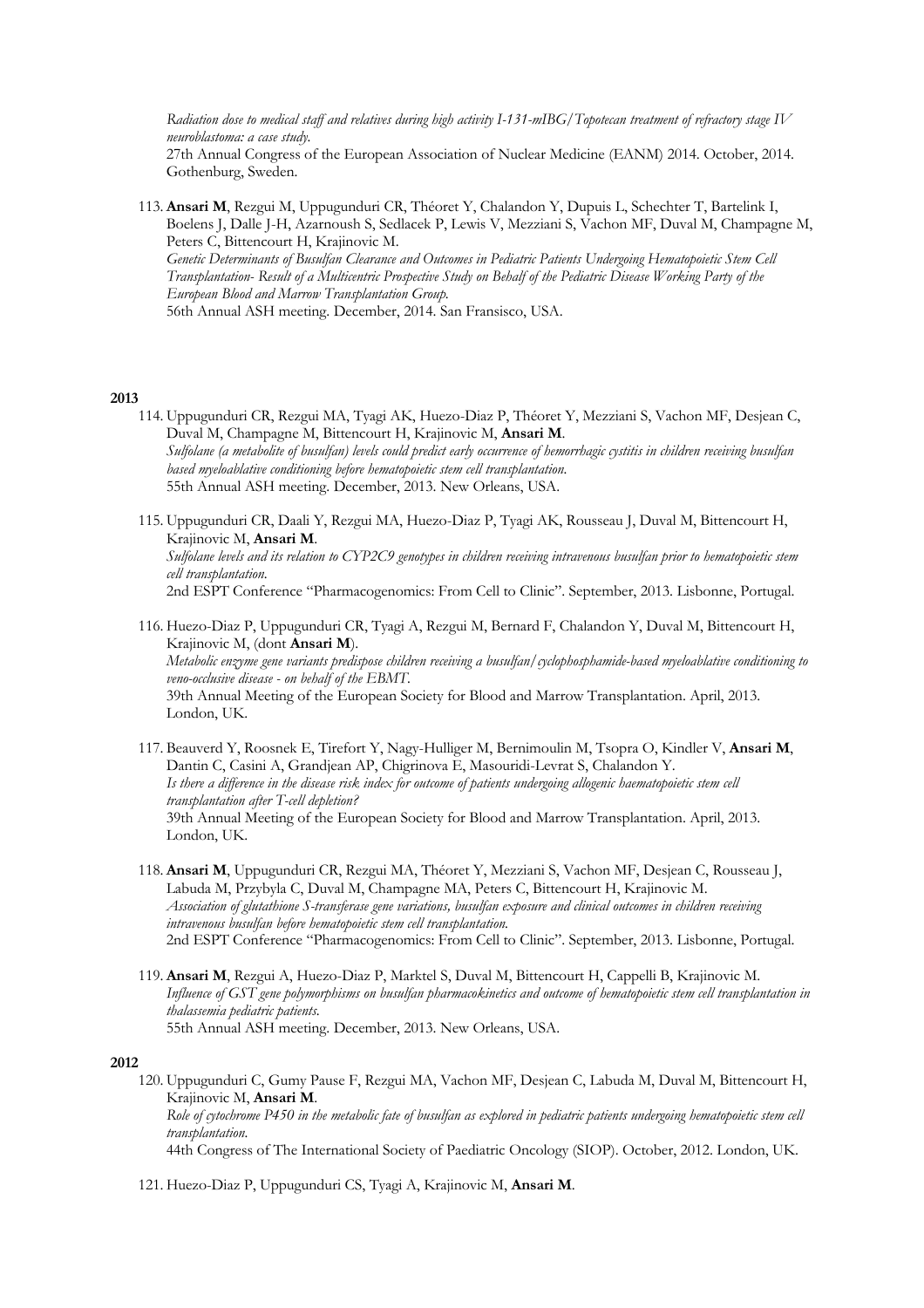*Radiation dose to medical staff and relatives during high activity I-131-mIBG/Topotecan treatment of refractory stage IV neuroblastoma: a case study.*
27th Annual Congress of the European Association of Nuclear Medicine (EANM) 2014. October, 2014. Gothenburg, Sweden.

113. **Ansari M**, Rezgui M, Uppugunduri CR, Théoret Y, Chalandon Y, Dupuis L, Schechter T, Bartelink I, Boelens J, Dalle J-H, Azarnoush S, Sedlacek P, Lewis V, Mezziani S, Vachon MF, Duval M, Champagne M, Peters C, Bittencourt H, Krajinovic M.
*Genetic Determinants of Busulfan Clearance and Outcomes in Pediatric Patients Undergoing Hematopoietic Stem Cell Transplantation- Result of a Multicentric Prospective Study on Behalf of the Pediatric Disease Working Party of the European Blood and Marrow Transplantation Group.*
56th Annual ASH meeting. December, 2014. San Fransisco, USA.

## 2013

114. Uppugunduri CR, Rezgui MA, Tyagi AK, Huezo-Diaz P, Théoret Y, Mezziani S, Vachon MF, Desjean C, Duval M, Champagne M, Bittencourt H, Krajinovic M, **Ansari M**.
*Sulfolane (a metabolite of busulfan) levels could predict early occurrence of hemorrhagic cystitis in children receiving busulfan based myeloablative conditioning before hematopoietic stem cell transplantation.*
55th Annual ASH meeting. December, 2013. New Orleans, USA.

115. Uppugunduri CR, Daali Y, Rezgui MA, Huezo-Diaz P, Tyagi AK, Rousseau J, Duval M, Bittencourt H, Krajinovic M, **Ansari M**.
*Sulfolane levels and its relation to CYP2C9 genotypes in children receiving intravenous busulfan prior to hematopoietic stem cell transplantation.*
2nd ESPT Conference "Pharmacogenomics: From Cell to Clinic". September, 2013. Lisbonne, Portugal.

116. Huezo-Diaz P, Uppugunduri CR, Tyagi A, Rezgui M, Bernard F, Chalandon Y, Duval M, Bittencourt H, Krajinovic M, (dont **Ansari M**).
*Metabolic enzyme gene variants predispose children receiving a busulfan/cyclophosphamide-based myeloablative conditioning to veno-occlusive disease - on behalf of the EBMT.*
39th Annual Meeting of the European Society for Blood and Marrow Transplantation. April, 2013. London, UK.

117. Beauverd Y, Roosnek E, Tirefort Y, Nagy-Hulliger M, Bernimoulin M, Tsopra O, Kindler V, **Ansari M**, Dantin C, Casini A, Grandjean AP, Chigrinova E, Masouridi-Levrat S, Chalandon Y.
*Is there a difference in the disease risk index for outcome of patients undergoing allogenic haematopoietic stem cell transplantation after T-cell depletion?*
39th Annual Meeting of the European Society for Blood and Marrow Transplantation. April, 2013. London, UK.

118. **Ansari M**, Uppugunduri CR, Rezgui MA, Théoret Y, Mezziani S, Vachon MF, Desjean C, Rousseau J, Labuda M, Przybyla C, Duval M, Champagne MA, Peters C, Bittencourt H, Krajinovic M.
*Association of glutathione S-transferase gene variations, busulfan exposure and clinical outcomes in children receiving intravenous busulfan before hematopoietic stem cell transplantation.*
2nd ESPT Conference "Pharmacogenomics: From Cell to Clinic". September, 2013. Lisbonne, Portugal.

119. **Ansari M**, Rezgui A, Huezo-Diaz P, Marktel S, Duval M, Bittencourt H, Cappelli B, Krajinovic M.
*Influence of GST gene polymorphisms on busulfan pharmacokinetics and outcome of hematopoietic stem cell transplantation in thalassemia pediatric patients.*
55th Annual ASH meeting. December, 2013. New Orleans, USA.

## 2012

120. Uppugunduri C, Gumy Pause F, Rezgui MA, Vachon MF, Desjean C, Labuda M, Duval M, Bittencourt H, Krajinovic M, **Ansari M**.
*Role of cytochrome P450 in the metabolic fate of busulfan as explored in pediatric patients undergoing hematopoietic stem cell transplantation.*
44th Congress of The International Society of Paediatric Oncology (SIOP). October, 2012. London, UK.

121. Huezo-Diaz P, Uppugunduri CS, Tyagi A, Krajinovic M, **Ansari M**.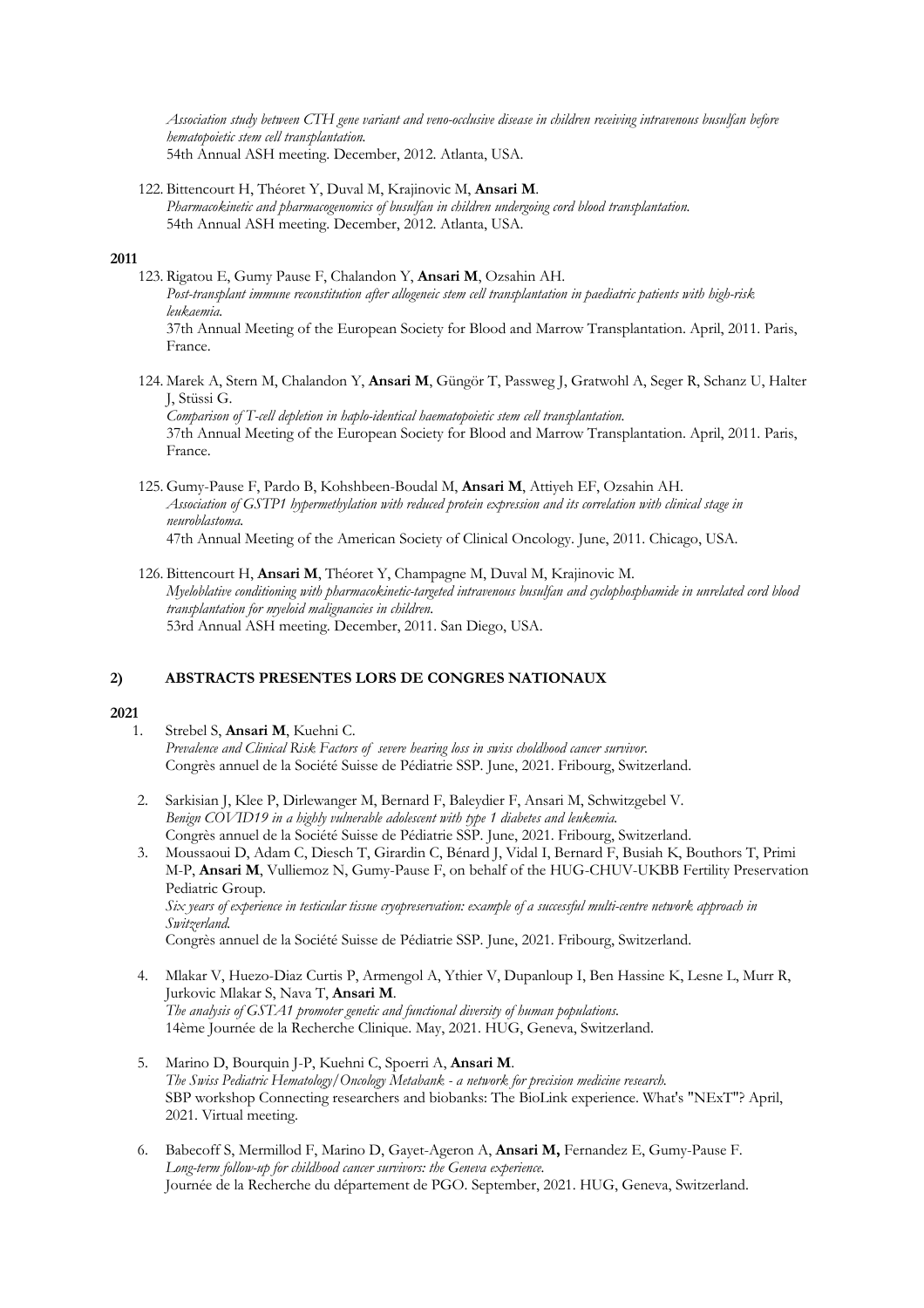*Association study between CTH gene variant and veno-occlusive disease in children receiving intravenous busulfan before hematopoietic stem cell transplantation.*
54th Annual ASH meeting. December, 2012. Atlanta, USA.

122. Bittencourt H, Théoret Y, Duval M, Krajinovic M, **Ansari M**.
*Pharmacokinetic and pharmacogenomics of busulfan in children undergoing cord blood transplantation.*
54th Annual ASH meeting. December, 2012. Atlanta, USA.

**2011**

123. Rigatou E, Gumy Pause F, Chalandon Y, **Ansari M**, Ozsahin AH.
*Post-transplant immune reconstitution after allogeneic stem cell transplantation in paediatric patients with high-risk leukaemia.*
37th Annual Meeting of the European Society for Blood and Marrow Transplantation. April, 2011. Paris, France.

124. Marek A, Stern M, Chalandon Y, **Ansari M**, Güngör T, Passweg J, Gratwohl A, Seger R, Schanz U, Halter J, Stüssi G.
*Comparison of T-cell depletion in haplo-identical haematopoietic stem cell transplantation.*
37th Annual Meeting of the European Society for Blood and Marrow Transplantation. April, 2011. Paris, France.

125. Gumy-Pause F, Pardo B, Kohshbeen-Boudal M, **Ansari M**, Attiyeh EF, Ozsahin AH.
*Association of GSTP1 hypermethylation with reduced protein expression and its correlation with clinical stage in neuroblastoma.*
47th Annual Meeting of the American Society of Clinical Oncology. June, 2011. Chicago, USA.

126. Bittencourt H, **Ansari M**, Théoret Y, Champagne M, Duval M, Krajinovic M.
*Myeloblative conditioning with pharmacokinetic-targeted intravenous busulfan and cyclophosphamide in unrelated cord blood transplantation for myeloid malignancies in children.*
53rd Annual ASH meeting. December, 2011. San Diego, USA.

## 2) ABSTRACTS PRESENTES LORS DE CONGRES NATIONAUX

**2021**

1. Strebel S, **Ansari M**, Kuehni C.
*Prevalence and Clinical Risk Factors of severe hearing loss in swiss choldhood cancer survivor.*
Congrès annuel de la Société Suisse de Pédiatrie SSP. June, 2021. Fribourg, Switzerland.

2. Sarkisian J, Klee P, Dirlewanger M, Bernard F, Baleydier F, Ansari M, Schwitzgebel V.
*Benign COVID19 in a highly vulnerable adolescent with type 1 diabetes and leukemia.*
Congrès annuel de la Société Suisse de Pédiatrie SSP. June, 2021. Fribourg, Switzerland.

3. Moussaoui D, Adam C, Diesch T, Girardin C, Bénard J, Vidal I, Bernard F, Busiah K, Bouthors T, Primi M-P, **Ansari M**, Vulliemoz N, Gumy-Pause F, on behalf of the HUG-CHUV-UKBB Fertility Preservation Pediatric Group.
*Six years of experience in testicular tissue cryopreservation: example of a successful multi-centre network approach in Switzerland.*
Congrès annuel de la Société Suisse de Pédiatrie SSP. June, 2021. Fribourg, Switzerland.

4. Mlakar V, Huezo-Diaz Curtis P, Armengol A, Ythier V, Dupanloup I, Ben Hassine K, Lesne L, Murr R, Jurkovic Mlakar S, Nava T, **Ansari M**.
*The analysis of GSTA1 promoter genetic and functional diversity of human populations.*
14ème Journée de la Recherche Clinique. May, 2021. HUG, Geneva, Switzerland.

5. Marino D, Bourquin J-P, Kuehni C, Spoerri A, **Ansari M**.
*The Swiss Pediatric Hematology/Oncology Metabank - a network for precision medicine research.*
SBP workshop Connecting researchers and biobanks: The BioLink experience. What's "NExT"? April, 2021. Virtual meeting.

6. Babecoff S, Mermillod F, Marino D, Gayet-Ageron A, **Ansari M,** Fernandez E, Gumy-Pause F.
*Long-term follow-up for childhood cancer survivors: the Geneva experience.*
Journée de la Recherche du département de PGO. September, 2021. HUG, Geneva, Switzerland.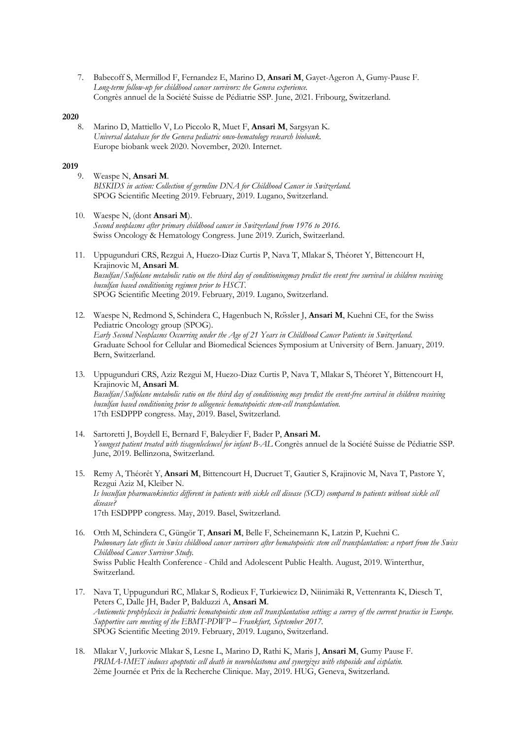7. Babecoff S, Mermillod F, Fernandez E, Marino D, **Ansari M**, Gayet-Ageron A, Gumy-Pause F.
   *Long-term follow-up for childhood cancer survivors: the Geneva experience.*
   Congrès annuel de la Société Suisse de Pédiatrie SSP. June, 2021. Fribourg, Switzerland.

**2020**

8. Marino D, Mattiello V, Lo Piccolo R, Muet F, **Ansari M**, Sargsyan K.
   *Universal database for the Geneva pediatric onco-hematology research biobank.*
   Europe biobank week 2020. November, 2020. Internet.

**2019**

9. Weaspe N, **Ansari M**.
   *BISKIDS in action: Collection of germline DNA for Childhood Cancer in Switzerland.*
   SPOG Scientific Meeting 2019. February, 2019. Lugano, Switzerland.

10. Waespe N, (dont **Ansari M**).
    *Second neoplasms after primary childhood cancer in Switzerland from 1976 to 2016.*
    Swiss Oncology & Hematology Congress. June 2019. Zurich, Switzerland.

11. Uppugunduri CRS, Rezgui A, Huezo-Diaz Curtis P, Nava T, Mlakar S, Théoret Y, Bittencourt H, Krajinovic M, **Ansari M**.
    *Busulfan/Sulfolane metabolic ratio on the third day of conditioningmay predict the event free survival in children receiving busulfan based conditioning regimen prior to HSCT.*
    SPOG Scientific Meeting 2019. February, 2019. Lugano, Switzerland.

12. Waespe N, Redmond S, Schindera C, Hagenbuch N, Rössler J, **Ansari M**, Kuehni CE, for the Swiss Pediatric Oncology group (SPOG).
    *Early Second Neoplasms Occurring under the Age of 21 Years in Childhood Cancer Patients in Switzerland.*
    Graduate School for Cellular and Biomedical Sciences Symposium at University of Bern. January, 2019. Bern, Switzerland.

13. Uppugunduri CRS, Aziz Rezgui M, Huezo-Diaz Curtis P, Nava T, Mlakar S, Théoret Y, Bittencourt H, Krajinovic M, **Ansari M**.
    *Busulfan/Sulfolane metabolic ratio on the third day of conditioning may predict the event-free survival in children receiving busulfan based conditioning prior to allogeneic hematopoietic stem-cell transplantation.*
    17th ESDPPP congress. May, 2019. Basel, Switzerland.

14. Sartoretti J, Boydell E, Bernard F, Baleydier F, Bader P, **Ansari M.**
    *Youngest patient treated with tisagenleclencel for infant B-AL* Congrès annuel de la Société Suisse de Pédiatrie SSP. June, 2019. Bellinzona, Switzerland.

15. Remy A, Théorêt Y, **Ansari M**, Bittencourt H, Ducruet T, Gautier S, Krajinovic M, Nava T, Pastore Y, Rezgui Aziz M, Kleiber N.
    *Is busulfan pharmacokinetics different in patients with sickle cell disease (SCD) compared to patients without sickle cell disease?*
    17th ESDPPP congress. May, 2019. Basel, Switzerland.

16. Otth M, Schindera C, Güngör T, **Ansari M**, Belle F, Scheinemann K, Latzin P, Kuehni C.
    *Pulmonary late effects in Swiss childhood cancer survivors after hematopoietic stem cell transplantation: a report from the Swiss Childhood Cancer Survivor Study.*
    Swiss Public Health Conference - Child and Adolescent Public Health. August, 2019. Winterthur, Switzerland.

17. Nava T, Uppugunduri RC, Mlakar S, Rodieux F, Turkiewicz D, Niinimäki R, Vettenranta K, Diesch T, Peters C, Dalle JH, Bader P, Balduzzi A, **Ansari M**.
    *Antiemetic prophylaxis in pediatric hematopoietic stem cell transplantation setting: a survey of the current practice in Europe. Supportive care meeting of the EBMT-PDWP – Frankfurt, September 2017.*
    SPOG Scientific Meeting 2019. February, 2019. Lugano, Switzerland.

18. Mlakar V, Jurkovic Mlakar S, Lesne L, Marino D, Rathi K, Maris J, **Ansari M**, Gumy Pause F.
    *PRIMA-1MET induces apoptotic cell death in neuroblastoma and synergizes with etoposide and cisplatin.*
    2ème Journée et Prix de la Recherche Clinique. May, 2019. HUG, Geneva, Switzerland.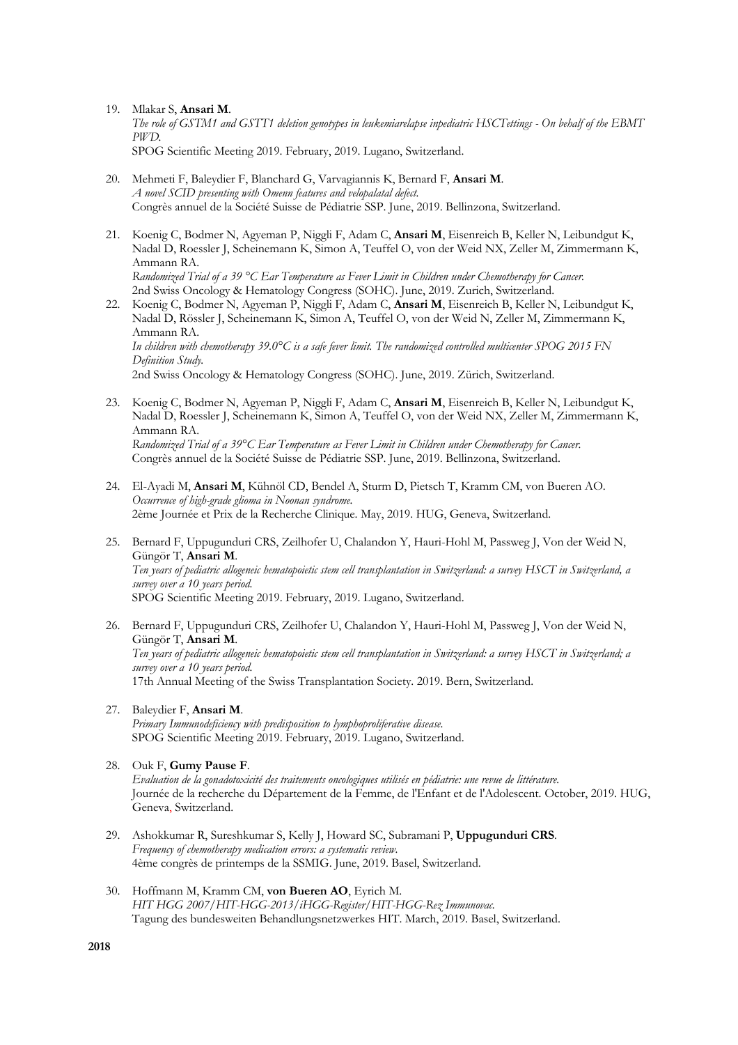19. Mlakar S, **Ansari M**.
    *The role of GSTM1 and GSTT1 deletion genotypes in leukemiarelapse inpediatric HSCTettings - On behalf of the EBMT PWD.*
    SPOG Scientific Meeting 2019. February, 2019. Lugano, Switzerland.

20. Mehmeti F, Baleydier F, Blanchard G, Varvagiannis K, Bernard F, **Ansari M**.
    *A novel SCID presenting with Omenn features and velopalatal defect.*
    Congrès annuel de la Société Suisse de Pédiatrie SSP. June, 2019. Bellinzona, Switzerland.

21. Koenig C, Bodmer N, Agyeman P, Niggli F, Adam C, **Ansari M**, Eisenreich B, Keller N, Leibundgut K, Nadal D, Roessler J, Scheinemann K, Simon A, Teuffel O, von der Weid NX, Zeller M, Zimmermann K, Ammann RA.
    *Randomized Trial of a 39 °C Ear Temperature as Fever Limit in Children under Chemotherapy for Cancer.*
    2nd Swiss Oncology & Hematology Congress (SOHC). June, 2019. Zurich, Switzerland.

22. Koenig C, Bodmer N, Agyeman P, Niggli F, Adam C, **Ansari M**, Eisenreich B, Keller N, Leibundgut K, Nadal D, Rössler J, Scheinemann K, Simon A, Teuffel O, von der Weid N, Zeller M, Zimmermann K, Ammann RA.
    *In children with chemotherapy 39.0°C is a safe fever limit. The randomized controlled multicenter SPOG 2015 FN Definition Study.*
    2nd Swiss Oncology & Hematology Congress (SOHC). June, 2019. Zürich, Switzerland.

23. Koenig C, Bodmer N, Agyeman P, Niggli F, Adam C, **Ansari M**, Eisenreich B, Keller N, Leibundgut K, Nadal D, Roessler J, Scheinemann K, Simon A, Teuffel O, von der Weid NX, Zeller M, Zimmermann K, Ammann RA.
    *Randomized Trial of a 39°C Ear Temperature as Fever Limit in Children under Chemotherapy for Cancer.*
    Congrès annuel de la Société Suisse de Pédiatrie SSP. June, 2019. Bellinzona, Switzerland.

24. El-Ayadi M, **Ansari M**, Kühnöl CD, Bendel A, Sturm D, Pietsch T, Kramm CM, von Bueren AO.
    *Occurrence of high-grade glioma in Noonan syndrome.*
    2ème Journée et Prix de la Recherche Clinique. May, 2019. HUG, Geneva, Switzerland.

25. Bernard F, Uppugunduri CRS, Zeilhofer U, Chalandon Y, Hauri-Hohl M, Passweg J, Von der Weid N, Güngör T, **Ansari M**.
    *Ten years of pediatric allogeneic hematopoietic stem cell transplantation in Switzerland: a survey HSCT in Switzerland, a survey over a 10 years period.*
    SPOG Scientific Meeting 2019. February, 2019. Lugano, Switzerland.

26. Bernard F, Uppugunduri CRS, Zeilhofer U, Chalandon Y, Hauri-Hohl M, Passweg J, Von der Weid N, Güngör T, **Ansari M**.
    *Ten years of pediatric allogeneic hematopoietic stem cell transplantation in Switzerland: a survey HSCT in Switzerland; a survey over a 10 years period.*
    17th Annual Meeting of the Swiss Transplantation Society. 2019. Bern, Switzerland.

27. Baleydier F, **Ansari M**.
    *Primary Immunodeficiency with predisposition to lymphoproliferative disease.*
    SPOG Scientific Meeting 2019. February, 2019. Lugano, Switzerland.

28. Ouk F, **Gumy Pause F**.
    *Evaluation de la gonadotoxicité des traitements oncologiques utilisés en pédiatrie: une revue de littérature.*
    Journée de la recherche du Département de la Femme, de l'Enfant et de l'Adolescent. October, 2019. HUG, Geneva, Switzerland.

29. Ashokkumar R, Sureshkumar S, Kelly J, Howard SC, Subramani P, **Uppugunduri CRS**.
    *Frequency of chemotherapy medication errors: a systematic review.*
    4ème congrès de printemps de la SSMIG. June, 2019. Basel, Switzerland.

30. Hoffmann M, Kramm CM, **von Bueren AO**, Eyrich M.
    *HIT HGG 2007/HIT-HGG-2013/iHGG-Register/HIT-HGG-Rez Immunovac.*
    Tagung des bundesweiten Behandlungsnetzwerkes HIT. March, 2019. Basel, Switzerland.

**2018**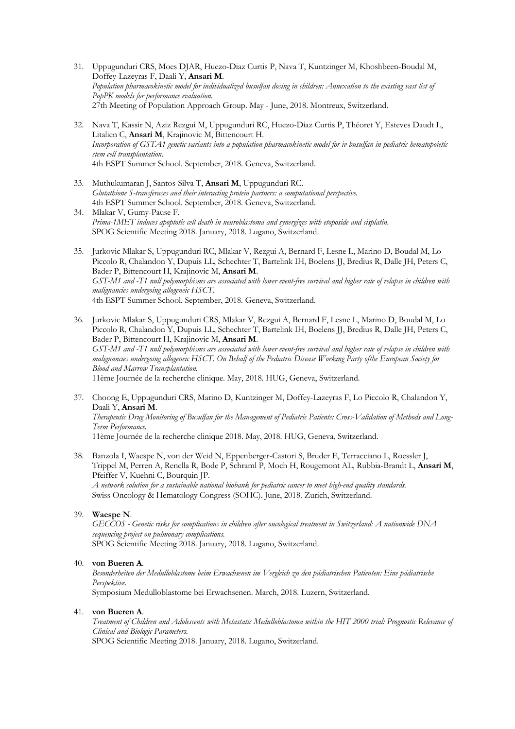31. Uppugunduri CRS, Moes DJAR, Huezo-Diaz Curtis P, Nava T, Kuntzinger M, Khoshbeen-Boudal M, Doffey-Lazeyras F, Daali Y, **Ansari M**.
*Population pharmacokinetic model for individualized busulfan dosing in children: Annexation to the existing vast list of PopPK models for performance evaluation.*
27th Meeting of Population Approach Group. May - June, 2018. Montreux, Switzerland.

32. Nava T, Kassir N, Aziz Rezgui M, Uppugunduri RC, Huezo-Diaz Curtis P, Théoret Y, Esteves Daudt L, Litalien C, **Ansari M**, Krajinovic M, Bittencourt H.
*Incorporation of GSTA1 genetic variants into a population pharmacokinetic model for iv busulfan in pediatric hematopoietic stem cell transplantation.*
4th ESPT Summer School. September, 2018. Geneva, Switzerland.

33. Muthukumaran J, Santos-Silva T, **Ansari M**, Uppugunduri RC.
*Glutathione S-transferases and their interacting protein partners: a computational perspective.*
4th ESPT Summer School. September, 2018. Geneva, Switzerland.

34. Mlakar V, Gumy-Pause F.
*Prima-1MET induces apoptotic cell death in neuroblastoma and synergizes with etoposide and cisplatin.*
SPOG Scientific Meeting 2018. January, 2018. Lugano, Switzerland.

35. Jurkovic Mlakar S, Uppugunduri RC, Mlakar V, Rezgui A, Bernard F, Lesne L, Marino D, Boudal M, Lo Piccolo R, Chalandon Y, Dupuis LL, Schechter T, Bartelink IH, Boelens JJ, Bredius R, Dalle JH, Peters C, Bader P, Bittencourt H, Krajinovic M, **Ansari M**.
*GST-M1 and -T1 null polymorphisms are associated with lower event-free survival and higher rate of relapse in children with malignancies undergoing allogeneic HSCT.*
4th ESPT Summer School. September, 2018. Geneva, Switzerland.

36. Jurkovic Mlakar S, Uppugunduri CRS, Mlakar V, Rezgui A, Bernard F, Lesne L, Marino D, Boudal M, Lo Piccolo R, Chalandon Y, Dupuis LL, Schechter T, Bartelink IH, Boelens JJ, Bredius R, Dalle JH, Peters C, Bader P, Bittencourt H, Krajinovic M, **Ansari M**.
*GST-M1 and -T1 null polymorphisms are associated with lower event-free survival and higher rate of relapse in children with malignancies undergoing allogeneic HSCT. On Behalf of the Pediatric Disease Working Party ofthe European Society for Blood and Marrow Transplantation.*
11ème Journée de la recherche clinique. May, 2018. HUG, Geneva, Switzerland.

37. Choong E, Uppugunduri CRS, Marino D, Kuntzinger M, Doffey-Lazeyras F, Lo Piccolo R, Chalandon Y, Daali Y, **Ansari M**.
*Therapeutic Drug Monitoring of Busulfan for the Management of Pediatric Patients: Cross-Validation of Methods and Long-Term Performance.*
11ème Journée de la recherche clinique 2018. May, 2018. HUG, Geneva, Switzerland.

38. Banzola I, Waespe N, von der Weid N, Eppenberger-Castori S, Bruder E, Terracciano L, Roessler J, Trippel M, Perren A, Renella R, Bode P, Schraml P, Moch H, Rougemont AL, Rubbia-Brandt L, **Ansari M**, Pfeiffer V, Kuehni C, Bourquin JP.
*A network solution for a sustainable national biobank for pediatric cancer to meet high-end quality standards.*
Swiss Oncology & Hematology Congress (SOHC). June, 2018. Zurich, Switzerland.

39. **Waespe N**.
*GECCOS - Genetic risks for complications in children after oncological treatment in Switzerland: A nationwide DNA sequencing project on pulmonary complications.*
SPOG Scientific Meeting 2018. January, 2018. Lugano, Switzerland.

40. **von Bueren A**.
*Besonderheiten der Medulloblastome beim Erwachsenen im Vergleich zu den pädiatrischen Patienten: Eine pädiatrische Perspektive.*
Symposium Medulloblastome bei Erwachsenen. March, 2018. Luzern, Switzerland.

41. **von Bueren A**.
*Treatment of Children and Adolescents with Metastatic Medulloblastoma within the HIT 2000 trial: Prognostic Relevance of Clinical and Biologic Parameters.*
SPOG Scientific Meeting 2018. January, 2018. Lugano, Switzerland.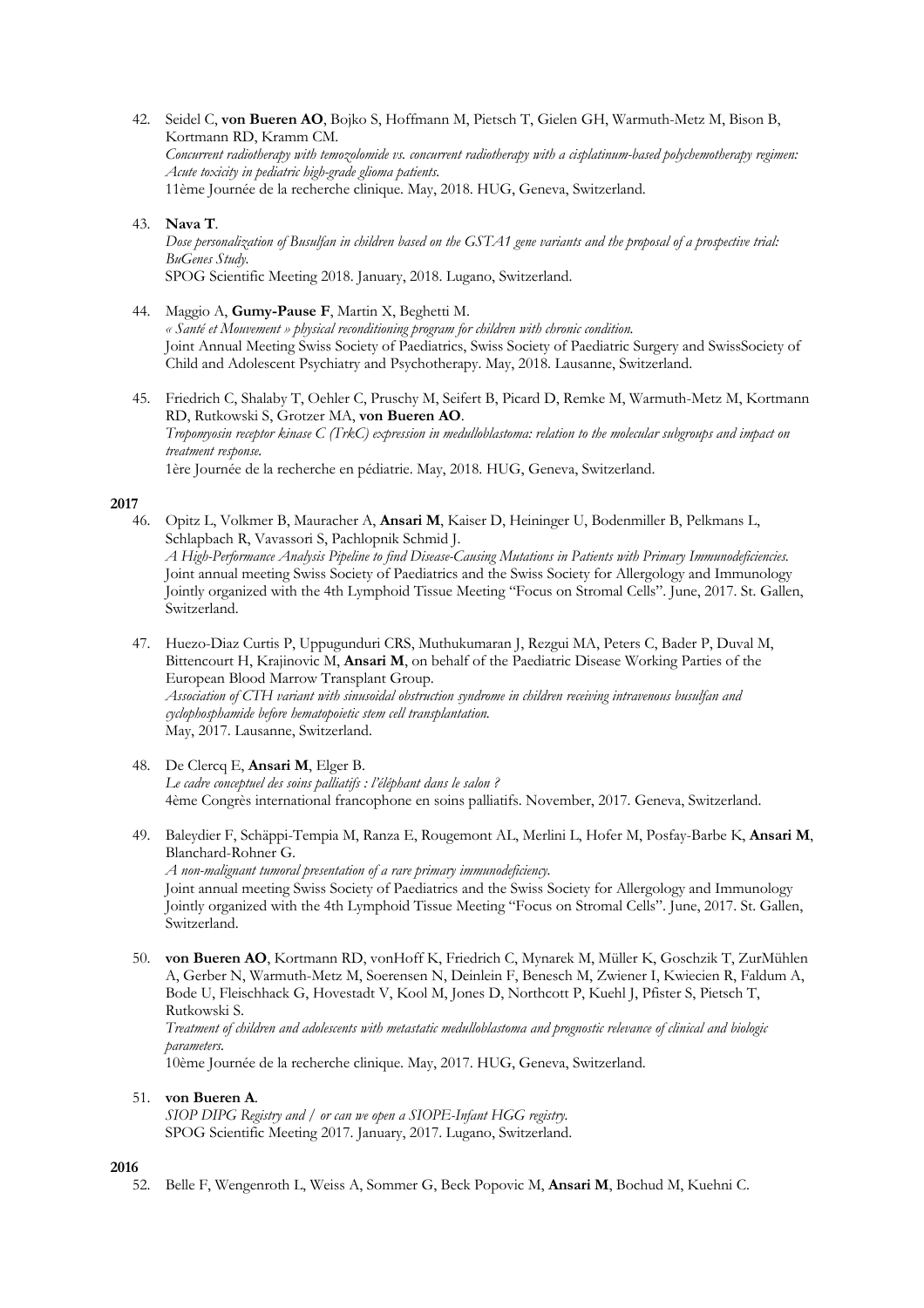42. Seidel C, **von Bueren AO**, Bojko S, Hoffmann M, Pietsch T, Gielen GH, Warmuth-Metz M, Bison B, Kortmann RD, Kramm CM.
*Concurrent radiotherapy with temozolomide vs. concurrent radiotherapy with a cisplatinum-based polychemotherapy regimen: Acute toxicity in pediatric high-grade glioma patients.*
11ème Journée de la recherche clinique. May, 2018. HUG, Geneva, Switzerland.

43. **Nava T**.
*Dose personalization of Busulfan in children based on the GSTA1 gene variants and the proposal of a prospective trial: BuGenes Study.*
SPOG Scientific Meeting 2018. January, 2018. Lugano, Switzerland.

44. Maggio A, **Gumy-Pause F**, Martin X, Beghetti M.
*« Santé et Mouvement » physical reconditioning program for children with chronic condition.*
Joint Annual Meeting Swiss Society of Paediatrics, Swiss Society of Paediatric Surgery and SwissSociety of Child and Adolescent Psychiatry and Psychotherapy. May, 2018. Lausanne, Switzerland.

45. Friedrich C, Shalaby T, Oehler C, Pruschy M, Seifert B, Picard D, Remke M, Warmuth-Metz M, Kortmann RD, Rutkowski S, Grotzer MA, **von Bueren AO**.
*Tropomyosin receptor kinase C (TrkC) expression in medulloblastoma: relation to the molecular subgroups and impact on treatment response.*
1ère Journée de la recherche en pédiatrie. May, 2018. HUG, Geneva, Switzerland.

**2017**

46. Opitz L, Volkmer B, Mauracher A, **Ansari M**, Kaiser D, Heininger U, Bodenmiller B, Pelkmans L, Schlapbach R, Vavassori S, Pachlopnik Schmid J.
*A High-Performance Analysis Pipeline to find Disease-Causing Mutations in Patients with Primary Immunodeficiencies.*
Joint annual meeting Swiss Society of Paediatrics and the Swiss Society for Allergology and Immunology Jointly organized with the 4th Lymphoid Tissue Meeting "Focus on Stromal Cells". June, 2017. St. Gallen, Switzerland.

47. Huezo-Diaz Curtis P, Uppugunduri CRS, Muthukumaran J, Rezgui MA, Peters C, Bader P, Duval M, Bittencourt H, Krajinovic M, **Ansari M**, on behalf of the Paediatric Disease Working Parties of the European Blood Marrow Transplant Group.
*Association of CTH variant with sinusoidal obstruction syndrome in children receiving intravenous busulfan and cyclophosphamide before hematopoietic stem cell transplantation.*
May, 2017. Lausanne, Switzerland.

48. De Clercq E, **Ansari M**, Elger B.
*Le cadre conceptuel des soins palliatifs : l'éléphant dans le salon ?*
4ème Congrès international francophone en soins palliatifs. November, 2017. Geneva, Switzerland.

49. Baleydier F, Schäppi-Tempia M, Ranza E, Rougemont AL, Merlini L, Hofer M, Posfay-Barbe K, **Ansari M**, Blanchard-Rohner G.
*A non-malignant tumoral presentation of a rare primary immunodeficiency.*
Joint annual meeting Swiss Society of Paediatrics and the Swiss Society for Allergology and Immunology Jointly organized with the 4th Lymphoid Tissue Meeting "Focus on Stromal Cells". June, 2017. St. Gallen, Switzerland.

50. **von Bueren AO**, Kortmann RD, vonHoff K, Friedrich C, Mynarek M, Müller K, Goschzik T, ZurMühlen A, Gerber N, Warmuth-Metz M, Soerensen N, Deinlein F, Benesch M, Zwiener I, Kwiecien R, Faldum A, Bode U, Fleischhack G, Hovestadt V, Kool M, Jones D, Northcott P, Kuehl J, Pfister S, Pietsch T, Rutkowski S.
*Treatment of children and adolescents with metastatic medulloblastoma and prognostic relevance of clinical and biologic parameters.*
10ème Journée de la recherche clinique. May, 2017. HUG, Geneva, Switzerland.

51. **von Bueren A**.
*SIOP DIPG Registry and / or can we open a SIOPE-Infant HGG registry.*
SPOG Scientific Meeting 2017. January, 2017. Lugano, Switzerland.

**2016**

52. Belle F, Wengenroth L, Weiss A, Sommer G, Beck Popovic M, **Ansari M**, Bochud M, Kuehni C.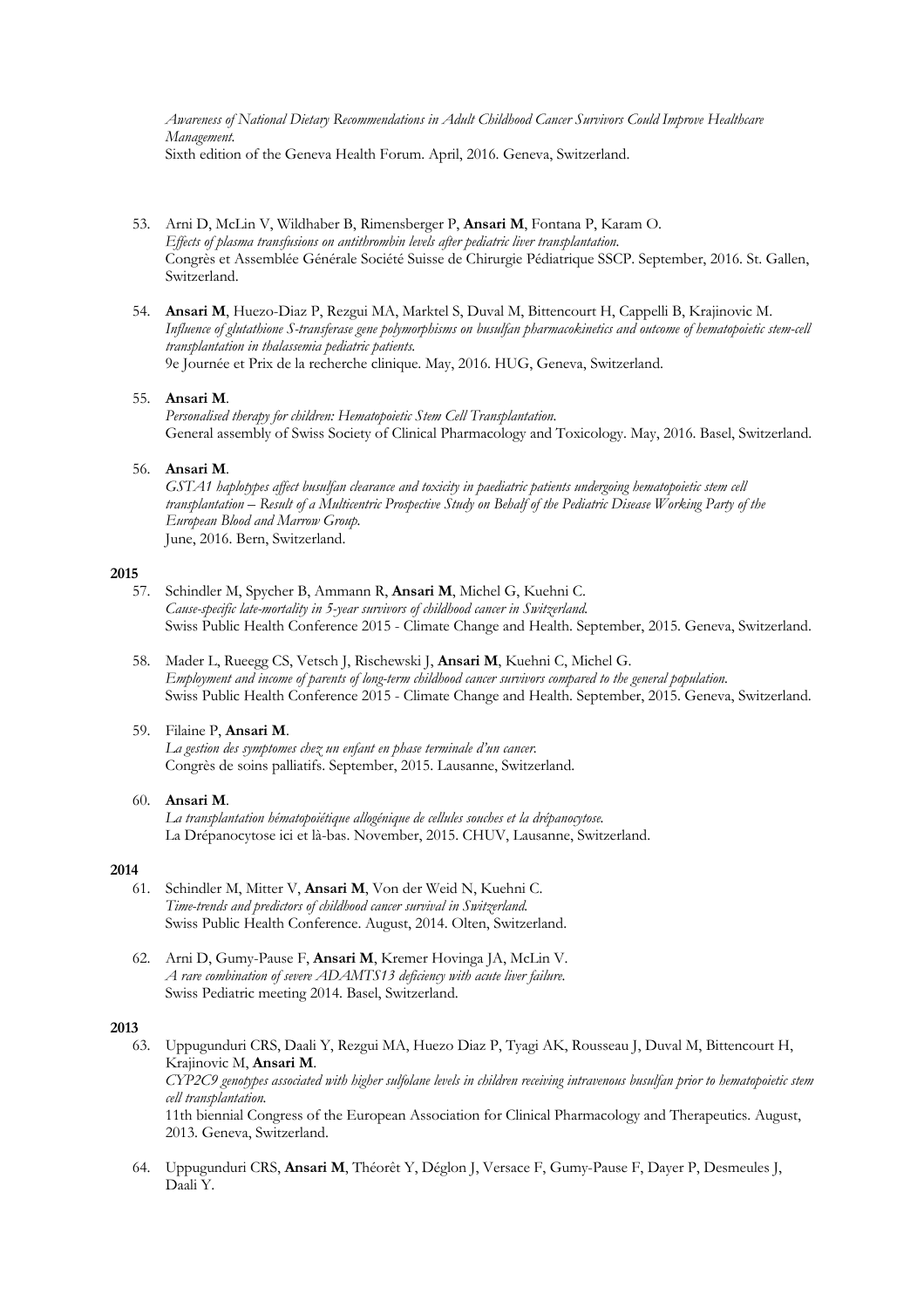*Awareness of National Dietary Recommendations in Adult Childhood Cancer Survivors Could Improve Healthcare Management.*
Sixth edition of the Geneva Health Forum. April, 2016. Geneva, Switzerland.

53. Arni D, McLin V, Wildhaber B, Rimensberger P, **Ansari M**, Fontana P, Karam O.
*Effects of plasma transfusions on antithrombin levels after pediatric liver transplantation.*
Congrès et Assemblée Générale Société Suisse de Chirurgie Pédiatrique SSCP. September, 2016. St. Gallen, Switzerland.

54. **Ansari M**, Huezo-Diaz P, Rezgui MA, Marktel S, Duval M, Bittencourt H, Cappelli B, Krajinovic M.
*Influence of glutathione S-transferase gene polymorphisms on busulfan pharmacokinetics and outcome of hematopoietic stem-cell transplantation in thalassemia pediatric patients.*
9e Journée et Prix de la recherche clinique. May, 2016. HUG, Geneva, Switzerland.

55. **Ansari M**.
*Personalised therapy for children: Hematopoietic Stem Cell Transplantation.*
General assembly of Swiss Society of Clinical Pharmacology and Toxicology. May, 2016. Basel, Switzerland.

56. **Ansari M**.
*GSTA1 haplotypes affect busulfan clearance and toxicity in paediatric patients undergoing hematopoietic stem cell transplantation – Result of a Multicentric Prospective Study on Behalf of the Pediatric Disease Working Party of the European Blood and Marrow Group.*
June, 2016. Bern, Switzerland.

**2015**

57. Schindler M, Spycher B, Ammann R, **Ansari M**, Michel G, Kuehni C.
*Cause-specific late-mortality in 5-year survivors of childhood cancer in Switzerland.*
Swiss Public Health Conference 2015 - Climate Change and Health. September, 2015. Geneva, Switzerland.

58. Mader L, Rueegg CS, Vetsch J, Rischewski J, **Ansari M**, Kuehni C, Michel G.
*Employment and income of parents of long-term childhood cancer survivors compared to the general population.*
Swiss Public Health Conference 2015 - Climate Change and Health. September, 2015. Geneva, Switzerland.

59. Filaine P, **Ansari M**.
*La gestion des symptomes chez un enfant en phase terminale d'un cancer.*
Congrès de soins palliatifs. September, 2015. Lausanne, Switzerland.

60. **Ansari M**.
*La transplantation hématopoïétique allogénique de cellules souches et la drépanocytose.*
La Drépanocytose ici et là-bas. November, 2015. CHUV, Lausanne, Switzerland.

**2014**

61. Schindler M, Mitter V, **Ansari M**, Von der Weid N, Kuehni C.
*Time-trends and predictors of childhood cancer survival in Switzerland.*
Swiss Public Health Conference. August, 2014. Olten, Switzerland.

62. Arni D, Gumy-Pause F, **Ansari M**, Kremer Hovinga JA, McLin V.
*A rare combination of severe ADAMTS13 deficiency with acute liver failure.*
Swiss Pediatric meeting 2014. Basel, Switzerland.

**2013**

63. Uppugunduri CRS, Daali Y, Rezgui MA, Huezo Diaz P, Tyagi AK, Rousseau J, Duval M, Bittencourt H, Krajinovic M, **Ansari M**.
*CYP2C9 genotypes associated with higher sulfolane levels in children receiving intravenous busulfan prior to hematopoietic stem cell transplantation.*
11th biennial Congress of the European Association for Clinical Pharmacology and Therapeutics. August, 2013. Geneva, Switzerland.

64. Uppugunduri CRS, **Ansari M**, Théorêt Y, Déglon J, Versace F, Gumy-Pause F, Dayer P, Desmeules J, Daali Y.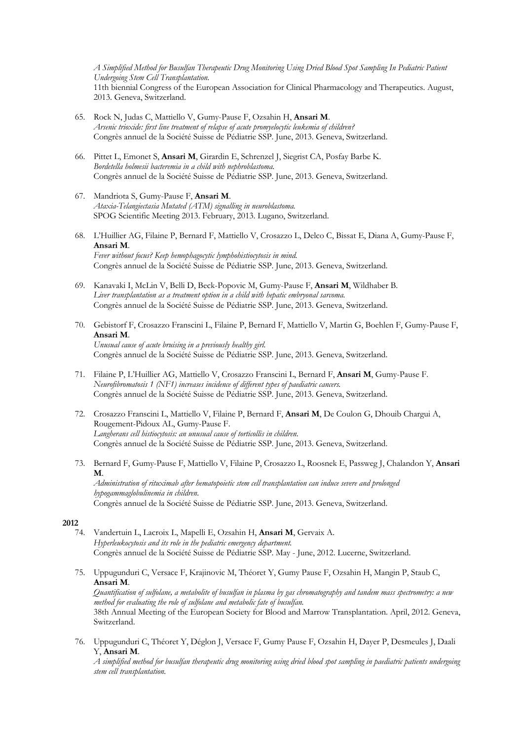*A Simplified Method for Busulfan Therapeutic Drug Monitoring Using Dried Blood Spot Sampling In Pediatric Patient Undergoing Stem Cell Transplantation.*
11th biennial Congress of the European Association for Clinical Pharmacology and Therapeutics. August, 2013. Geneva, Switzerland.

65. Rock N, Judas C, Mattiello V, Gumy-Pause F, Ozsahin H, **Ansari M**.
*Arsenic trioxide: first line treatment of relapse of acute promyelocytic leukemia of children?*
Congrès annuel de la Société Suisse de Pédiatrie SSP. June, 2013. Geneva, Switzerland.

66. Pittet L, Emonet S, **Ansari M**, Girardin E, Schrenzel J, Siegrist CA, Posfay Barbe K.
*Bordetella holmesii bacteremia in a child with nephroblastoma.*
Congrès annuel de la Société Suisse de Pédiatrie SSP. June, 2013. Geneva, Switzerland.

67. Mandriota S, Gumy-Pause F, **Ansari M**.
*Ataxia-Telangiectasia Mutated (ATM) signalling in neuroblastoma.*
SPOG Scientific Meeting 2013. February, 2013. Lugano, Switzerland.

68. L'Huillier AG, Filaine P, Bernard F, Mattiello V, Crosazzo L, Delco C, Bissat E, Diana A, Gumy-Pause F, **Ansari M**.
*Fever without focus? Keep hemophagocytic lymphohistiocytosis in mind.*
Congrès annuel de la Société Suisse de Pédiatrie SSP. June, 2013. Geneva, Switzerland.

69. Kanavaki I, McLin V, Belli D, Beck-Popovic M, Gumy-Pause F, **Ansari M**, Wildhaber B.
*Liver transplantation as a treatment option in a child with hepatic embryonal sarcoma.*
Congrès annuel de la Société Suisse de Pédiatrie SSP. June, 2013. Geneva, Switzerland.

70. Gebistorf F, Crosazzo Franscini L, Filaine P, Bernard F, Mattiello V, Martin G, Boehlen F, Gumy-Pause F, **Ansari M**.
*Unusual cause of acute bruising in a previously healthy girl.*
Congrès annuel de la Société Suisse de Pédiatrie SSP. June, 2013. Geneva, Switzerland.

71. Filaine P, L'Huillier AG, Mattiello V, Crosazzo Franscini L, Bernard F, **Ansari M**, Gumy-Pause F.
*Neurofibromatosis 1 (NF1) increases incidence of different types of paediatric cancers.*
Congrès annuel de la Société Suisse de Pédiatrie SSP. June, 2013. Geneva, Switzerland.

72. Crosazzo Franscini L, Mattiello V, Filaine P, Bernard F, **Ansari M**, De Coulon G, Dhouib Chargui A, Rougement-Pidoux AL, Gumy-Pause F.
*Langherans cell histiocytosis: an unusual cause of torticollis in children.*
Congrès annuel de la Société Suisse de Pédiatrie SSP. June, 2013. Geneva, Switzerland.

73. Bernard F, Gumy-Pause F, Mattiello V, Filaine P, Crosazzo L, Roosnek E, Passweg J, Chalandon Y, **Ansari M**.
*Administration of rituximab after hematopoietic stem cell transplantation can induce severe and prolonged hypogammaglobulinemia in children.*
Congrès annuel de la Société Suisse de Pédiatrie SSP. June, 2013. Geneva, Switzerland.

**2012**

74. Vandertuin L, Lacroix L, Mapelli E, Ozsahin H, **Ansari M**, Gervaix A.
*Hyperleukocytosis and its role in the pediatric emergency department.*
Congrès annuel de la Société Suisse de Pédiatrie SSP. May - June, 2012. Lucerne, Switzerland.

75. Uppugunduri C, Versace F, Krajinovic M, Théoret Y, Gumy Pause F, Ozsahin H, Mangin P, Staub C, **Ansari M**.
*Quantification of sulfolane, a metabolite of busulfan in plasma by gas chromatography and tandem mass spectrometry: a new method for evaluating the role of sulfolane and metabolic fate of busulfan.*
38th Annual Meeting of the European Society for Blood and Marrow Transplantation. April, 2012. Geneva, Switzerland.

76. Uppugunduri C, Théoret Y, Déglon J, Versace F, Gumy Pause F, Ozsahin H, Dayer P, Desmeules J, Daali Y, **Ansari M**.
*A simplified method for busulfan therapeutic drug monitoring using dried blood spot sampling in paediatric patients undergoing stem cell transplantation.*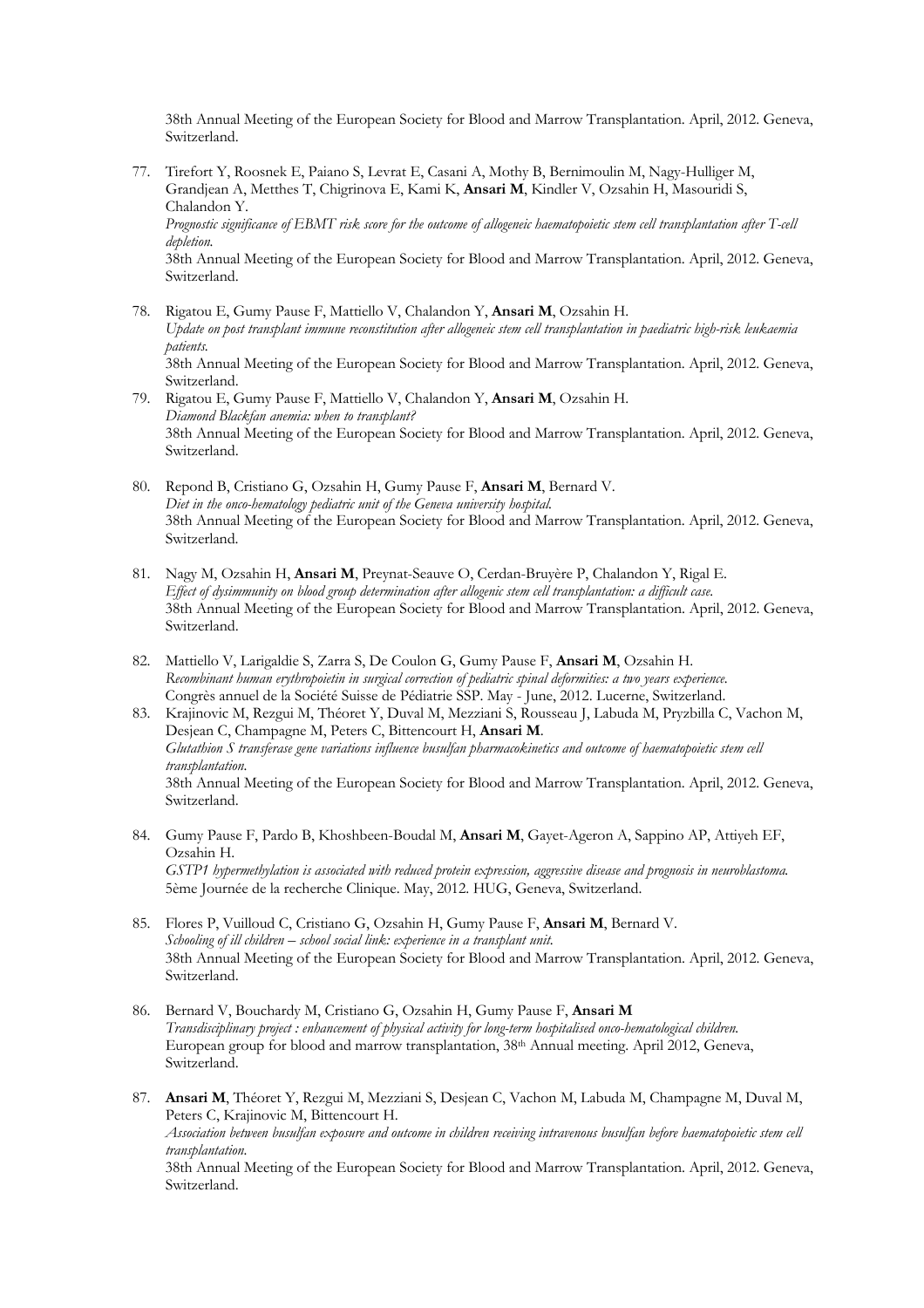38th Annual Meeting of the European Society for Blood and Marrow Transplantation. April, 2012. Geneva, Switzerland.

77. Tirefort Y, Roosnek E, Paiano S, Levrat E, Casani A, Mothy B, Bernimoulin M, Nagy-Hulliger M, Grandjean A, Metthes T, Chigrinova E, Kami K, **Ansari M**, Kindler V, Ozsahin H, Masouridi S, Chalandon Y.
*Prognostic significance of EBMT risk score for the outcome of allogeneic haematopoietic stem cell transplantation after T-cell depletion.*
38th Annual Meeting of the European Society for Blood and Marrow Transplantation. April, 2012. Geneva, Switzerland.

78. Rigatou E, Gumy Pause F, Mattiello V, Chalandon Y, **Ansari M**, Ozsahin H.
*Update on post transplant immune reconstitution after allogeneic stem cell transplantation in paediatric high-risk leukaemia patients.*
38th Annual Meeting of the European Society for Blood and Marrow Transplantation. April, 2012. Geneva, Switzerland.

79. Rigatou E, Gumy Pause F, Mattiello V, Chalandon Y, **Ansari M**, Ozsahin H.
*Diamond Blackfan anemia: when to transplant?*
38th Annual Meeting of the European Society for Blood and Marrow Transplantation. April, 2012. Geneva, Switzerland.

80. Repond B, Cristiano G, Ozsahin H, Gumy Pause F, **Ansari M**, Bernard V.
*Diet in the onco-hematology pediatric unit of the Geneva university hospital.*
38th Annual Meeting of the European Society for Blood and Marrow Transplantation. April, 2012. Geneva, Switzerland.

81. Nagy M, Ozsahin H, **Ansari M**, Preynat-Seauve O, Cerdan-Bruyère P, Chalandon Y, Rigal E.
*Effect of dysimmunity on blood group determination after allogenic stem cell transplantation: a difficult case.*
38th Annual Meeting of the European Society for Blood and Marrow Transplantation. April, 2012. Geneva, Switzerland.

82. Mattiello V, Larigaldie S, Zarra S, De Coulon G, Gumy Pause F, **Ansari M**, Ozsahin H.
*Recombinant human erythropoietin in surgical correction of pediatric spinal deformities: a two years experience.*
Congrès annuel de la Société Suisse de Pédiatrie SSP. May - June, 2012. Lucerne, Switzerland.

83. Krajinovic M, Rezgui M, Théoret Y, Duval M, Mezziani S, Rousseau J, Labuda M, Pryzbilla C, Vachon M, Desjean C, Champagne M, Peters C, Bittencourt H, **Ansari M**.
*Glutathion S transferase gene variations influence busulfan pharmacokinetics and outcome of haematopoietic stem cell transplantation.*
38th Annual Meeting of the European Society for Blood and Marrow Transplantation. April, 2012. Geneva, Switzerland.

84. Gumy Pause F, Pardo B, Khoshbeen-Boudal M, **Ansari M**, Gayet-Ageron A, Sappino AP, Attiyeh EF, Ozsahin H.
*GSTP1 hypermethylation is associated with reduced protein expression, aggressive disease and prognosis in neuroblastoma.*
5ème Journée de la recherche Clinique. May, 2012. HUG, Geneva, Switzerland.

85. Flores P, Vuilloud C, Cristiano G, Ozsahin H, Gumy Pause F, **Ansari M**, Bernard V.
*Schooling of ill children – school social link: experience in a transplant unit.*
38th Annual Meeting of the European Society for Blood and Marrow Transplantation. April, 2012. Geneva, Switzerland.

86. Bernard V, Bouchardy M, Cristiano G, Ozsahin H, Gumy Pause F, **Ansari M**
*Transdisciplinary project : enhancement of physical activity for long-term hospitalised onco-hematological children.*
European group for blood and marrow transplantation, 38th Annual meeting. April 2012, Geneva, Switzerland.

87. **Ansari M**, Théoret Y, Rezgui M, Mezziani S, Desjean C, Vachon M, Labuda M, Champagne M, Duval M, Peters C, Krajinovic M, Bittencourt H.
*Association between busulfan exposure and outcome in children receiving intravenous busulfan before haematopoietic stem cell transplantation.*
38th Annual Meeting of the European Society for Blood and Marrow Transplantation. April, 2012. Geneva, Switzerland.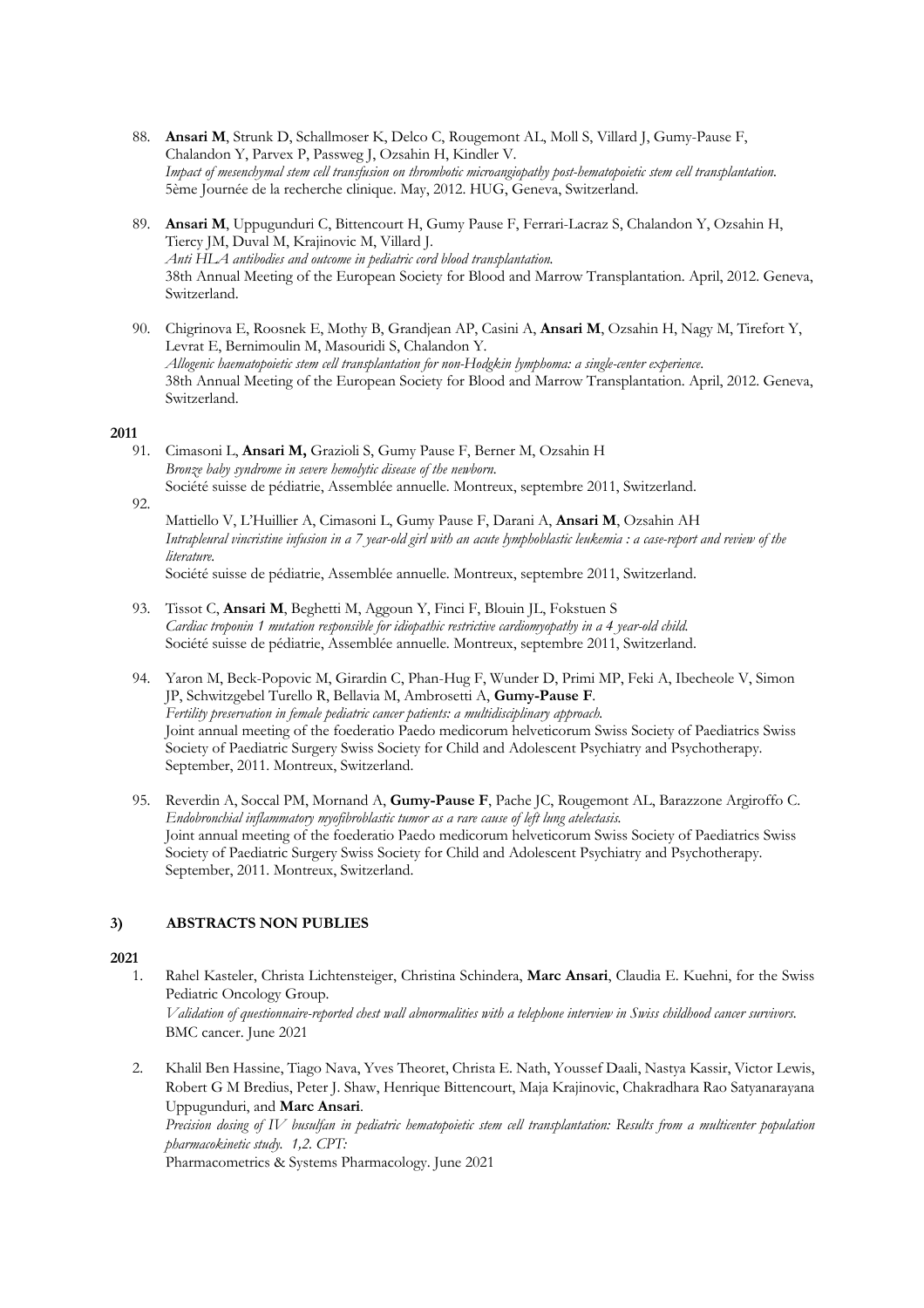88. **Ansari M**, Strunk D, Schallmoser K, Delco C, Rougemont AL, Moll S, Villard J, Gumy-Pause F, Chalandon Y, Parvex P, Passweg J, Ozsahin H, Kindler V.
*Impact of mesenchymal stem cell transfusion on thrombotic microangiopathy post-hematopoietic stem cell transplantation.*
5ème Journée de la recherche clinique. May, 2012. HUG, Geneva, Switzerland.

89. **Ansari M**, Uppugunduri C, Bittencourt H, Gumy Pause F, Ferrari-Lacraz S, Chalandon Y, Ozsahin H, Tiercy JM, Duval M, Krajinovic M, Villard J.
*Anti HLA antibodies and outcome in pediatric cord blood transplantation.*
38th Annual Meeting of the European Society for Blood and Marrow Transplantation. April, 2012. Geneva, Switzerland.

90. Chigrinova E, Roosnek E, Mothy B, Grandjean AP, Casini A, **Ansari M**, Ozsahin H, Nagy M, Tirefort Y, Levrat E, Bernimoulin M, Masouridi S, Chalandon Y.
*Allogenic haematopoietic stem cell transplantation for non-Hodgkin lymphoma: a single-center experience.*
38th Annual Meeting of the European Society for Blood and Marrow Transplantation. April, 2012. Geneva, Switzerland.

**2011**

91. Cimasoni L, **Ansari M,** Grazioli S, Gumy Pause F, Berner M, Ozsahin H
*Bronze baby syndrome in severe hemolytic disease of the newborn.*
Société suisse de pédiatrie, Assemblée annuelle. Montreux, septembre 2011, Switzerland.

92. Mattiello V, L'Huillier A, Cimasoni L, Gumy Pause F, Darani A, **Ansari M**, Ozsahin AH
*Intrapleural vincristine infusion in a 7 year-old girl with an acute lymphoblastic leukemia : a case-report and review of the literature.*
Société suisse de pédiatrie, Assemblée annuelle. Montreux, septembre 2011, Switzerland.

93. Tissot C, **Ansari M**, Beghetti M, Aggoun Y, Finci F, Blouin JL, Fokstuen S
*Cardiac troponin 1 mutation responsible for idiopathic restrictive cardiomyopathy in a 4 year-old child.*
Société suisse de pédiatrie, Assemblée annuelle. Montreux, septembre 2011, Switzerland.

94. Yaron M, Beck-Popovic M, Girardin C, Phan-Hug F, Wunder D, Primi MP, Feki A, Ibecheole V, Simon JP, Schwitzgebel Turello R, Bellavia M, Ambrosetti A, **Gumy-Pause F**.
*Fertility preservation in female pediatric cancer patients: a multidisciplinary approach.*
Joint annual meeting of the foederatio Paedo medicorum helveticorum Swiss Society of Paediatrics Swiss Society of Paediatric Surgery Swiss Society for Child and Adolescent Psychiatry and Psychotherapy. September, 2011. Montreux, Switzerland.

95. Reverdin A, Soccal PM, Mornand A, **Gumy-Pause F**, Pache JC, Rougemont AL, Barazzone Argiroffo C.
*Endobronchial inflammatory myofibroblastic tumor as a rare cause of left lung atelectasis.*
Joint annual meeting of the foederatio Paedo medicorum helveticorum Swiss Society of Paediatrics Swiss Society of Paediatric Surgery Swiss Society for Child and Adolescent Psychiatry and Psychotherapy. September, 2011. Montreux, Switzerland.

## 3) ABSTRACTS NON PUBLIES

**2021**

1. Rahel Kasteler, Christa Lichtensteiger, Christina Schindera, **Marc Ansari**, Claudia E. Kuehni, for the Swiss Pediatric Oncology Group.
*Validation of questionnaire-reported chest wall abnormalities with a telephone interview in Swiss childhood cancer survivors.*
BMC cancer. June 2021

2. Khalil Ben Hassine, Tiago Nava, Yves Theoret, Christa E. Nath, Youssef Daali, Nastya Kassir, Victor Lewis, Robert G M Bredius, Peter J. Shaw, Henrique Bittencourt, Maja Krajinovic, Chakradhara Rao Satyanarayana Uppugunduri, and **Marc Ansari**.
*Precision dosing of IV busulfan in pediatric hematopoietic stem cell transplantation: Results from a multicenter population pharmacokinetic study. 1,2. CPT:*
Pharmacometrics & Systems Pharmacology. June 2021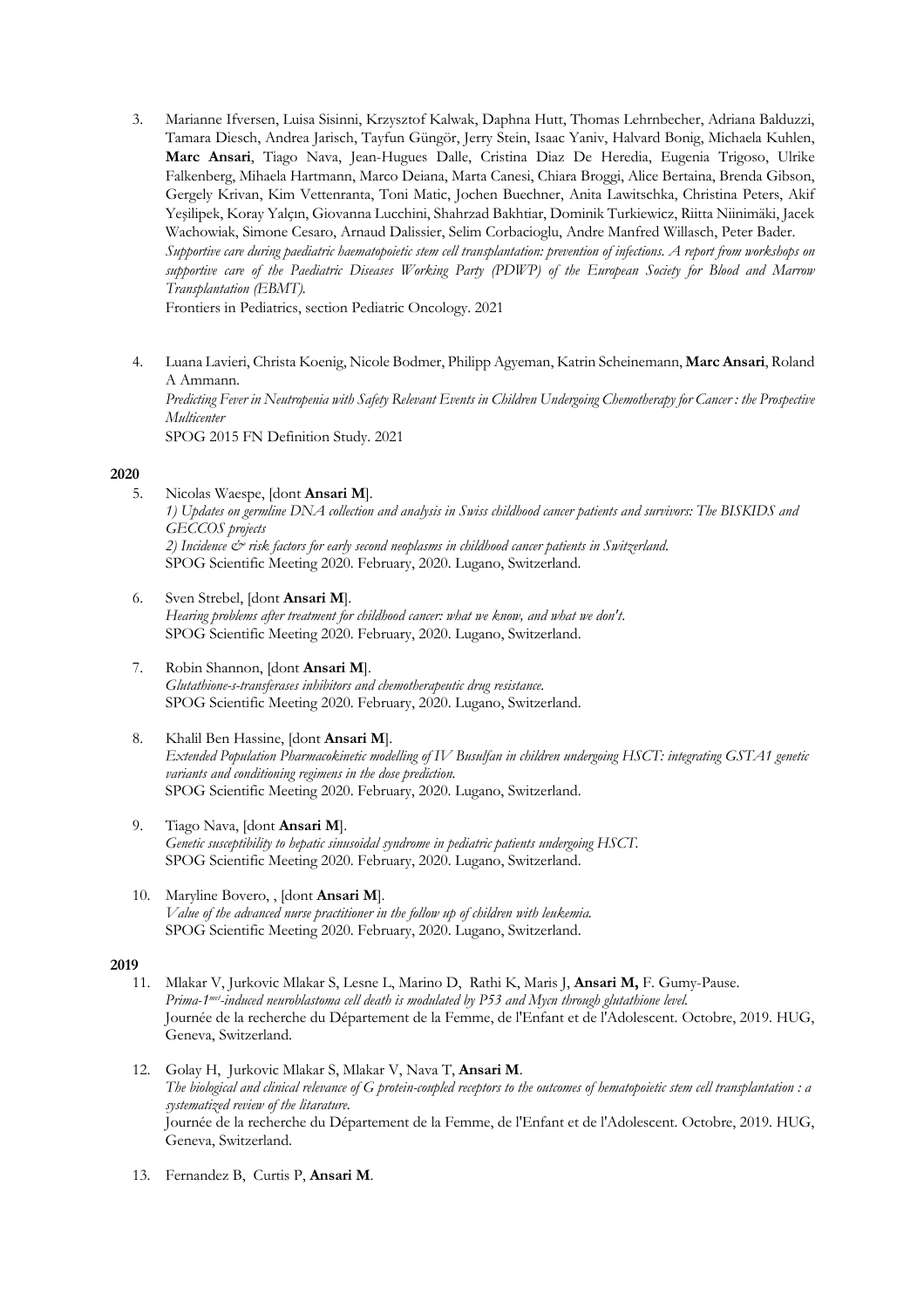3. Marianne Ifversen, Luisa Sisinni, Krzysztof Kalwak, Daphna Hutt, Thomas Lehrnbecher, Adriana Balduzzi, Tamara Diesch, Andrea Jarisch, Tayfun Güngör, Jerry Stein, Isaac Yaniv, Halvard Bonig, Michaela Kuhlen, **Marc Ansari**, Tiago Nava, Jean-Hugues Dalle, Cristina Diaz De Heredia, Eugenia Trigoso, Ulrike Falkenberg, Mihaela Hartmann, Marco Deiana, Marta Canesi, Chiara Broggi, Alice Bertaina, Brenda Gibson, Gergely Krivan, Kim Vettenranta, Toni Matic, Jochen Buechner, Anita Lawitschka, Christina Peters, Akif Yeşilipek, Koray Yalçın, Giovanna Lucchini, Shahrzad Bakhtiar, Dominik Turkiewicz, Riitta Niinimäki, Jacek Wachowiak, Simone Cesaro, Arnaud Dalissier, Selim Corbacioglu, Andre Manfred Willasch, Peter Bader.
   *Supportive care during paediatric haematopoietic stem cell transplantation: prevention of infections. A report from workshops on supportive care of the Paediatric Diseases Working Party (PDWP) of the European Society for Blood and Marrow Transplantation (EBMT).*
   Frontiers in Pediatrics, section Pediatric Oncology. 2021

4. Luana Lavieri, Christa Koenig, Nicole Bodmer, Philipp Agyeman, Katrin Scheinemann, **Marc Ansari**, Roland A Ammann.
   *Predicting Fever in Neutropenia with Safety Relevant Events in Children Undergoing Chemotherapy for Cancer : the Prospective Multicenter*
   SPOG 2015 FN Definition Study. 2021

**2020**

5. Nicolas Waespe, [dont **Ansari M**].
   *1) Updates on germline DNA collection and analysis in Swiss childhood cancer patients and survivors: The BISKIDS and GECCOS projects*
   *2) Incidence & risk factors for early second neoplasms in childhood cancer patients in Switzerland.*
   SPOG Scientific Meeting 2020. February, 2020. Lugano, Switzerland.

6. Sven Strebel, [dont **Ansari M**].
   *Hearing problems after treatment for childhood cancer: what we know, and what we don't.*
   SPOG Scientific Meeting 2020. February, 2020. Lugano, Switzerland.

7. Robin Shannon, [dont **Ansari M**].
   *Glutathione-s-transferases inhibitors and chemotherapeutic drug resistance.*
   SPOG Scientific Meeting 2020. February, 2020. Lugano, Switzerland.

8. Khalil Ben Hassine, [dont **Ansari M**].
   *Extended Population Pharmacokinetic modelling of IV Busulfan in children undergoing HSCT: integrating GSTA1 genetic variants and conditioning regimens in the dose prediction.*
   SPOG Scientific Meeting 2020. February, 2020. Lugano, Switzerland.

9. Tiago Nava, [dont **Ansari M**].
   *Genetic susceptibility to hepatic sinusoidal syndrome in pediatric patients undergoing HSCT.*
   SPOG Scientific Meeting 2020. February, 2020. Lugano, Switzerland.

10. Maryline Bovero, , [dont **Ansari M**].
    *Value of the advanced nurse practitioner in the follow up of children with leukemia.*
    SPOG Scientific Meeting 2020. February, 2020. Lugano, Switzerland.

**2019**

11. Mlakar V, Jurkovic Mlakar S, Lesne L, Marino D, Rathi K, Maris J, **Ansari M,** F. Gumy-Pause.
    *Prima-1$^{met}$-induced neuroblastoma cell death is modulated by P53 and Mycn through glutathione level.*
    Journée de la recherche du Département de la Femme, de l'Enfant et de l'Adolescent. Octobre, 2019. HUG, Geneva, Switzerland.

12. Golay H, Jurkovic Mlakar S, Mlakar V, Nava T, **Ansari M**.
    *The biological and clinical relevance of G protein-coupled receptors to the outcomes of hematopoietic stem cell transplantation : a systematized review of the litarature.*
    Journée de la recherche du Département de la Femme, de l'Enfant et de l'Adolescent. Octobre, 2019. HUG, Geneva, Switzerland.

13. Fernandez B, Curtis P, **Ansari M**.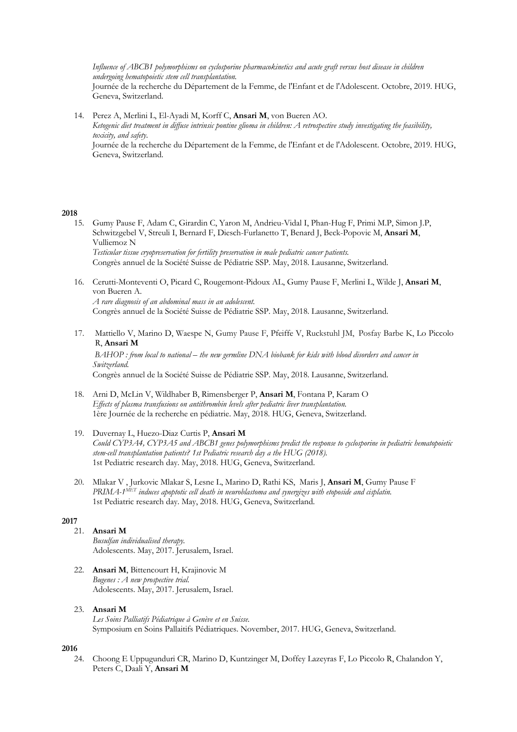*Influence of ABCB1 polymorphisms on cyclosporine pharmacokinetics and acute graft versus host disease in children undergoing hematopoietic stem cell transplantation.*
Journée de la recherche du Département de la Femme, de l'Enfant et de l'Adolescent. Octobre, 2019. HUG, Geneva, Switzerland.

14. Perez A, Merlini L, El-Ayadi M, Korff C, **Ansari M**, von Bueren AO.
    *Ketogenic diet treatment in diffuse intrinsic pontine glioma in children: A retrospective study investigating the feasibility, toxicity, and safety.*
    Journée de la recherche du Département de la Femme, de l'Enfant et de l'Adolescent. Octobre, 2019. HUG, Geneva, Switzerland.

**2018**

15. Gumy Pause F, Adam C, Girardin C, Yaron M, Andrieu-Vidal I, Phan-Hug F, Primi M.P, Simon J.P, Schwitzgebel V, Streuli I, Bernard F, Diesch-Furlanetto T, Benard J, Beck-Popovic M, **Ansari M**, Vulliemoz N
    *Testicular tissue cryopreservation for fertility preservation in male pediatric cancer patients.*
    Congrès annuel de la Société Suisse de Pédiatrie SSP. May, 2018. Lausanne, Switzerland.

16. Cerutti-Monteventi O, Picard C, Rougemont-Pidoux AL, Gumy Pause F, Merlini L, Wilde J, **Ansari M**, von Bueren A.
    *A rare diagnosis of an abdominal mass in an adolescent.*
    Congrès annuel de la Société Suisse de Pédiatrie SSP. May, 2018. Lausanne, Switzerland.

17. Mattiello V, Marino D, Waespe N, Gumy Pause F, Pfeiffe V, Ruckstuhl JM, Posfay Barbe K, Lo Piccolo R, **Ansari M**
    *BAHOP : from local to national – the new germline DNA biobank for kids with blood disorders and cancer in Switzerland.*
    Congrès annuel de la Société Suisse de Pédiatrie SSP. May, 2018. Lausanne, Switzerland.

18. Arni D, McLin V, Wildhaber B, Rimensberger P, **Ansari M**, Fontana P, Karam O
    *Effects of plasma transfusions on antithrombin levels after pediatric liver transplantation.*
    1ère Journée de la recherche en pédiatrie. May, 2018. HUG, Geneva, Switzerland.

19. Duvernay L, Huezo-Diaz Curtis P, **Ansari M**
    *Could CYP3A4, CYP3A5 and ABCB1 genes polymorphisms predict the response to cyclosporine in pediatric hematopoietic stem-cell transplantation patients? 1st Pediatric research day a the HUG (2018).*
    1st Pediatric research day. May, 2018. HUG, Geneva, Switzerland.

20. Mlakar V , Jurkovic Mlakar S, Lesne L, Marino D, Rathi KS, Maris J, **Ansari M**, Gumy Pause F
    *PRIMA-1$^{MET}$ induces apoptotic cell death in neuroblastoma and synergizes with etoposide and cisplatin.*
    1st Pediatric research day. May, 2018. HUG, Geneva, Switzerland.

**2017**

21. **Ansari M**
    *Busulfan individualised therapy.*
    Adolescents. May, 2017. Jerusalem, Israel.

22. **Ansari M**, Bittencourt H, Krajinovic M
    *Bugenes : A new prospective trial.*
    Adolescents. May, 2017. Jerusalem, Israel.

23. **Ansari M**
    *Les Soins Palliatifs Pédiatrique à Genève et en Suisse.*
    Symposium en Soins Pallaitifs Pédiatriques. November, 2017. HUG, Geneva, Switzerland.

**2016**

24. Choong E Uppugunduri CR, Marino D, Kuntzinger M, Doffey Lazeyras F, Lo Piccolo R, Chalandon Y, Peters C, Daali Y, **Ansari M**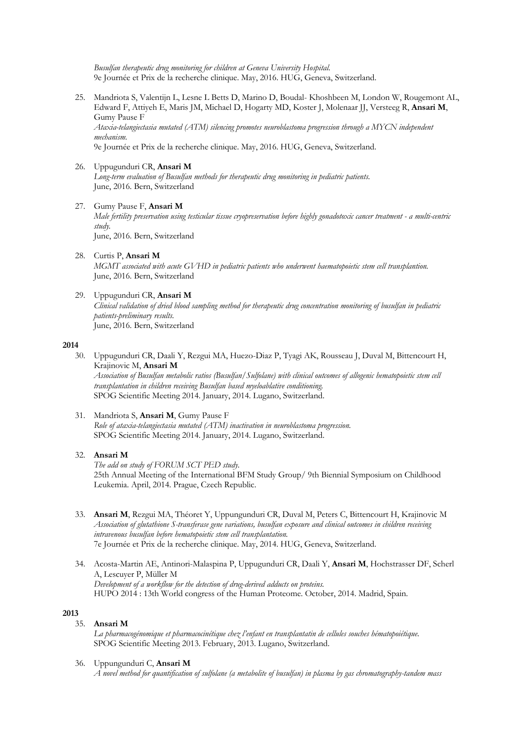*Busulfan therapeutic drug monitoring for children at Geneva University Hospital.*
9e Journée et Prix de la recherche clinique. May, 2016. HUG, Geneva, Switzerland.

25. Mandriota S, Valentijn L, Lesne L Betts D, Marino D, Boudal- Khoshbeen M, London W, Rougemont AL, Edward F, Attiyeh E, Maris JM, Michael D, Hogarty MD, Koster J, Molenaar JJ, Versteeg R, **Ansari M**, Gumy Pause F
*Ataxia-telangiectasia mutated (ATM) silencing promotes neuroblastoma progression through a MYCN independent mechanism.*
9e Journée et Prix de la recherche clinique. May, 2016. HUG, Geneva, Switzerland.

26. Uppugunduri CR, **Ansari M**
*Long-term evaluation of Busulfan methods for therapeutic drug monitoring in pediatric patients.*
June, 2016. Bern, Switzerland

27. Gumy Pause F, **Ansari M**
*Male fertility preservation using testicular tissue cryopreservation before highly gonadotoxic cancer treatment - a multi-centric study.*
June, 2016. Bern, Switzerland

28. Curtis P, **Ansari M**
*MGMT associated with acute GVHD in pediatric patients who underwent haematopoietic stem cell transplantion.*
June, 2016. Bern, Switzerland

29. Uppugunduri CR, **Ansari M**
*Clinical validation of dried blood sampling method for therapeutic drug concentration monitoring of busulfan in pediatric patients-preliminary results.*
June, 2016. Bern, Switzerland

**2014**

30. Uppugunduri CR, Daali Y, Rezgui MA, Huezo-Diaz P, Tyagi AK, Rousseau J, Duval M, Bittencourt H, Krajinovic M, **Ansari M**
*Association of Busulfan metabolic ratios (Busulfan/Sulfolane) with clinical outcomes of allogenic hematopoietic stem cell transplantation in children receiving Busulfan based myeloablative conditioning.*
SPOG Scientific Meeting 2014. January, 2014. Lugano, Switzerland.

31. Mandriota S, **Ansari M**, Gumy Pause F
*Role of ataxia-telangiectasia mutated (ATM) inactivation in neuroblastoma progression.*
SPOG Scientific Meeting 2014. January, 2014. Lugano, Switzerland.

32. **Ansari M**
*The add on study of FORUM SCT PED study.*
25th Annual Meeting of the International BFM Study Group/ 9th Biennial Symposium on Childhood Leukemia. April, 2014. Prague, Czech Republic.

33. **Ansari M**, Rezgui MA, Théoret Y, Uppungunduri CR, Duval M, Peters C, Bittencourt H, Krajinovic M
*Association of glutathione S-transferase gene variations, busulfan exposure and clinical outcomes in children receiving intravenous busulfan before hematopoietic stem cell transplantation.*
7e Journée et Prix de la recherche clinique. May, 2014. HUG, Geneva, Switzerland.

34. Acosta-Martin AE, Antinori-Malaspina P, Uppugunduri CR, Daali Y, **Ansari M**, Hochstrasser DF, Scherl A, Lescuyer P, Müller M
*Development of a workflow for the detection of drug-derived adducts on proteins.*
HUPO 2014 : 13th World congress of the Human Proteome. October, 2014. Madrid, Spain.

**2013**

35. **Ansari M**
*La pharmacogénomique et pharmacocinétique chez l'enfant en transplantatin de cellules souches hématopoiétique.*
SPOG Scientific Meeting 2013. February, 2013. Lugano, Switzerland.

36. Uppungunduri C, **Ansari M**
*A novel method for quantification of sulfolane (a metabolite of busulfan) in plasma by gas chromatography-tandem mass*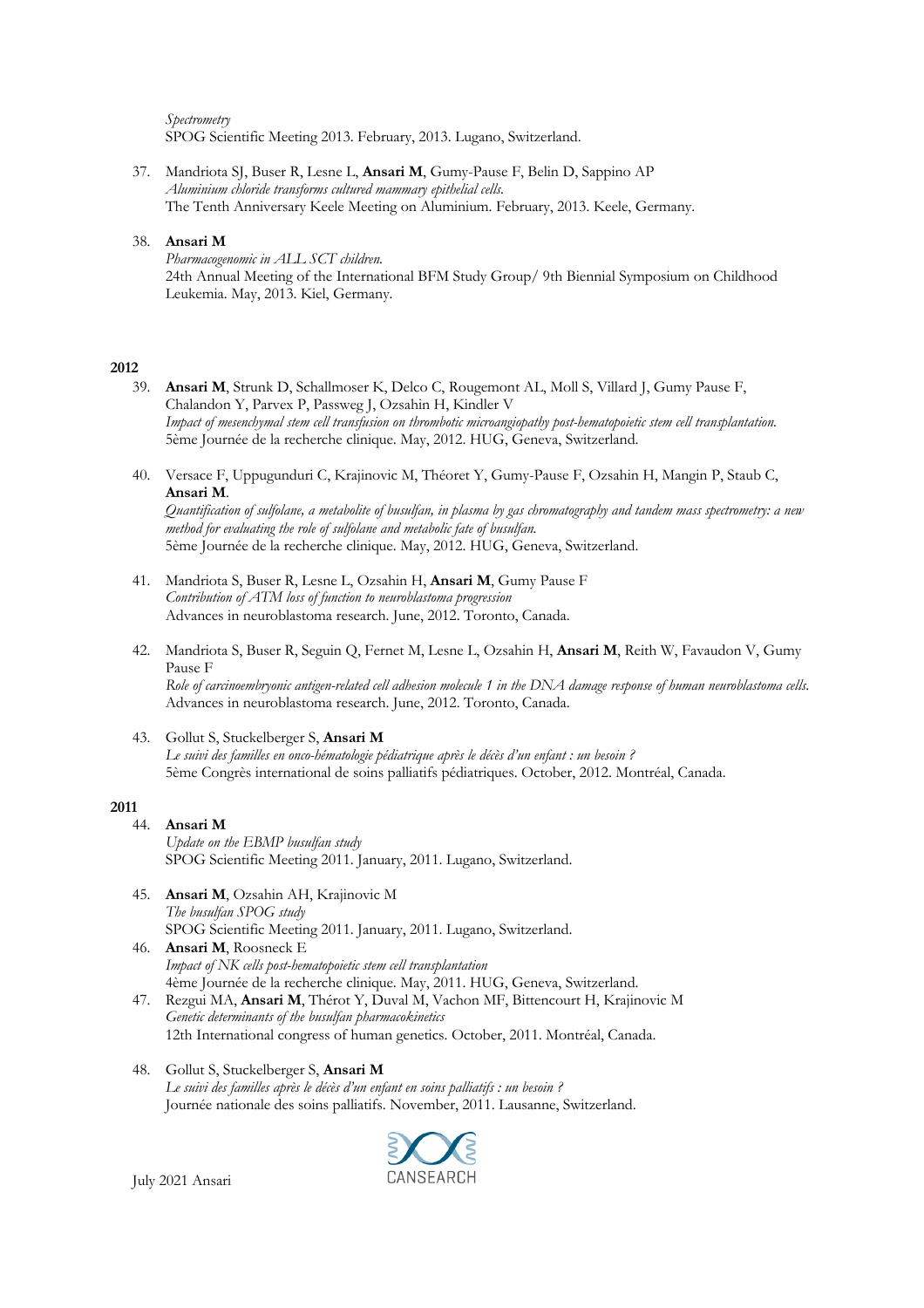*Spectrometry*
SPOG Scientific Meeting 2013. February, 2013. Lugano, Switzerland.

37. Mandriota SJ, Buser R, Lesne L, **Ansari M**, Gumy-Pause F, Belin D, Sappino AP
*Aluminium chloride transforms cultured mammary epithelial cells.*
The Tenth Anniversary Keele Meeting on Aluminium. February, 2013. Keele, Germany.

38. **Ansari M**
*Pharmacogenomic in ALL SCT children.*
24th Annual Meeting of the International BFM Study Group/ 9th Biennial Symposium on Childhood Leukemia. May, 2013. Kiel, Germany.

**2012**

39. **Ansari M**, Strunk D, Schallmoser K, Delco C, Rougemont AL, Moll S, Villard J, Gumy Pause F, Chalandon Y, Parvex P, Passweg J, Ozsahin H, Kindler V
*Impact of mesenchymal stem cell transfusion on thrombotic microangiopathy post-hematopoietic stem cell transplantation.*
5ème Journée de la recherche clinique. May, 2012. HUG, Geneva, Switzerland.

40. Versace F, Uppugunduri C, Krajinovic M, Théoret Y, Gumy-Pause F, Ozsahin H, Mangin P, Staub C, **Ansari M**.
*Quantification of sulfolane, a metabolite of busulfan, in plasma by gas chromatography and tandem mass spectrometry: a new method for evaluating the role of sulfolane and metabolic fate of busulfan.*
5ème Journée de la recherche clinique. May, 2012. HUG, Geneva, Switzerland.

41. Mandriota S, Buser R, Lesne L, Ozsahin H, **Ansari M**, Gumy Pause F
*Contribution of ATM loss of function to neuroblastoma progression*
Advances in neuroblastoma research. June, 2012. Toronto, Canada.

42. Mandriota S, Buser R, Seguin Q, Fernet M, Lesne L, Ozsahin H, **Ansari M**, Reith W, Favaudon V, Gumy Pause F
*Role of carcinoembryonic antigen-related cell adhesion molecule 1 in the DNA damage response of human neuroblastoma cells.*
Advances in neuroblastoma research. June, 2012. Toronto, Canada.

43. Gollut S, Stuckelberger S, **Ansari M**
*Le suivi des familles en onco-hématologie pédiatrique après le décès d'un enfant : un besoin ?*
5ème Congrès international de soins palliatifs pédiatriques. October, 2012. Montréal, Canada.

**2011**

44. **Ansari M**
*Update on the EBMP busulfan study*
SPOG Scientific Meeting 2011. January, 2011. Lugano, Switzerland.

45. **Ansari M**, Ozsahin AH, Krajinovic M
*The busulfan SPOG study*
SPOG Scientific Meeting 2011. January, 2011. Lugano, Switzerland.

46. **Ansari M**, Roosneck E
*Impact of NK cells post-hematopoietic stem cell transplantation*
4ème Journée de la recherche clinique. May, 2011. HUG, Geneva, Switzerland.

47. Rezgui MA, **Ansari M**, Thérot Y, Duval M, Vachon MF, Bittencourt H, Krajinovic M
*Genetic determinants of the busulfan pharmacokinetics*
12th International congress of human genetics. October, 2011. Montréal, Canada.

48. Gollut S, Stuckelberger S, **Ansari M**
*Le suivi des familles après le décès d'un enfant en soins palliatifs : un besoin ?*
Journée nationale des soins palliatifs. November, 2011. Lausanne, Switzerland.